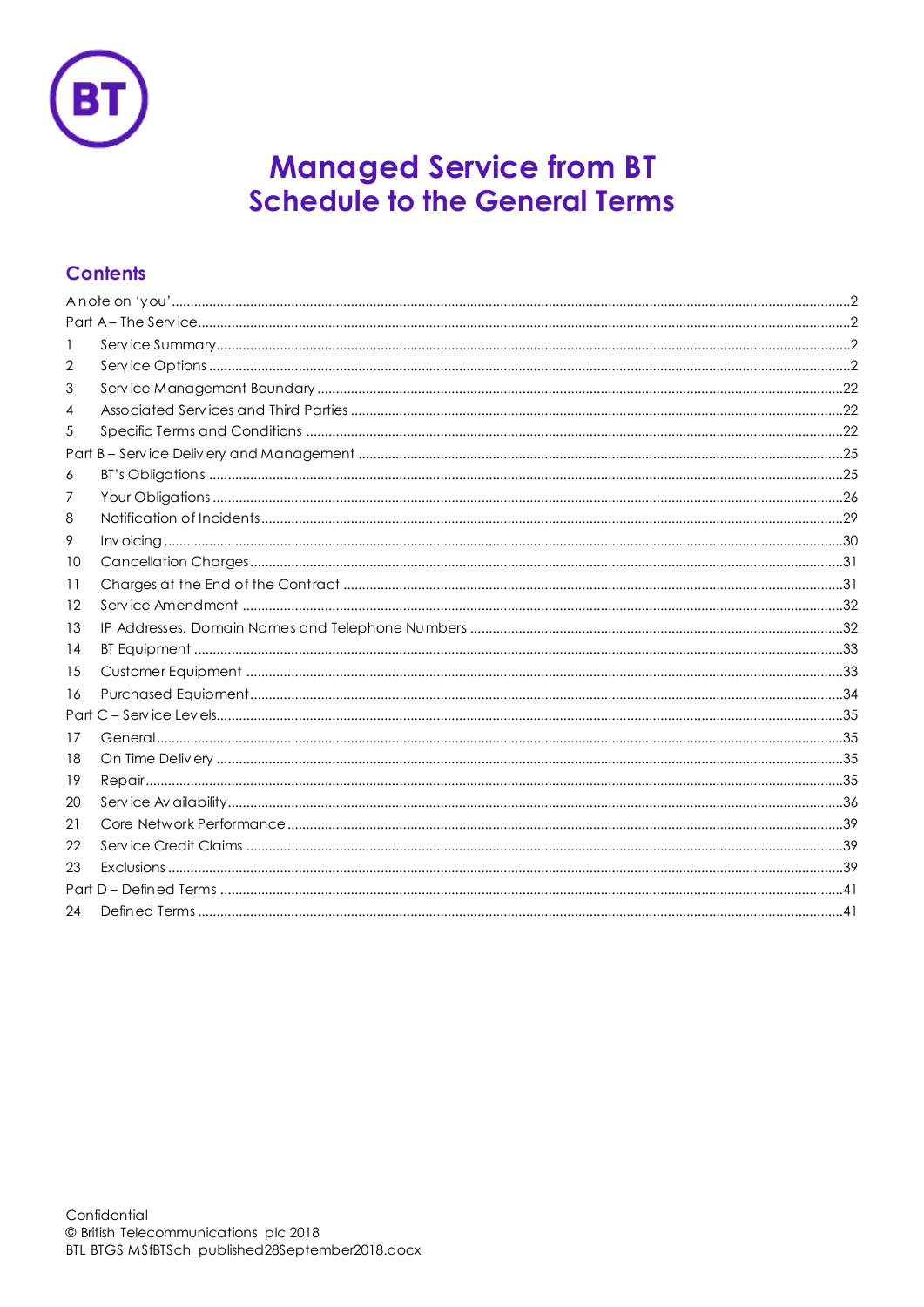# Managed Service from BT
## Schedule to the General Terms

### Contents

A note on 'you'.....2
Part A – The Service.....2
1 Service Summary.....2
2 Service Options.....2
3 Service Management Boundary.....22
4 Associated Services and Third Parties.....22
5 Specific Terms and Conditions.....22
Part B – Service Delivery and Management.....25
6 BT's Obligations.....25
7 Your Obligations.....26
8 Notification of Incidents.....29
9 Invoicing.....30
10 Cancellation Charges.....31
11 Charges at the End of the Contract.....31
12 Service Amendment.....32
13 IP Addresses, Domain Names and Telephone Numbers.....32
14 BT Equipment.....33
15 Customer Equipment.....33
16 Purchased Equipment.....34
Part C – Service Levels.....35
17 General.....35
18 On Time Delivery.....35
19 Repair.....35
20 Service Availability.....36
21 Core Network Performance.....39
22 Service Credit Claims.....39
23 Exclusions.....39
Part D – Defined Terms.....41
24 Defined Terms.....41

Confidential
© British Telecommunications plc 2018
BTL BTGS MSfBTSch_published28September2018.docx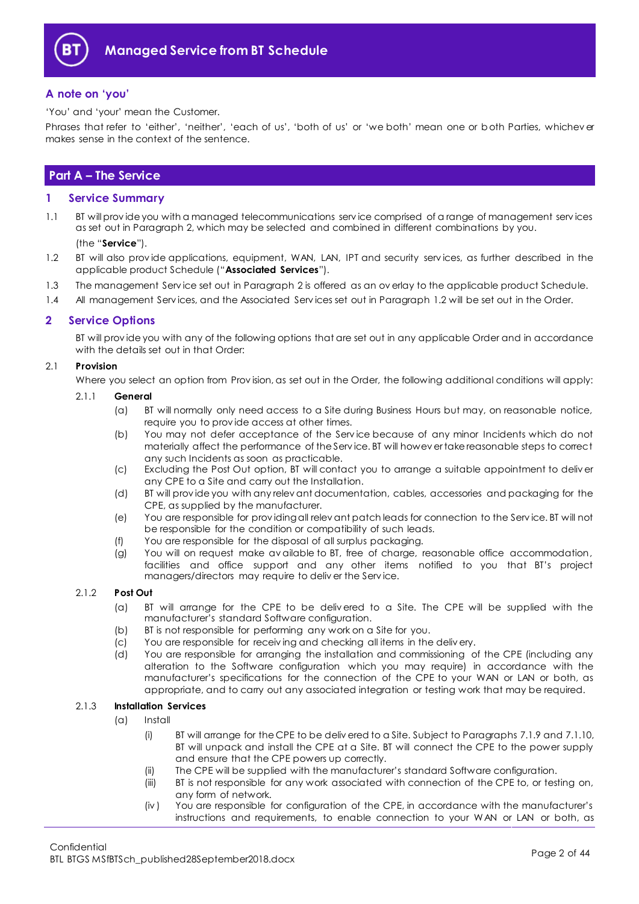## A note on 'you'

'You' and 'your' mean the Customer.

Phrases that refer to 'either', 'neither', 'each of us', 'both of us' or 'we both' mean one or both Parties, whichever makes sense in the context of the sentence.

# Part A – The Service

## 1 Service Summary

1.1 BT will provide you with a managed telecommunications service comprised of a range of management services as set out in Paragraph 2, which may be selected and combined in different combinations by you. (the "**Service**").

1.2 BT will also provide applications, equipment, WAN, LAN, IPT and security services, as further described in the applicable product Schedule ("**Associated Services**").

1.3 The management Service set out in Paragraph 2 is offered as an overlay to the applicable product Schedule.

1.4 All management Services, and the Associated Services set out in Paragraph 1.2 will be set out in the Order.

## 2 Service Options

BT will provide you with any of the following options that are set out in any applicable Order and in accordance with the details set out in that Order:

2.1 **Provision**

Where you select an option from Provision, as set out in the Order, the following additional conditions will apply:

2.1.1 **General**

(a) BT will normally only need access to a Site during Business Hours but may, on reasonable notice, require you to provide access at other times.

(b) You may not defer acceptance of the Service because of any minor Incidents which do not materially affect the performance of the Service. BT will however take reasonable steps to correct any such Incidents as soon as practicable.

(c) Excluding the Post Out option, BT will contact you to arrange a suitable appointment to deliver any CPE to a Site and carry out the Installation.

(d) BT will provide you with any relevant documentation, cables, accessories and packaging for the CPE, as supplied by the manufacturer.

(e) You are responsible for providing all relevant patch leads for connection to the Service. BT will not be responsible for the condition or compatibility of such leads.

(f) You are responsible for the disposal of all surplus packaging.

(g) You will on request make available to BT, free of charge, reasonable office accommodation, facilities and office support and any other items notified to you that BT's project managers/directors may require to deliver the Service.

2.1.2 **Post Out**

(a) BT will arrange for the CPE to be delivered to a Site. The CPE will be supplied with the manufacturer's standard Software configuration.

(b) BT is not responsible for performing any work on a Site for you.

(c) You are responsible for receiving and checking all items in the delivery.

(d) You are responsible for arranging the installation and commissioning of the CPE (including any alteration to the Software configuration which you may require) in accordance with the manufacturer's specifications for the connection of the CPE to your WAN or LAN or both, as appropriate, and to carry out any associated integration or testing work that may be required.

2.1.3 **Installation Services**

(a) Install

(i) BT will arrange for the CPE to be delivered to a Site. Subject to Paragraphs 7.1.9 and 7.1.10, BT will unpack and install the CPE at a Site. BT will connect the CPE to the power supply and ensure that the CPE powers up correctly.

(ii) The CPE will be supplied with the manufacturer's standard Software configuration.

(iii) BT is not responsible for any work associated with connection of the CPE to, or testing on, any form of network.

(iv) You are responsible for configuration of the CPE, in accordance with the manufacturer's instructions and requirements, to enable connection to your WAN or LAN or both, as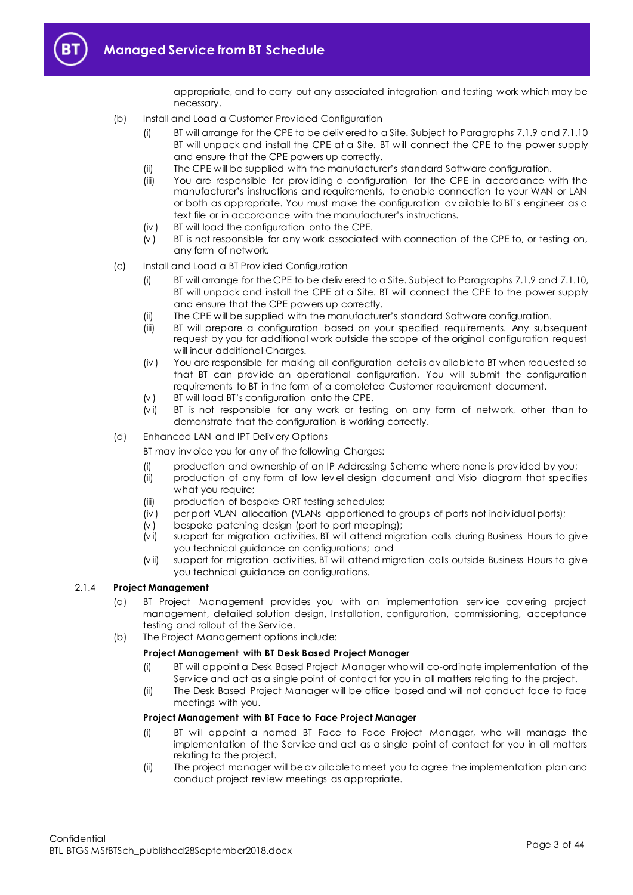appropriate, and to carry out any associated integration and testing work which may be necessary.

(b) Install and Load a Customer Provided Configuration

(i) BT will arrange for the CPE to be delivered to a Site. Subject to Paragraphs 7.1.9 and 7.1.10 BT will unpack and install the CPE at a Site. BT will connect the CPE to the power supply and ensure that the CPE powers up correctly.

(ii) The CPE will be supplied with the manufacturer's standard Software configuration.

(iii) You are responsible for providing a configuration for the CPE in accordance with the manufacturer's instructions and requirements, to enable connection to your WAN or LAN or both as appropriate. You must make the configuration available to BT's engineer as a text file or in accordance with the manufacturer's instructions.

(iv) BT will load the configuration onto the CPE.

(v) BT is not responsible for any work associated with connection of the CPE to, or testing on, any form of network.

(c) Install and Load a BT Provided Configuration

(i) BT will arrange for the CPE to be delivered to a Site. Subject to Paragraphs 7.1.9 and 7.1.10, BT will unpack and install the CPE at a Site. BT will connect the CPE to the power supply and ensure that the CPE powers up correctly.

(ii) The CPE will be supplied with the manufacturer's standard Software configuration.

(iii) BT will prepare a configuration based on your specified requirements. Any subsequent request by you for additional work outside the scope of the original configuration request will incur additional Charges.

(iv) You are responsible for making all configuration details available to BT when requested so that BT can provide an operational configuration. You will submit the configuration requirements to BT in the form of a completed Customer requirement document.

(v) BT will load BT's configuration onto the CPE.

(vi) BT is not responsible for any work or testing on any form of network, other than to demonstrate that the configuration is working correctly.

(d) Enhanced LAN and IPT Delivery Options

BT may invoice you for any of the following Charges:

(i) production and ownership of an IP Addressing Scheme where none is provided by you;

(ii) production of any form of low level design document and Visio diagram that specifies what you require;

(iii) production of bespoke ORT testing schedules;

(iv) per port VLAN allocation (VLANs apportioned to groups of ports not individual ports);

(v) bespoke patching design (port to port mapping);

(vi) support for migration activities. BT will attend migration calls during Business Hours to give you technical guidance on configurations; and

(vii) support for migration activities. BT will attend migration calls outside Business Hours to give you technical guidance on configurations.

2.1.4 **Project Management**

(a) BT Project Management provides you with an implementation service covering project management, detailed solution design, Installation, configuration, commissioning, acceptance testing and rollout of the Service.

(b) The Project Management options include:

**Project Management with BT Desk Based Project Manager**

(i) BT will appoint a Desk Based Project Manager who will co-ordinate implementation of the Service and act as a single point of contact for you in all matters relating to the project.

(ii) The Desk Based Project Manager will be office based and will not conduct face to face meetings with you.

**Project Management with BT Face to Face Project Manager**

(i) BT will appoint a named BT Face to Face Project Manager, who will manage the implementation of the Service and act as a single point of contact for you in all matters relating to the project.

(ii) The project manager will be available to meet you to agree the implementation plan and conduct project review meetings as appropriate.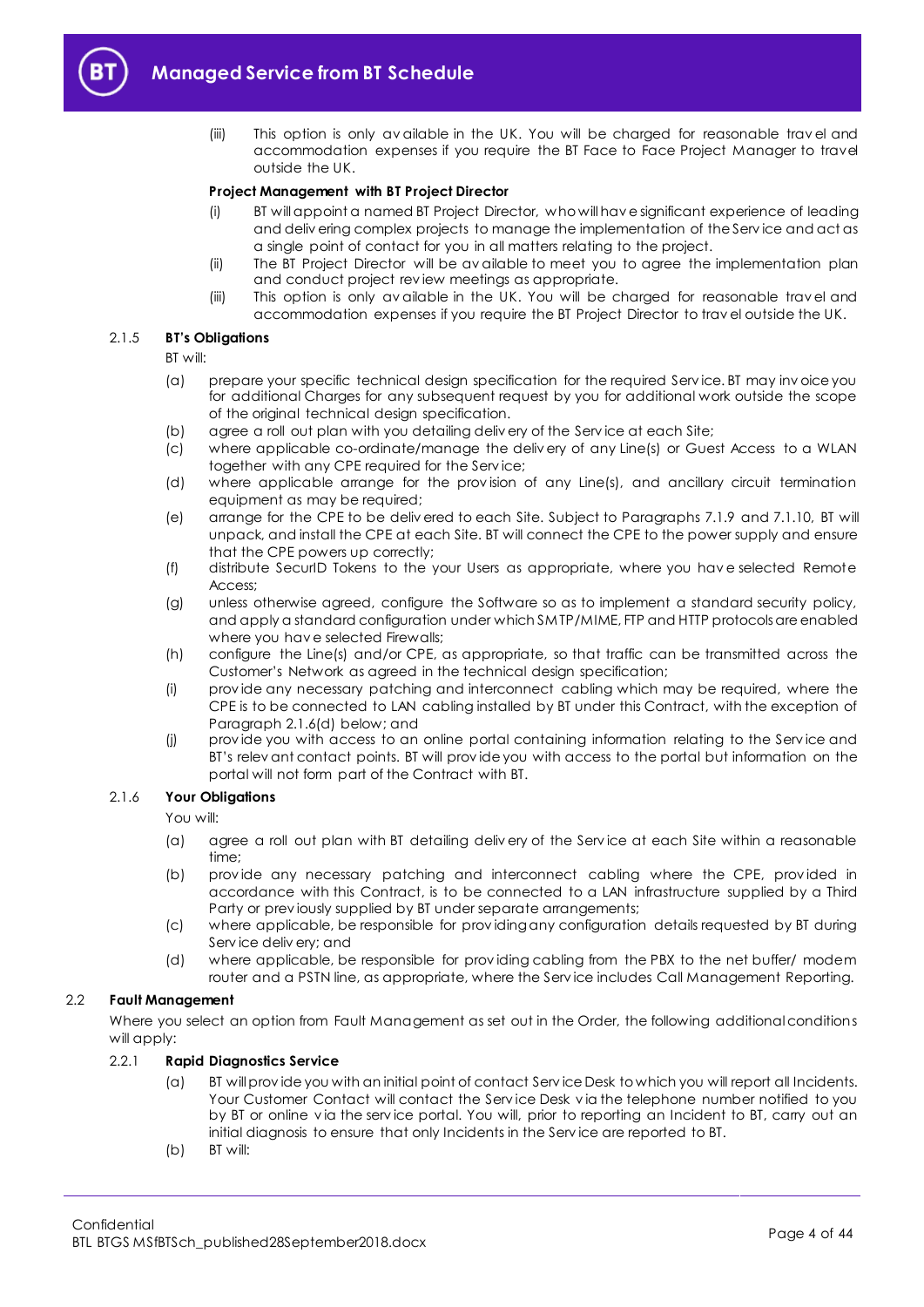(iii) This option is only available in the UK. You will be charged for reasonable travel and accommodation expenses if you require the BT Face to Face Project Manager to travel outside the UK.

**Project Management with BT Project Director**

(i) BT will appoint a named BT Project Director, who will have significant experience of leading and delivering complex projects to manage the implementation of the Service and act as a single point of contact for you in all matters relating to the project.

(ii) The BT Project Director will be available to meet you to agree the implementation plan and conduct project review meetings as appropriate.

(iii) This option is only available in the UK. You will be charged for reasonable travel and accommodation expenses if you require the BT Project Director to travel outside the UK.

### 2.1.5 BT's Obligations

BT will:

(a) prepare your specific technical design specification for the required Service. BT may invoice you for additional Charges for any subsequent request by you for additional work outside the scope of the original technical design specification.

(b) agree a roll out plan with you detailing delivery of the Service at each Site;

(c) where applicable co-ordinate/manage the delivery of any Line(s) or Guest Access to a WLAN together with any CPE required for the Service;

(d) where applicable arrange for the provision of any Line(s), and ancillary circuit termination equipment as may be required;

(e) arrange for the CPE to be delivered to each Site. Subject to Paragraphs 7.1.9 and 7.1.10, BT will unpack, and install the CPE at each Site. BT will connect the CPE to the power supply and ensure that the CPE powers up correctly;

(f) distribute SecurID Tokens to the your Users as appropriate, where you have selected Remote Access;

(g) unless otherwise agreed, configure the Software so as to implement a standard security policy, and apply a standard configuration under which SMTP/MIME, FTP and HTTP protocols are enabled where you have selected Firewalls;

(h) configure the Line(s) and/or CPE, as appropriate, so that traffic can be transmitted across the Customer's Network as agreed in the technical design specification;

(i) provide any necessary patching and interconnect cabling which may be required, where the CPE is to be connected to LAN cabling installed by BT under this Contract, with the exception of Paragraph 2.1.6(d) below; and

(j) provide you with access to an online portal containing information relating to the Service and BT's relevant contact points. BT will provide you with access to the portal but information on the portal will not form part of the Contract with BT.

### 2.1.6 Your Obligations

You will:

(a) agree a roll out plan with BT detailing delivery of the Service at each Site within a reasonable time;

(b) provide any necessary patching and interconnect cabling where the CPE, provided in accordance with this Contract, is to be connected to a LAN infrastructure supplied by a Third Party or previously supplied by BT under separate arrangements;

(c) where applicable, be responsible for providing any configuration details requested by BT during Service delivery; and

(d) where applicable, be responsible for providing cabling from the PBX to the net buffer/ modem router and a PSTN line, as appropriate, where the Service includes Call Management Reporting.

## 2.2 Fault Management

Where you select an option from Fault Management as set out in the Order, the following additional conditions will apply:

### 2.2.1 Rapid Diagnostics Service

(a) BT will provide you with an initial point of contact Service Desk to which you will report all Incidents. Your Customer Contact will contact the Service Desk via the telephone number notified to you by BT or online via the service portal. You will, prior to reporting an Incident to BT, carry out an initial diagnosis to ensure that only Incidents in the Service are reported to BT.

(b) BT will: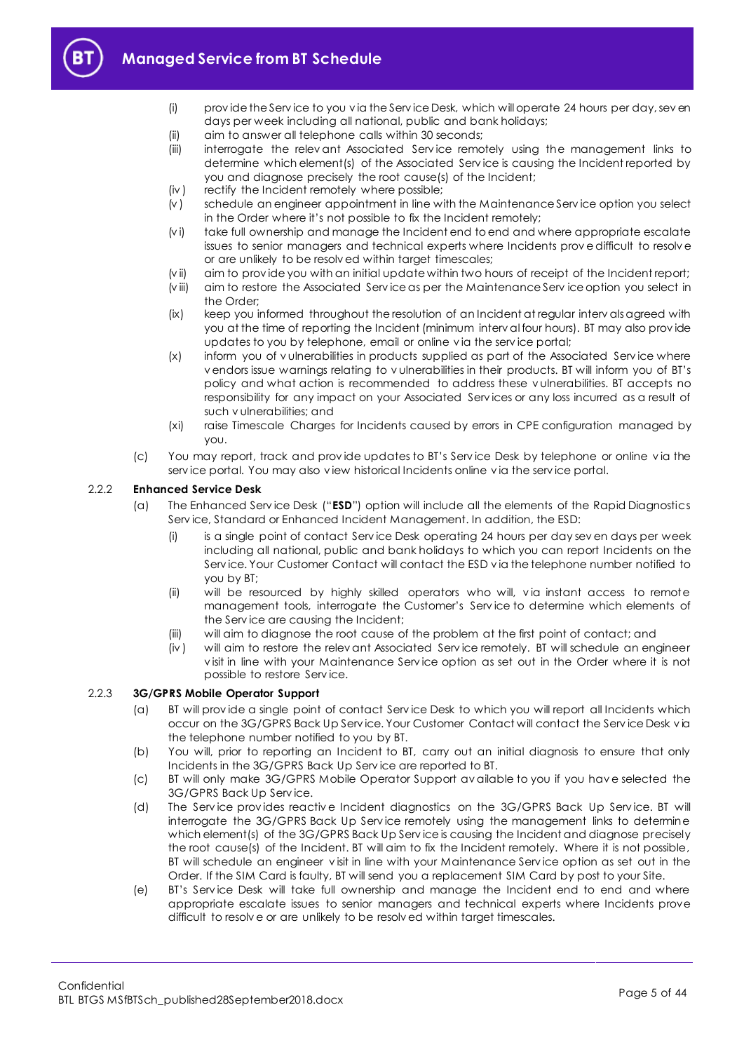(i) provide the Service to you via the Service Desk, which will operate 24 hours per day, seven days per week including all national, public and bank holidays;

(ii) aim to answer all telephone calls within 30 seconds;

(iii) interrogate the relevant Associated Service remotely using the management links to determine which element(s) of the Associated Service is causing the Incident reported by you and diagnose precisely the root cause(s) of the Incident;

(iv) rectify the Incident remotely where possible;

(v) schedule an engineer appointment in line with the Maintenance Service option you select in the Order where it's not possible to fix the Incident remotely;

(vi) take full ownership and manage the Incident end to end and where appropriate escalate issues to senior managers and technical experts where Incidents prove difficult to resolve or are unlikely to be resolved within target timescales;

(vii) aim to provide you with an initial update within two hours of receipt of the Incident report;

(viii) aim to restore the Associated Service as per the Maintenance Service option you select in the Order;

(ix) keep you informed throughout the resolution of an Incident at regular intervals agreed with you at the time of reporting the Incident (minimum interval four hours). BT may also provide updates to you by telephone, email or online via the service portal;

(x) inform you of vulnerabilities in products supplied as part of the Associated Service where vendors issue warnings relating to vulnerabilities in their products. BT will inform you of BT's policy and what action is recommended to address these vulnerabilities. BT accepts no responsibility for any impact on your Associated Services or any loss incurred as a result of such vulnerabilities; and

(xi) raise Timescale Charges for Incidents caused by errors in CPE configuration managed by you.

(c) You may report, track and provide updates to BT's Service Desk by telephone or online via the service portal. You may also view historical Incidents online via the service portal.

### 2.2.2 Enhanced Service Desk

(a) The Enhanced Service Desk ("**ESD**") option will include all the elements of the Rapid Diagnostics Service, Standard or Enhanced Incident Management. In addition, the ESD:

(i) is a single point of contact Service Desk operating 24 hours per day seven days per week including all national, public and bank holidays to which you can report Incidents on the Service. Your Customer Contact will contact the ESD via the telephone number notified to you by BT;

(ii) will be resourced by highly skilled operators who will, via instant access to remote management tools, interrogate the Customer's Service to determine which elements of the Service are causing the Incident;

(iii) will aim to diagnose the root cause of the problem at the first point of contact; and

(iv) will aim to restore the relevant Associated Service remotely. BT will schedule an engineer visit in line with your Maintenance Service option as set out in the Order where it is not possible to restore Service.

### 2.2.3 3G/GPRS Mobile Operator Support

(a) BT will provide a single point of contact Service Desk to which you will report all Incidents which occur on the 3G/GPRS Back Up Service. Your Customer Contact will contact the Service Desk via the telephone number notified to you by BT.

(b) You will, prior to reporting an Incident to BT, carry out an initial diagnosis to ensure that only Incidents in the 3G/GPRS Back Up Service are reported to BT.

(c) BT will only make 3G/GPRS Mobile Operator Support available to you if you have selected the 3G/GPRS Back Up Service.

(d) The Service provides reactive Incident diagnostics on the 3G/GPRS Back Up Service. BT will interrogate the 3G/GPRS Back Up Service remotely using the management links to determine which element(s) of the 3G/GPRS Back Up Service is causing the Incident and diagnose precisely the root cause(s) of the Incident. BT will aim to fix the Incident remotely. Where it is not possible, BT will schedule an engineer visit in line with your Maintenance Service option as set out in the Order. If the SIM Card is faulty, BT will send you a replacement SIM Card by post to your Site.

(e) BT's Service Desk will take full ownership and manage the Incident end to end and where appropriate escalate issues to senior managers and technical experts where Incidents prove difficult to resolve or are unlikely to be resolved within target timescales.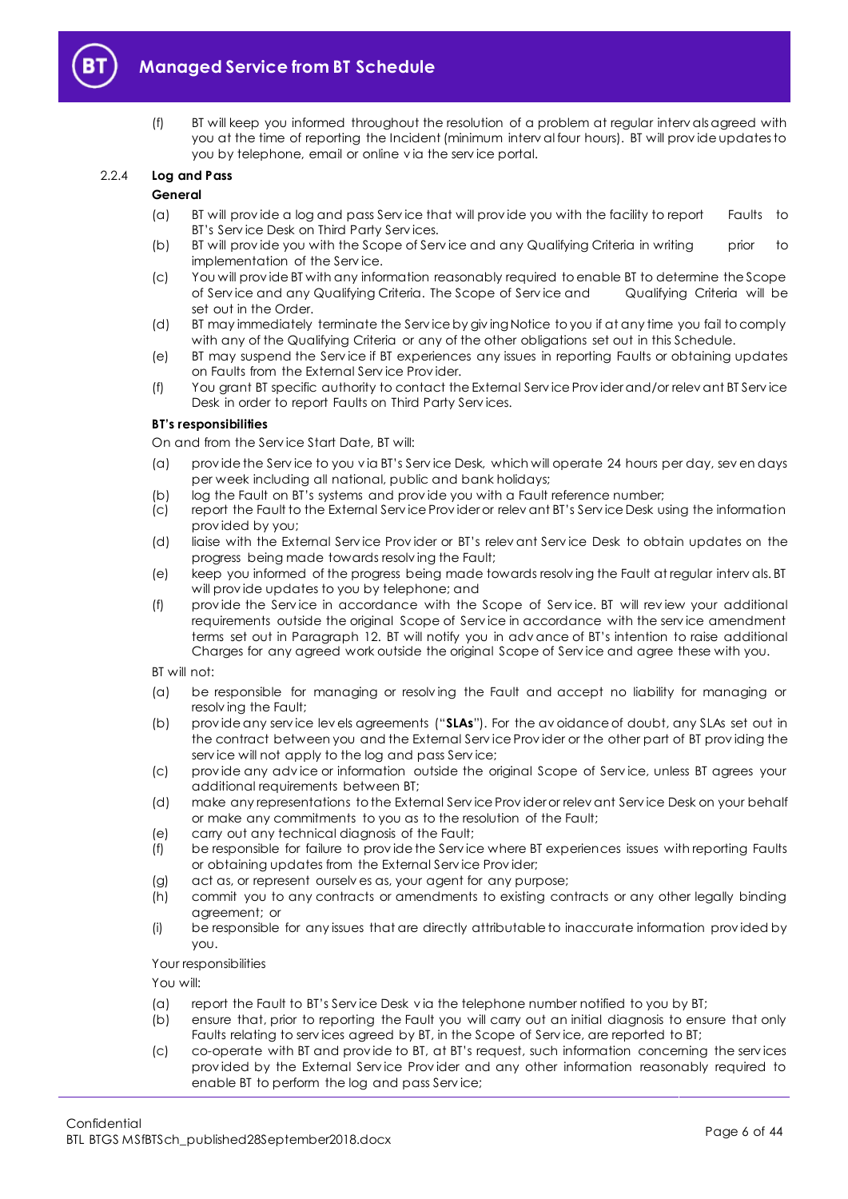(f) BT will keep you informed throughout the resolution of a problem at regular intervals agreed with you at the time of reporting the Incident (minimum interval four hours). BT will provide updates to you by telephone, email or online via the service portal.

2.2.4 **Log and Pass**

**General**

(a) BT will provide a log and pass Service that will provide you with the facility to report Faults to BT's Service Desk on Third Party Services.

(b) BT will provide you with the Scope of Service and any Qualifying Criteria in writing prior to implementation of the Service.

(c) You will provide BT with any information reasonably required to enable BT to determine the Scope of Service and any Qualifying Criteria. The Scope of Service and Qualifying Criteria will be set out in the Order.

(d) BT may immediately terminate the Service by giving Notice to you if at any time you fail to comply with any of the Qualifying Criteria or any of the other obligations set out in this Schedule.

(e) BT may suspend the Service if BT experiences any issues in reporting Faults or obtaining updates on Faults from the External Service Provider.

(f) You grant BT specific authority to contact the External Service Provider and/or relevant BT Service Desk in order to report Faults on Third Party Services.

**BT's responsibilities**

On and from the Service Start Date, BT will:

(a) provide the Service to you via BT's Service Desk, which will operate 24 hours per day, seven days per week including all national, public and bank holidays;

(b) log the Fault on BT's systems and provide you with a Fault reference number;

(c) report the Fault to the External Service Provider or relevant BT's Service Desk using the information provided by you;

(d) liaise with the External Service Provider or BT's relevant Service Desk to obtain updates on the progress being made towards resolving the Fault;

(e) keep you informed of the progress being made towards resolving the Fault at regular intervals. BT will provide updates to you by telephone; and

(f) provide the Service in accordance with the Scope of Service. BT will review your additional requirements outside the original Scope of Service in accordance with the service amendment terms set out in Paragraph 12. BT will notify you in advance of BT's intention to raise additional Charges for any agreed work outside the original Scope of Service and agree these with you.

BT will not:

(a) be responsible for managing or resolving the Fault and accept no liability for managing or resolving the Fault;

(b) provide any service levels agreements ("**SLAs**"). For the avoidance of doubt, any SLAs set out in the contract between you and the External Service Provider or the other part of BT providing the service will not apply to the log and pass Service;

(c) provide any advice or information outside the original Scope of Service, unless BT agrees your additional requirements between BT;

(d) make any representations to the External Service Provider or relevant Service Desk on your behalf or make any commitments to you as to the resolution of the Fault;

(e) carry out any technical diagnosis of the Fault;

(f) be responsible for failure to provide the Service where BT experiences issues with reporting Faults or obtaining updates from the External Service Provider;

(g) act as, or represent ourselves as, your agent for any purpose;

(h) commit you to any contracts or amendments to existing contracts or any other legally binding agreement; or

(i) be responsible for any issues that are directly attributable to inaccurate information provided by you.

Your responsibilities

You will:

(a) report the Fault to BT's Service Desk via the telephone number notified to you by BT;

(b) ensure that, prior to reporting the Fault you will carry out an initial diagnosis to ensure that only Faults relating to services agreed by BT, in the Scope of Service, are reported to BT;

(c) co-operate with BT and provide to BT, at BT's request, such information concerning the services provided by the External Service Provider and any other information reasonably required to enable BT to perform the log and pass Service;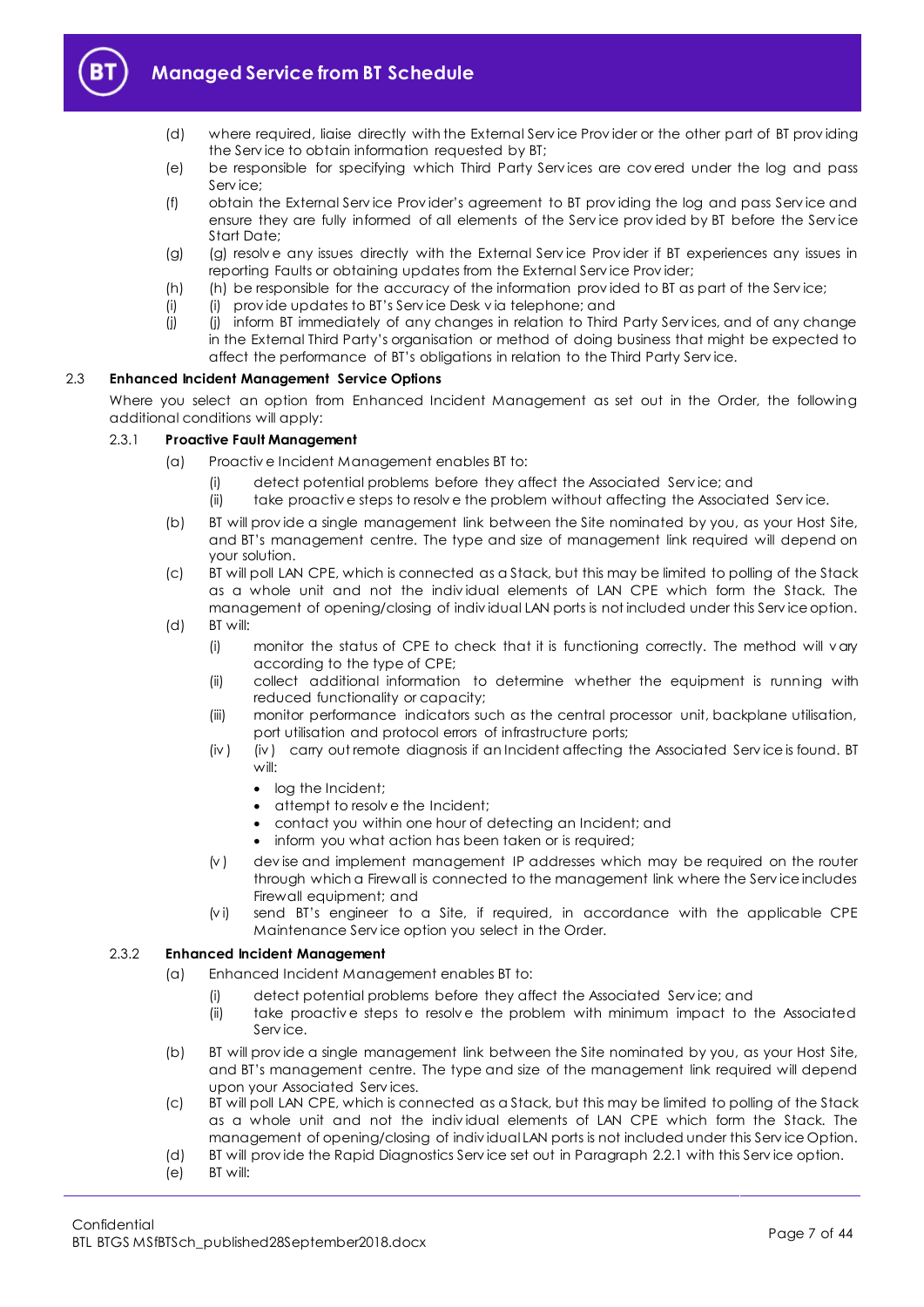(d) where required, liaise directly with the External Service Provider or the other part of BT providing the Service to obtain information requested by BT;

(e) be responsible for specifying which Third Party Services are covered under the log and pass Service;

(f) obtain the External Service Provider's agreement to BT providing the log and pass Service and ensure they are fully informed of all elements of the Service provided by BT before the Service Start Date;

(g) (g) resolve any issues directly with the External Service Provider if BT experiences any issues in reporting Faults or obtaining updates from the External Service Provider;

(h) (h) be responsible for the accuracy of the information provided to BT as part of the Service;

(i) (i) provide updates to BT's Service Desk via telephone; and

(j) (j) inform BT immediately of any changes in relation to Third Party Services, and of any change in the External Third Party's organisation or method of doing business that might be expected to affect the performance of BT's obligations in relation to the Third Party Service.

## 2.3 Enhanced Incident Management Service Options

Where you select an option from Enhanced Incident Management as set out in the Order, the following additional conditions will apply:

### 2.3.1 Proactive Fault Management

(a) Proactive Incident Management enables BT to:

   (i) detect potential problems before they affect the Associated Service; and

   (ii) take proactive steps to resolve the problem without affecting the Associated Service.

(b) BT will provide a single management link between the Site nominated by you, as your Host Site, and BT's management centre. The type and size of management link required will depend on your solution.

(c) BT will poll LAN CPE, which is connected as a Stack, but this may be limited to polling of the Stack as a whole unit and not the individual elements of LAN CPE which form the Stack. The management of opening/closing of individual LAN ports is not included under this Service option.

(d) BT will:

   (i) monitor the status of CPE to check that it is functioning correctly. The method will vary according to the type of CPE;

   (ii) collect additional information to determine whether the equipment is running with reduced functionality or capacity;

   (iii) monitor performance indicators such as the central processor unit, backplane utilisation, port utilisation and protocol errors of infrastructure ports;

   (iv) (iv) carry out remote diagnosis if an Incident affecting the Associated Service is found. BT will:

   - log the Incident;
   - attempt to resolve the Incident;
   - contact you within one hour of detecting an Incident; and
   - inform you what action has been taken or is required;

   (v) devise and implement management IP addresses which may be required on the router through which a Firewall is connected to the management link where the Service includes Firewall equipment; and

   (vi) send BT's engineer to a Site, if required, in accordance with the applicable CPE Maintenance Service option you select in the Order.

### 2.3.2 Enhanced Incident Management

(a) Enhanced Incident Management enables BT to:

   (i) detect potential problems before they affect the Associated Service; and

   (ii) take proactive steps to resolve the problem with minimum impact to the Associated Service.

(b) BT will provide a single management link between the Site nominated by you, as your Host Site, and BT's management centre. The type and size of the management link required will depend upon your Associated Services.

(c) BT will poll LAN CPE, which is connected as a Stack, but this may be limited to polling of the Stack as a whole unit and not the individual elements of LAN CPE which form the Stack. The management of opening/closing of individual LAN ports is not included under this Service Option.

(d) BT will provide the Rapid Diagnostics Service set out in Paragraph 2.2.1 with this Service option.

(e) BT will: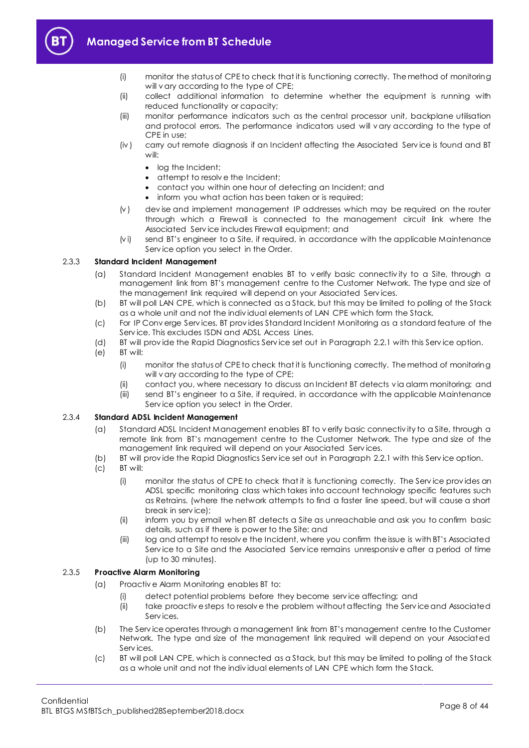(i) monitor the status of CPE to check that it is functioning correctly. The method of monitoring will vary according to the type of CPE;

(ii) collect additional information to determine whether the equipment is running with reduced functionality or capacity;

(iii) monitor performance indicators such as the central processor unit, backplane utilisation and protocol errors. The performance indicators used will vary according to the type of CPE in use;

(iv) carry out remote diagnosis if an Incident affecting the Associated Service is found and BT will:

- log the Incident;
- attempt to resolve the Incident;
- contact you within one hour of detecting an Incident; and
- inform you what action has been taken or is required;

(v) devise and implement management IP addresses which may be required on the router through which a Firewall is connected to the management circuit link where the Associated Service includes Firewall equipment; and

(vi) send BT's engineer to a Site, if required, in accordance with the applicable Maintenance Service option you select in the Order.

**2.3.3 Standard Incident Management**

(a) Standard Incident Management enables BT to verify basic connectivity to a Site, through a management link from BT's management centre to the Customer Network. The type and size of the management link required will depend on your Associated Services.

(b) BT will poll LAN CPE, which is connected as a Stack, but this may be limited to polling of the Stack as a whole unit and not the individual elements of LAN CPE which form the Stack.

(c) For IP Converge Services, BT provides Standard Incident Monitoring as a standard feature of the Service. This excludes ISDN and ADSL Access Lines.

(d) BT will provide the Rapid Diagnostics Service set out in Paragraph 2.2.1 with this Service option.

(e) BT will:

(i) monitor the status of CPE to check that it is functioning correctly. The method of monitoring will vary according to the type of CPE;

(ii) contact you, where necessary to discuss an Incident BT detects via alarm monitoring; and

(iii) send BT's engineer to a Site, if required, in accordance with the applicable Maintenance Service option you select in the Order.

**2.3.4 Standard ADSL Incident Management**

(a) Standard ADSL Incident Management enables BT to verify basic connectivity to a Site, through a remote link from BT's management centre to the Customer Network. The type and size of the management link required will depend on your Associated Services.

(b) BT will provide the Rapid Diagnostics Service set out in Paragraph 2.2.1 with this Service option.

(c) BT will:

(i) monitor the status of CPE to check that it is functioning correctly. The Service provides an ADSL specific monitoring class which takes into account technology specific features such as Retrains. (where the network attempts to find a faster line speed, but will cause a short break in service);

(ii) inform you by email when BT detects a Site as unreachable and ask you to confirm basic details, such as if there is power to the Site; and

(iii) log and attempt to resolve the Incident, where you confirm the issue is with BT's Associated Service to a Site and the Associated Service remains unresponsive after a period of time (up to 30 minutes).

**2.3.5 Proactive Alarm Monitoring**

(a) Proactive Alarm Monitoring enables BT to:

(i) detect potential problems before they become service affecting; and

(ii) take proactive steps to resolve the problem without affecting the Service and Associated Services.

(b) The Service operates through a management link from BT's management centre to the Customer Network. The type and size of the management link required will depend on your Associated Services.

(c) BT will poll LAN CPE, which is connected as a Stack, but this may be limited to polling of the Stack as a whole unit and not the individual elements of LAN CPE which form the Stack.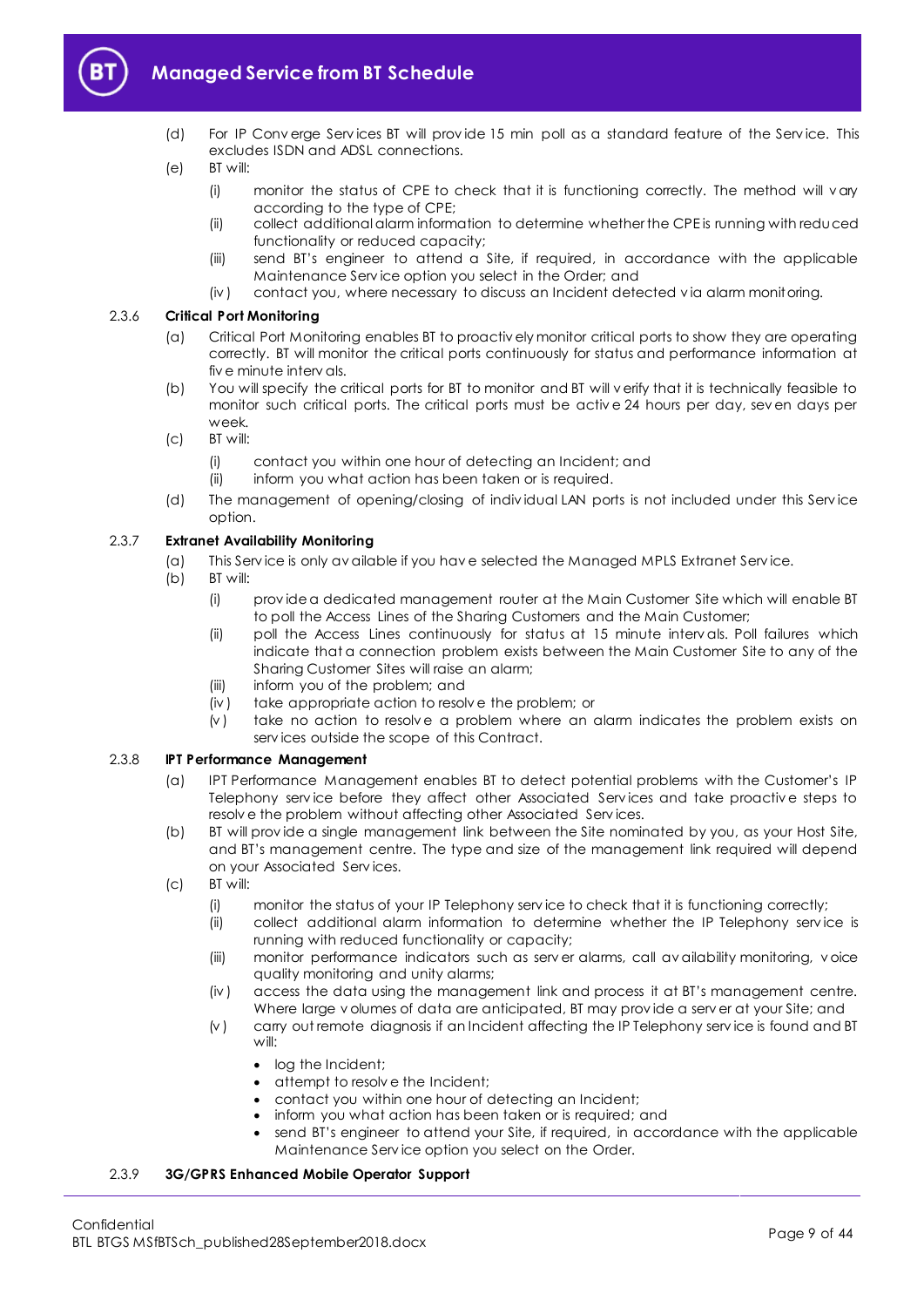(d) For IP Converge Services BT will provide 15 min poll as a standard feature of the Service. This excludes ISDN and ADSL connections.

(e) BT will:

(i) monitor the status of CPE to check that it is functioning correctly. The method will vary according to the type of CPE;

(ii) collect additional alarm information to determine whether the CPE is running with reduced functionality or reduced capacity;

(iii) send BT's engineer to attend a Site, if required, in accordance with the applicable Maintenance Service option you select in the Order; and

(iv) contact you, where necessary to discuss an Incident detected via alarm monitoring.

2.3.6 **Critical Port Monitoring**

(a) Critical Port Monitoring enables BT to proactively monitor critical ports to show they are operating correctly. BT will monitor the critical ports continuously for status and performance information at five minute intervals.

(b) You will specify the critical ports for BT to monitor and BT will verify that it is technically feasible to monitor such critical ports. The critical ports must be active 24 hours per day, seven days per week.

(c) BT will:

(i) contact you within one hour of detecting an Incident; and

(ii) inform you what action has been taken or is required.

(d) The management of opening/closing of individual LAN ports is not included under this Service option.

2.3.7 **Extranet Availability Monitoring**

(a) This Service is only available if you have selected the Managed MPLS Extranet Service.

(b) BT will:

(i) provide a dedicated management router at the Main Customer Site which will enable BT to poll the Access Lines of the Sharing Customers and the Main Customer;

(ii) poll the Access Lines continuously for status at 15 minute intervals. Poll failures which indicate that a connection problem exists between the Main Customer Site to any of the Sharing Customer Sites will raise an alarm;

(iii) inform you of the problem; and

(iv) take appropriate action to resolve the problem; or

(v) take no action to resolve a problem where an alarm indicates the problem exists on services outside the scope of this Contract.

2.3.8 **IPT Performance Management**

(a) IPT Performance Management enables BT to detect potential problems with the Customer's IP Telephony service before they affect other Associated Services and take proactive steps to resolve the problem without affecting other Associated Services.

(b) BT will provide a single management link between the Site nominated by you, as your Host Site, and BT's management centre. The type and size of the management link required will depend on your Associated Services.

(c) BT will:

(i) monitor the status of your IP Telephony service to check that it is functioning correctly;

(ii) collect additional alarm information to determine whether the IP Telephony service is running with reduced functionality or capacity;

(iii) monitor performance indicators such as server alarms, call availability monitoring, voice quality monitoring and unity alarms;

(iv) access the data using the management link and process it at BT's management centre. Where large volumes of data are anticipated, BT may provide a server at your Site; and

(v) carry out remote diagnosis if an Incident affecting the IP Telephony service is found and BT will:

- log the Incident;
- attempt to resolve the Incident;
- contact you within one hour of detecting an Incident;
- inform you what action has been taken or is required; and
- send BT's engineer to attend your Site, if required, in accordance with the applicable Maintenance Service option you select on the Order.

2.3.9 **3G/GPRS Enhanced Mobile Operator Support**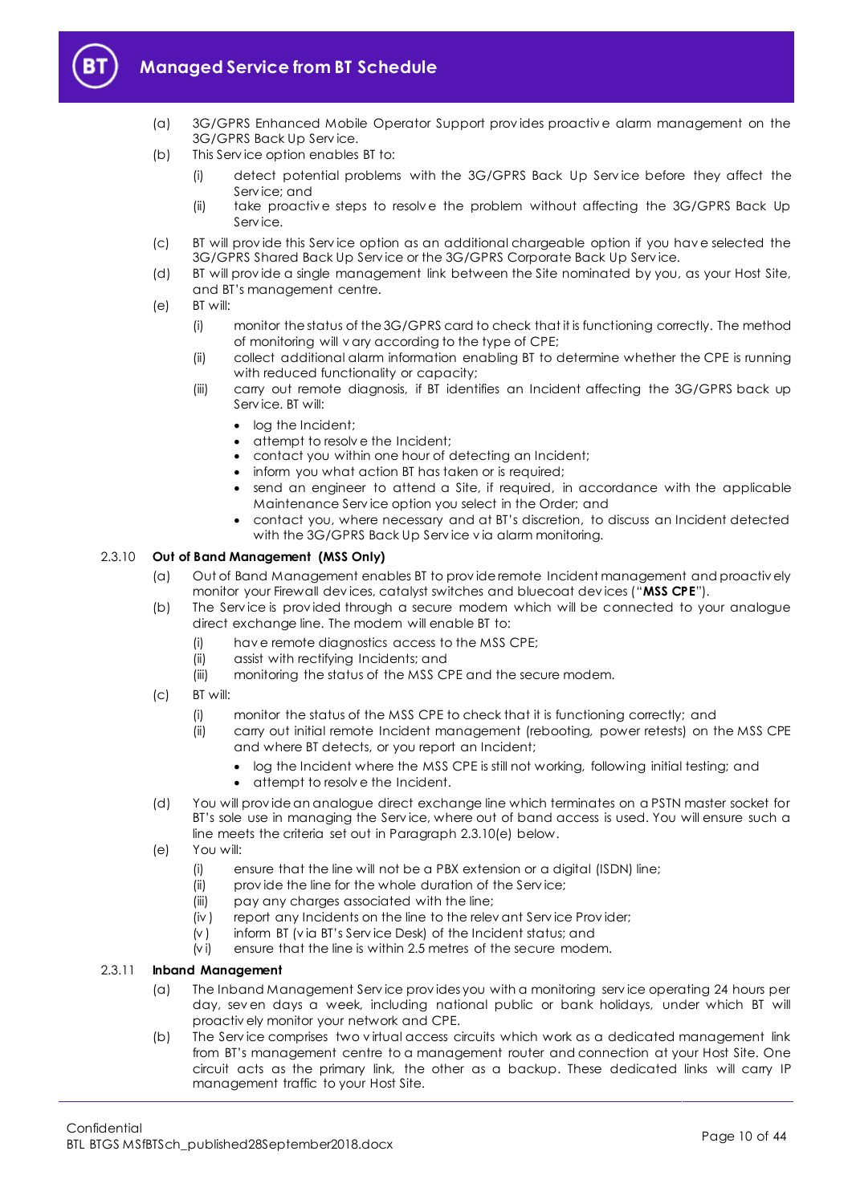(a) 3G/GPRS Enhanced Mobile Operator Support provides proactive alarm management on the 3G/GPRS Back Up Service.

(b) This Service option enables BT to:

  (i) detect potential problems with the 3G/GPRS Back Up Service before they affect the Service; and

  (ii) take proactive steps to resolve the problem without affecting the 3G/GPRS Back Up Service.

(c) BT will provide this Service option as an additional chargeable option if you have selected the 3G/GPRS Shared Back Up Service or the 3G/GPRS Corporate Back Up Service.

(d) BT will provide a single management link between the Site nominated by you, as your Host Site, and BT's management centre.

(e) BT will:

  (i) monitor the status of the 3G/GPRS card to check that it is functioning correctly. The method of monitoring will vary according to the type of CPE;

  (ii) collect additional alarm information enabling BT to determine whether the CPE is running with reduced functionality or capacity;

  (iii) carry out remote diagnosis, if BT identifies an Incident affecting the 3G/GPRS back up Service. BT will:

  - log the Incident;
  - attempt to resolve the Incident;
  - contact you within one hour of detecting an Incident;
  - inform you what action BT has taken or is required;
  - send an engineer to attend a Site, if required, in accordance with the applicable Maintenance Service option you select in the Order; and
  - contact you, where necessary and at BT's discretion, to discuss an Incident detected with the 3G/GPRS Back Up Service via alarm monitoring.

### 2.3.10 Out of Band Management (MSS Only)

(a) Out of Band Management enables BT to provide remote Incident management and proactively monitor your Firewall devices, catalyst switches and bluecoat devices ("**MSS CPE**").

(b) The Service is provided through a secure modem which will be connected to your analogue direct exchange line. The modem will enable BT to:

  (i) have remote diagnostics access to the MSS CPE;

  (ii) assist with rectifying Incidents; and

  (iii) monitoring the status of the MSS CPE and the secure modem.

(c) BT will:

  (i) monitor the status of the MSS CPE to check that it is functioning correctly; and

  (ii) carry out initial remote Incident management (rebooting, power retests) on the MSS CPE and where BT detects, or you report an Incident;

  - log the Incident where the MSS CPE is still not working, following initial testing; and
  - attempt to resolve the Incident.

(d) You will provide an analogue direct exchange line which terminates on a PSTN master socket for BT's sole use in managing the Service, where out of band access is used. You will ensure such a line meets the criteria set out in Paragraph 2.3.10(e) below.

(e) You will:

  (i) ensure that the line will not be a PBX extension or a digital (ISDN) line;

  (ii) provide the line for the whole duration of the Service;

  (iii) pay any charges associated with the line;

  (iv) report any Incidents on the line to the relevant Service Provider;

  (v) inform BT (via BT's Service Desk) of the Incident status; and

  (vi) ensure that the line is within 2.5 metres of the secure modem.

### 2.3.11 Inband Management

(a) The Inband Management Service provides you with a monitoring service operating 24 hours per day, seven days a week, including national public or bank holidays, under which BT will proactively monitor your network and CPE.

(b) The Service comprises two virtual access circuits which work as a dedicated management link from BT's management centre to a management router and connection at your Host Site. One circuit acts as the primary link, the other as a backup. These dedicated links will carry IP management traffic to your Host Site.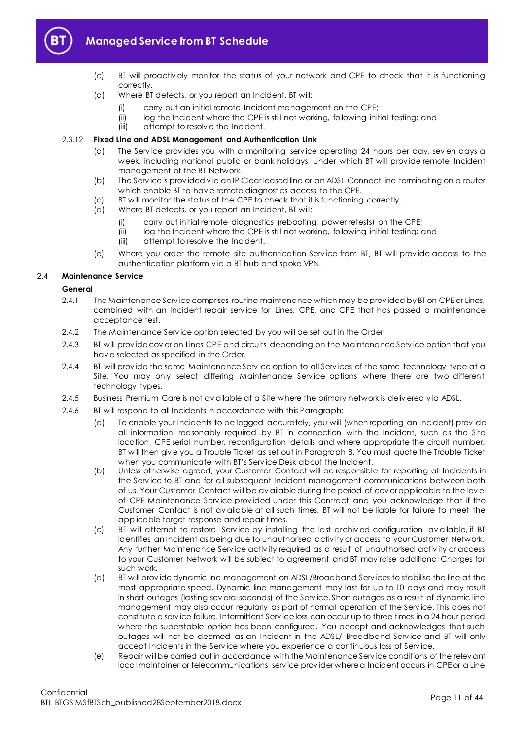(c) BT will proactively monitor the status of your network and CPE to check that it is functioning correctly.

(d) Where BT detects, or you report an Incident, BT will:

  (i) carry out an initial remote Incident management on the CPE;

  (ii) log the Incident where the CPE is still not working, following initial testing; and

  (iii) attempt to resolve the Incident.

2.3.12 **Fixed Line and ADSL Management and Authentication Link**

(a) The Service provides you with a monitoring service operating 24 hours per day, seven days a week, including national public or bank holidays, under which BT will provide remote Incident management of the BT Network.

(b) The Service is provided via an IP Clear leased line or an ADSL Connect line terminating on a router which enable BT to have remote diagnostics access to the CPE.

(c) BT will monitor the status of the CPE to check that it is functioning correctly.

(d) Where BT detects, or you report an Incident, BT will:

  (i) carry out initial remote diagnostics (rebooting, power retests) on the CPE;

  (ii) log the Incident where the CPE is still not working, following initial testing; and

  (iii) attempt to resolve the Incident.

(e) Where you order the remote site authentication Service from BT, BT will provide access to the authentication platform via a BT hub and spoke VPN.

## 2.4 Maintenance Service

**General**

2.4.1 The Maintenance Service comprises routine maintenance which may be provided by BT on CPE or Lines, combined with an Incident repair service for Lines, CPE, and CPE that has passed a maintenance acceptance test.

2.4.2 The Maintenance Service option selected by you will be set out in the Order.

2.4.3 BT will provide cover on Lines CPE and circuits depending on the Maintenance Service option that you have selected as specified in the Order.

2.4.4 BT will provide the same Maintenance Service option to all Services of the same technology type at a Site. You may only select differing Maintenance Service options where there are two different technology types.

2.4.5 Business Premium Care is not available at a Site where the primary network is delivered via ADSL.

2.4.6 BT will respond to all Incidents in accordance with this Paragraph:

(a) To enable your Incidents to be logged accurately, you will (when reporting an Incident) provide all information reasonably required by BT in connection with the Incident, such as the Site location, CPE serial number, reconfiguration details and where appropriate the circuit number. BT will then give you a Trouble Ticket as set out in Paragraph 8. You must quote the Trouble Ticket when you communicate with BT's Service Desk about the Incident.

(b) Unless otherwise agreed, your Customer Contact will be responsible for reporting all Incidents in the Service to BT and for all subsequent Incident management communications between both of us. Your Customer Contact will be available during the period of cover applicable to the level of CPE Maintenance Service provided under this Contract and you acknowledge that if the Customer Contact is not available at all such times, BT will not be liable for failure to meet the applicable target response and repair times.

(c) BT will attempt to restore Service by installing the last archived configuration available, if BT identifies an Incident as being due to unauthorised activity or access to your Customer Network. Any further Maintenance Service activity required as a result of unauthorised activity or access to your Customer Network will be subject to agreement and BT may raise additional Charges for such work.

(d) BT will provide dynamic line management on ADSL/Broadband Services to stabilise the line at the most appropriate speed. Dynamic line management may last for up to 10 days and may result in short outages (lasting several seconds) of the Service. Short outages as a result of dynamic line management may also occur regularly as part of normal operation of the Service. This does not constitute a service failure. Intermittent Service loss can occur up to three times in a 24 hour period where the superstable option has been configured. You accept and acknowledge that such outages will not be deemed as an Incident in the ADSL/ Broadband Service and BT will only accept Incidents in the Service where you experience a continuous loss of Service.

(e) Repair will be carried out in accordance with the Maintenance Service conditions of the relevant local maintainer or telecommunications service provider where a Incident occurs in CPE or a Line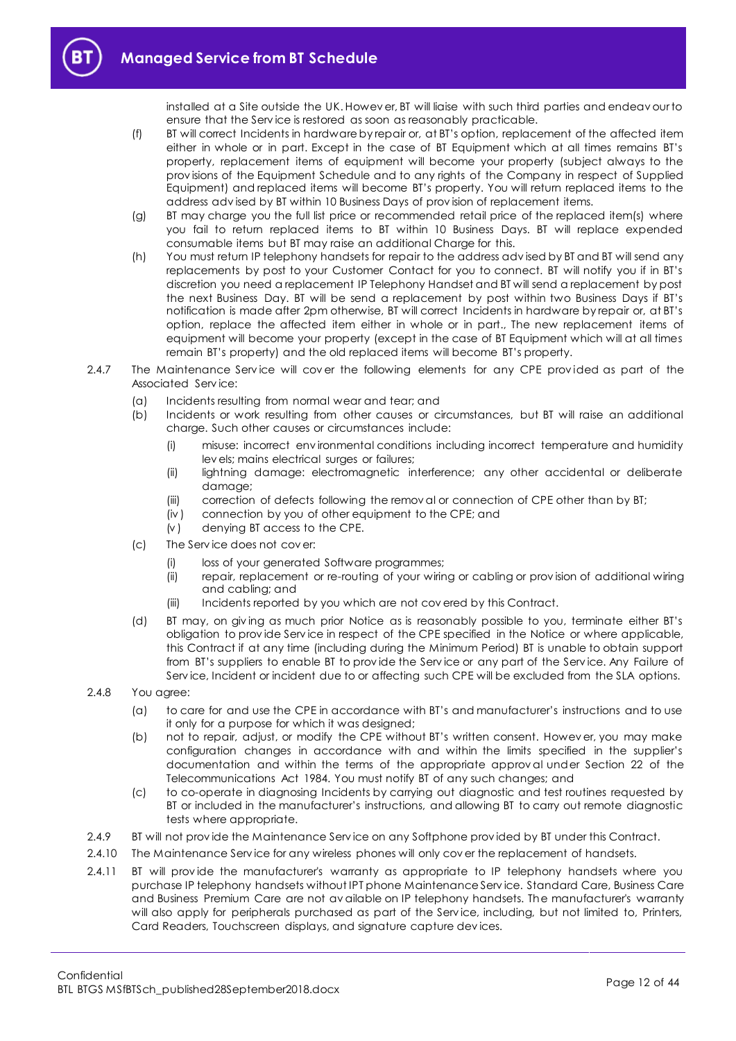installed at a Site outside the UK. However, BT will liaise with such third parties and endeavour to ensure that the Service is restored as soon as reasonably practicable.

(f) BT will correct Incidents in hardware by repair or, at BT's option, replacement of the affected item either in whole or in part. Except in the case of BT Equipment which at all times remains BT's property, replacement items of equipment will become your property (subject always to the provisions of the Equipment Schedule and to any rights of the Company in respect of Supplied Equipment) and replaced items will become BT's property. You will return replaced items to the address advised by BT within 10 Business Days of provision of replacement items.

(g) BT may charge you the full list price or recommended retail price of the replaced item(s) where you fail to return replaced items to BT within 10 Business Days. BT will replace expended consumable items but BT may raise an additional Charge for this.

(h) You must return IP telephony handsets for repair to the address advised by BT and BT will send any replacements by post to your Customer Contact for you to connect. BT will notify you if in BT's discretion you need a replacement IP Telephony Handset and BT will send a replacement by post the next Business Day. BT will be send a replacement by post within two Business Days if BT's notification is made after 2pm otherwise, BT will correct Incidents in hardware by repair or, at BT's option, replace the affected item either in whole or in part., The new replacement items of equipment will become your property (except in the case of BT Equipment which will at all times remain BT's property) and the old replaced items will become BT's property.

2.4.7 The Maintenance Service will cover the following elements for any CPE provided as part of the Associated Service:

(a) Incidents resulting from normal wear and tear; and

(b) Incidents or work resulting from other causes or circumstances, but BT will raise an additional charge. Such other causes or circumstances include:

   (i) misuse: incorrect environmental conditions including incorrect temperature and humidity levels; mains electrical surges or failures;

   (ii) lightning damage: electromagnetic interference; any other accidental or deliberate damage;

   (iii) correction of defects following the removal or connection of CPE other than by BT;

   (iv) connection by you of other equipment to the CPE; and

   (v) denying BT access to the CPE.

(c) The Service does not cover:

   (i) loss of your generated Software programmes;

   (ii) repair, replacement or re-routing of your wiring or cabling or provision of additional wiring and cabling; and

   (iii) Incidents reported by you which are not covered by this Contract.

(d) BT may, on giving as much prior Notice as is reasonably possible to you, terminate either BT's obligation to provide Service in respect of the CPE specified in the Notice or where applicable, this Contract if at any time (including during the Minimum Period) BT is unable to obtain support from BT's suppliers to enable BT to provide the Service or any part of the Service. Any Failure of Service, Incident or incident due to or affecting such CPE will be excluded from the SLA options.

2.4.8 You agree:

(a) to care for and use the CPE in accordance with BT's and manufacturer's instructions and to use it only for a purpose for which it was designed;

(b) not to repair, adjust, or modify the CPE without BT's written consent. However, you may make configuration changes in accordance with and within the limits specified in the supplier's documentation and within the terms of the appropriate approval under Section 22 of the Telecommunications Act 1984. You must notify BT of any such changes; and

(c) to co-operate in diagnosing Incidents by carrying out diagnostic and test routines requested by BT or included in the manufacturer's instructions, and allowing BT to carry out remote diagnostic tests where appropriate.

2.4.9 BT will not provide the Maintenance Service on any Softphone provided by BT under this Contract.

2.4.10 The Maintenance Service for any wireless phones will only cover the replacement of handsets.

2.4.11 BT will provide the manufacturer's warranty as appropriate to IP telephony handsets where you purchase IP telephony handsets without IPT phone Maintenance Service. Standard Care, Business Care and Business Premium Care are not available on IP telephony handsets. The manufacturer's warranty will also apply for peripherals purchased as part of the Service, including, but not limited to, Printers, Card Readers, Touchscreen displays, and signature capture devices.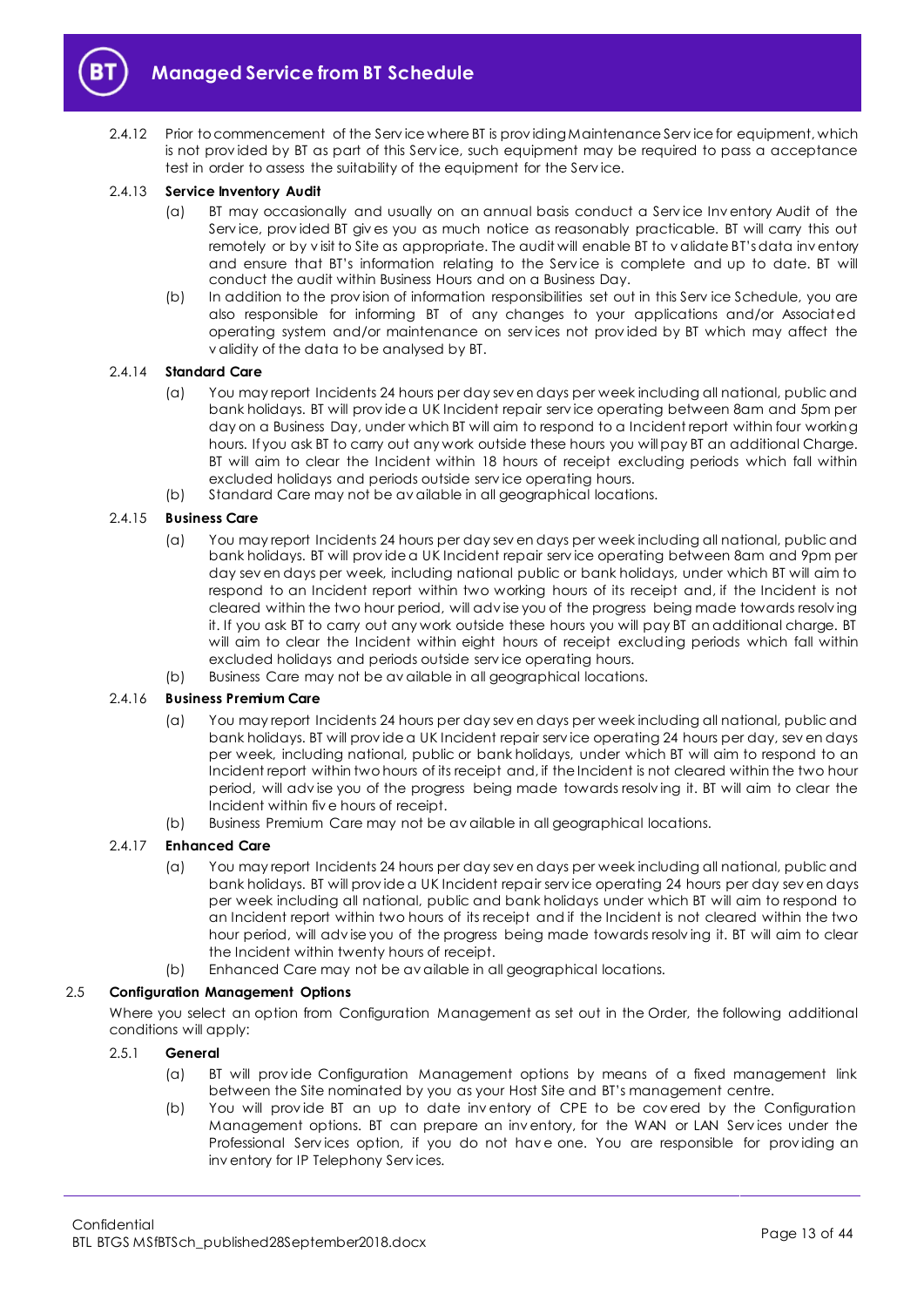2.4.12 Prior to commencement of the Service where BT is providing Maintenance Service for equipment, which is not provided by BT as part of this Service, such equipment may be required to pass a acceptance test in order to assess the suitability of the equipment for the Service.

2.4.13 **Service Inventory Audit**

(a) BT may occasionally and usually on an annual basis conduct a Service Inventory Audit of the Service, provided BT gives you as much notice as reasonably practicable. BT will carry this out remotely or by visit to Site as appropriate. The audit will enable BT to validate BT's data inventory and ensure that BT's information relating to the Service is complete and up to date. BT will conduct the audit within Business Hours and on a Business Day.

(b) In addition to the provision of information responsibilities set out in this Service Schedule, you are also responsible for informing BT of any changes to your applications and/or Associated operating system and/or maintenance on services not provided by BT which may affect the validity of the data to be analysed by BT.

2.4.14 **Standard Care**

(a) You may report Incidents 24 hours per day seven days per week including all national, public and bank holidays. BT will provide a UK Incident repair service operating between 8am and 5pm per day on a Business Day, under which BT will aim to respond to a Incident report within four working hours. If you ask BT to carry out any work outside these hours you will pay BT an additional Charge. BT will aim to clear the Incident within 18 hours of receipt excluding periods which fall within excluded holidays and periods outside service operating hours.

(b) Standard Care may not be available in all geographical locations.

2.4.15 **Business Care**

(a) You may report Incidents 24 hours per day seven days per week including all national, public and bank holidays. BT will provide a UK Incident repair service operating between 8am and 9pm per day seven days per week, including national public or bank holidays, under which BT will aim to respond to an Incident report within two working hours of its receipt and, if the Incident is not cleared within the two hour period, will advise you of the progress being made towards resolving it. If you ask BT to carry out any work outside these hours you will pay BT an additional charge. BT will aim to clear the Incident within eight hours of receipt excluding periods which fall within excluded holidays and periods outside service operating hours.

(b) Business Care may not be available in all geographical locations.

2.4.16 **Business Premium Care**

(a) You may report Incidents 24 hours per day seven days per week including all national, public and bank holidays. BT will provide a UK Incident repair service operating 24 hours per day, seven days per week, including national, public or bank holidays, under which BT will aim to respond to an Incident report within two hours of its receipt and, if the Incident is not cleared within the two hour period, will advise you of the progress being made towards resolving it. BT will aim to clear the Incident within five hours of receipt.

(b) Business Premium Care may not be available in all geographical locations.

2.4.17 **Enhanced Care**

(a) You may report Incidents 24 hours per day seven days per week including all national, public and bank holidays. BT will provide a UK Incident repair service operating 24 hours per day seven days per week including all national, public and bank holidays under which BT will aim to respond to an Incident report within two hours of its receipt and if the Incident is not cleared within the two hour period, will advise you of the progress being made towards resolving it. BT will aim to clear the Incident within twenty hours of receipt.

(b) Enhanced Care may not be available in all geographical locations.

2.5 **Configuration Management Options**

Where you select an option from Configuration Management as set out in the Order, the following additional conditions will apply:

2.5.1 **General**

(a) BT will provide Configuration Management options by means of a fixed management link between the Site nominated by you as your Host Site and BT's management centre.

(b) You will provide BT an up to date inventory of CPE to be covered by the Configuration Management options. BT can prepare an inventory, for the WAN or LAN Services under the Professional Services option, if you do not have one. You are responsible for providing an inventory for IP Telephony Services.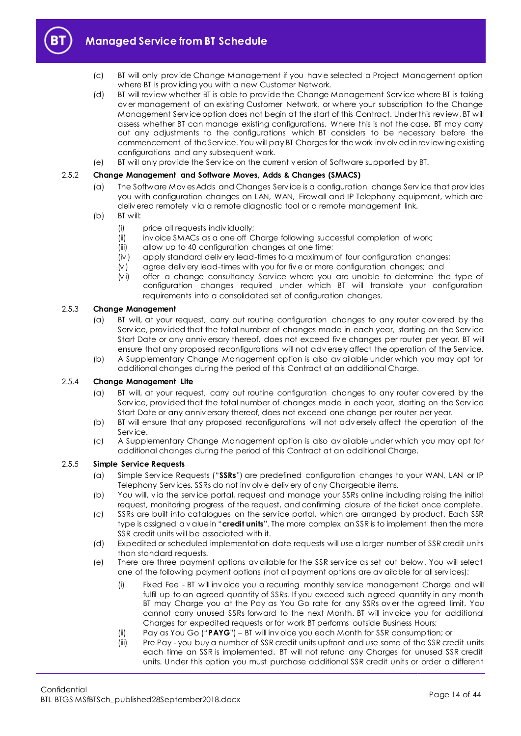(c) BT will only provide Change Management if you have selected a Project Management option where BT is providing you with a new Customer Network.

(d) BT will review whether BT is able to provide the Change Management Service where BT is taking over management of an existing Customer Network, or where your subscription to the Change Management Service option does not begin at the start of this Contract. Under this review, BT will assess whether BT can manage existing configurations. Where this is not the case, BT may carry out any adjustments to the configurations which BT considers to be necessary before the commencement of the Service. You will pay BT Charges for the work involved in reviewing existing configurations and any subsequent work.

(e) BT will only provide the Service on the current version of Software supported by BT.

### 2.5.2 Change Management and Software Moves, Adds & Changes (SMACS)

(a) The Software Moves Adds and Changes Service is a configuration change Service that provides you with configuration changes on LAN, WAN, Firewall and IP Telephony equipment, which are delivered remotely via a remote diagnostic tool or a remote management link.

(b) BT will:

(i) price all requests individually;

(ii) invoice SMACs as a one off Charge following successful completion of work;

(iii) allow up to 40 configuration changes at one time;

(iv) apply standard delivery lead-times to a maximum of four configuration changes;

(v) agree delivery lead-times with you for five or more configuration changes; and

(vi) offer a change consultancy Service where you are unable to determine the type of configuration changes required under which BT will translate your configuration requirements into a consolidated set of configuration changes.

### 2.5.3 Change Management

(a) BT will, at your request, carry out routine configuration changes to any router covered by the Service, provided that the total number of changes made in each year, starting on the Service Start Date or any anniversary thereof, does not exceed five changes per router per year. BT will ensure that any proposed reconfigurations will not adversely affect the operation of the Service.

(b) A Supplementary Change Management option is also available under which you may opt for additional changes during the period of this Contract at an additional Charge.

### 2.5.4 Change Management Lite

(a) BT will, at your request, carry out routine configuration changes to any router covered by the Service, provided that the total number of changes made in each year, starting on the Service Start Date or any anniversary thereof, does not exceed one change per router per year.

(b) BT will ensure that any proposed reconfigurations will not adversely affect the operation of the Service.

(c) A Supplementary Change Management option is also available under which you may opt for additional changes during the period of this Contract at an additional Charge.

### 2.5.5 Simple Service Requests

(a) Simple Service Requests ("**SSRs**") are predefined configuration changes to your WAN, LAN or IP Telephony Services. SSRs do not involve delivery of any Chargeable items.

(b) You will, via the service portal, request and manage your SSRs online including raising the initial request, monitoring progress of the request, and confirming closure of the ticket once complete.

(c) SSRs are built into catalogues on the service portal, which are arranged by product. Each SSR type is assigned a value in "**credit units**". The more complex an SSR is to implement then the more SSR credit units will be associated with it.

(d) Expedited or scheduled implementation date requests will use a larger number of SSR credit units than standard requests.

(e) There are three payment options available for the SSR service as set out below. You will select one of the following payment options (not all payment options are available for all services):

(i) Fixed Fee - BT will invoice you a recurring monthly service management Charge and will fulfil up to an agreed quantity of SSRs. If you exceed such agreed quantity in any month BT may Charge you at the Pay as You Go rate for any SSRs over the agreed limit. You cannot carry unused SSRs forward to the next Month. BT will invoice you for additional Charges for expedited requests or for work BT performs outside Business Hours;

(ii) Pay as You Go ("**PAYG**") – BT will invoice you each Month for SSR consumption; or

(iii) Pre Pay - you buy a number of SSR credit units upfront and use some of the SSR credit units each time an SSR is implemented. BT will not refund any Charges for unused SSR credit units. Under this option you must purchase additional SSR credit units or order a different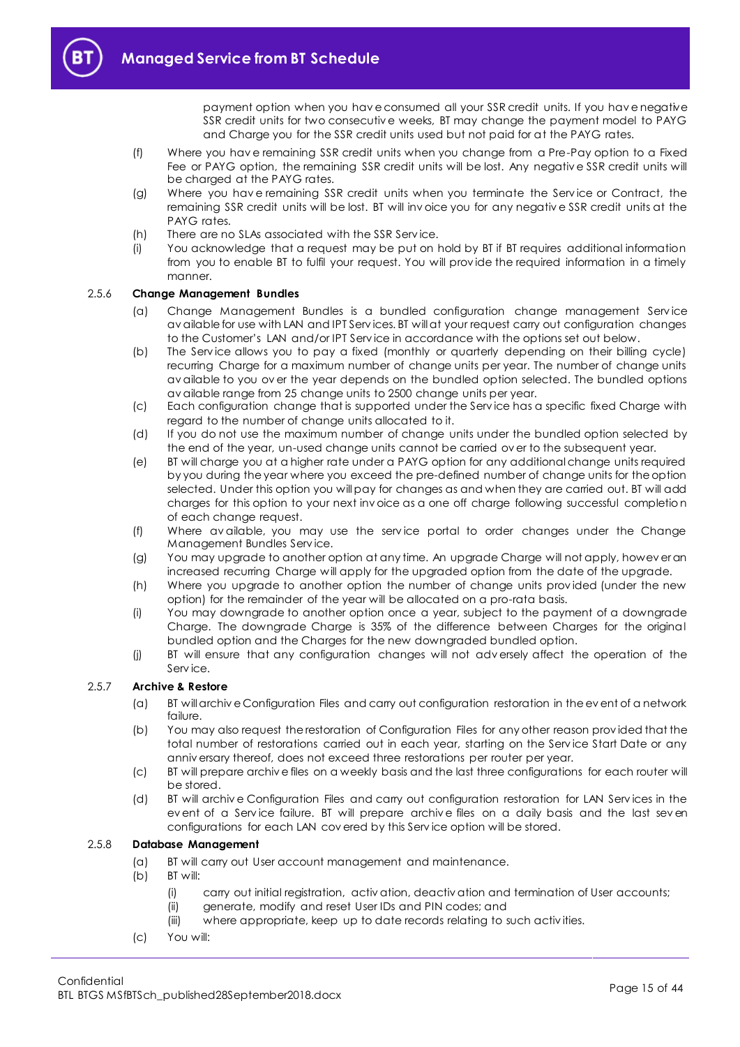payment option when you have consumed all your SSR credit units. If you have negative SSR credit units for two consecutive weeks, BT may change the payment model to PAYG and Charge you for the SSR credit units used but not paid for at the PAYG rates.

(f) Where you have remaining SSR credit units when you change from a Pre-Pay option to a Fixed Fee or PAYG option, the remaining SSR credit units will be lost. Any negative SSR credit units will be charged at the PAYG rates.

(g) Where you have remaining SSR credit units when you terminate the Service or Contract, the remaining SSR credit units will be lost. BT will invoice you for any negative SSR credit units at the PAYG rates.

(h) There are no SLAs associated with the SSR Service.

(i) You acknowledge that a request may be put on hold by BT if BT requires additional information from you to enable BT to fulfil your request. You will provide the required information in a timely manner.

#### 2.5.6 Change Management Bundles

(a) Change Management Bundles is a bundled configuration change management Service available for use with LAN and IPT Services. BT will at your request carry out configuration changes to the Customer's LAN and/or IPT Service in accordance with the options set out below.

(b) The Service allows you to pay a fixed (monthly or quarterly depending on their billing cycle) recurring Charge for a maximum number of change units per year. The number of change units available to you over the year depends on the bundled option selected. The bundled options available range from 25 change units to 2500 change units per year.

(c) Each configuration change that is supported under the Service has a specific fixed Charge with regard to the number of change units allocated to it.

(d) If you do not use the maximum number of change units under the bundled option selected by the end of the year, un-used change units cannot be carried over to the subsequent year.

(e) BT will charge you at a higher rate under a PAYG option for any additional change units required by you during the year where you exceed the pre-defined number of change units for the option selected. Under this option you will pay for changes as and when they are carried out. BT will add charges for this option to your next invoice as a one off charge following successful completion of each change request.

(f) Where available, you may use the service portal to order changes under the Change Management Bundles Service.

(g) You may upgrade to another option at any time. An upgrade Charge will not apply, however an increased recurring Charge will apply for the upgraded option from the date of the upgrade.

(h) Where you upgrade to another option the number of change units provided (under the new option) for the remainder of the year will be allocated on a pro-rata basis.

(i) You may downgrade to another option once a year, subject to the payment of a downgrade Charge. The downgrade Charge is 35% of the difference between Charges for the original bundled option and the Charges for the new downgraded bundled option.

(j) BT will ensure that any configuration changes will not adversely affect the operation of the Service.

#### 2.5.7 Archive & Restore

(a) BT will archive Configuration Files and carry out configuration restoration in the event of a network failure.

(b) You may also request the restoration of Configuration Files for any other reason provided that the total number of restorations carried out in each year, starting on the Service Start Date or any anniversary thereof, does not exceed three restorations per router per year.

(c) BT will prepare archive files on a weekly basis and the last three configurations for each router will be stored.

(d) BT will archive Configuration Files and carry out configuration restoration for LAN Services in the event of a Service failure. BT will prepare archive files on a daily basis and the last seven configurations for each LAN covered by this Service option will be stored.

#### 2.5.8 Database Management

(a) BT will carry out User account management and maintenance.

(b) BT will:

  (i) carry out initial registration, activation, deactivation and termination of User accounts;
  
  (ii) generate, modify and reset User IDs and PIN codes; and
  
  (iii) where appropriate, keep up to date records relating to such activities.

(c) You will: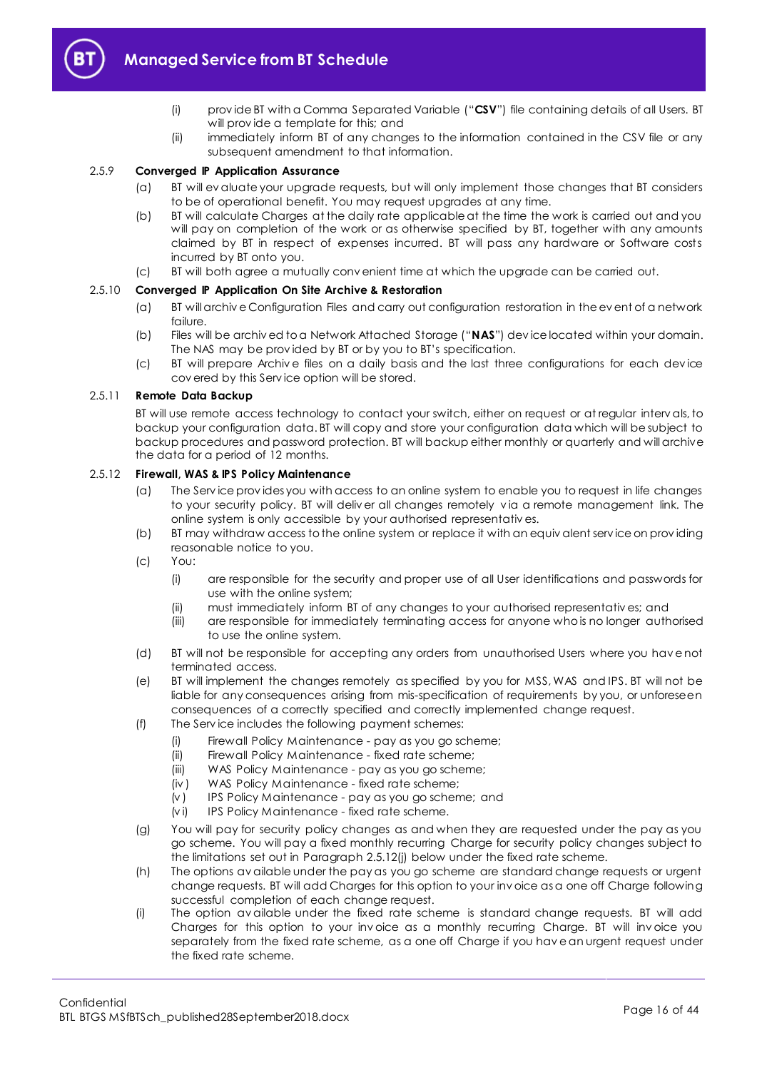(i) provide BT with a Comma Separated Variable ("**CSV**") file containing details of all Users. BT will provide a template for this; and

(ii) immediately inform BT of any changes to the information contained in the CSV file or any subsequent amendment to that information.

### 2.5.9 Converged IP Application Assurance

(a) BT will evaluate your upgrade requests, but will only implement those changes that BT considers to be of operational benefit. You may request upgrades at any time.

(b) BT will calculate Charges at the daily rate applicable at the time the work is carried out and you will pay on completion of the work or as otherwise specified by BT, together with any amounts claimed by BT in respect of expenses incurred. BT will pass any hardware or Software costs incurred by BT onto you.

(c) BT will both agree a mutually convenient time at which the upgrade can be carried out.

### 2.5.10 Converged IP Application On Site Archive & Restoration

(a) BT will archive Configuration Files and carry out configuration restoration in the event of a network failure.

(b) Files will be archived to a Network Attached Storage ("**NAS**") device located within your domain. The NAS may be provided by BT or by you to BT's specification.

(c) BT will prepare Archive files on a daily basis and the last three configurations for each device covered by this Service option will be stored.

### 2.5.11 Remote Data Backup

BT will use remote access technology to contact your switch, either on request or at regular intervals, to backup your configuration data. BT will copy and store your configuration data which will be subject to backup procedures and password protection. BT will backup either monthly or quarterly and will archive the data for a period of 12 months.

### 2.5.12 Firewall, WAS & IPS Policy Maintenance

(a) The Service provides you with access to an online system to enable you to request in life changes to your security policy. BT will deliver all changes remotely via a remote management link. The online system is only accessible by your authorised representatives.

(b) BT may withdraw access to the online system or replace it with an equivalent service on providing reasonable notice to you.

(c) You:

  (i) are responsible for the security and proper use of all User identifications and passwords for use with the online system;

  (ii) must immediately inform BT of any changes to your authorised representatives; and

  (iii) are responsible for immediately terminating access for anyone who is no longer authorised to use the online system.

(d) BT will not be responsible for accepting any orders from unauthorised Users where you have not terminated access.

(e) BT will implement the changes remotely as specified by you for MSS, WAS and IPS. BT will not be liable for any consequences arising from mis-specification of requirements by you, or unforeseen consequences of a correctly specified and correctly implemented change request.

(f) The Service includes the following payment schemes:

  (i) Firewall Policy Maintenance - pay as you go scheme;

  (ii) Firewall Policy Maintenance - fixed rate scheme;

  (iii) WAS Policy Maintenance - pay as you go scheme;

  (iv) WAS Policy Maintenance - fixed rate scheme;

  (v) IPS Policy Maintenance - pay as you go scheme; and

  (vi) IPS Policy Maintenance - fixed rate scheme.

(g) You will pay for security policy changes as and when they are requested under the pay as you go scheme. You will pay a fixed monthly recurring Charge for security policy changes subject to the limitations set out in Paragraph 2.5.12(j) below under the fixed rate scheme.

(h) The options available under the pay as you go scheme are standard change requests or urgent change requests. BT will add Charges for this option to your invoice as a one off Charge following successful completion of each change request.

(i) The option available under the fixed rate scheme is standard change requests. BT will add Charges for this option to your invoice as a monthly recurring Charge. BT will invoice you separately from the fixed rate scheme, as a one off Charge if you have an urgent request under the fixed rate scheme.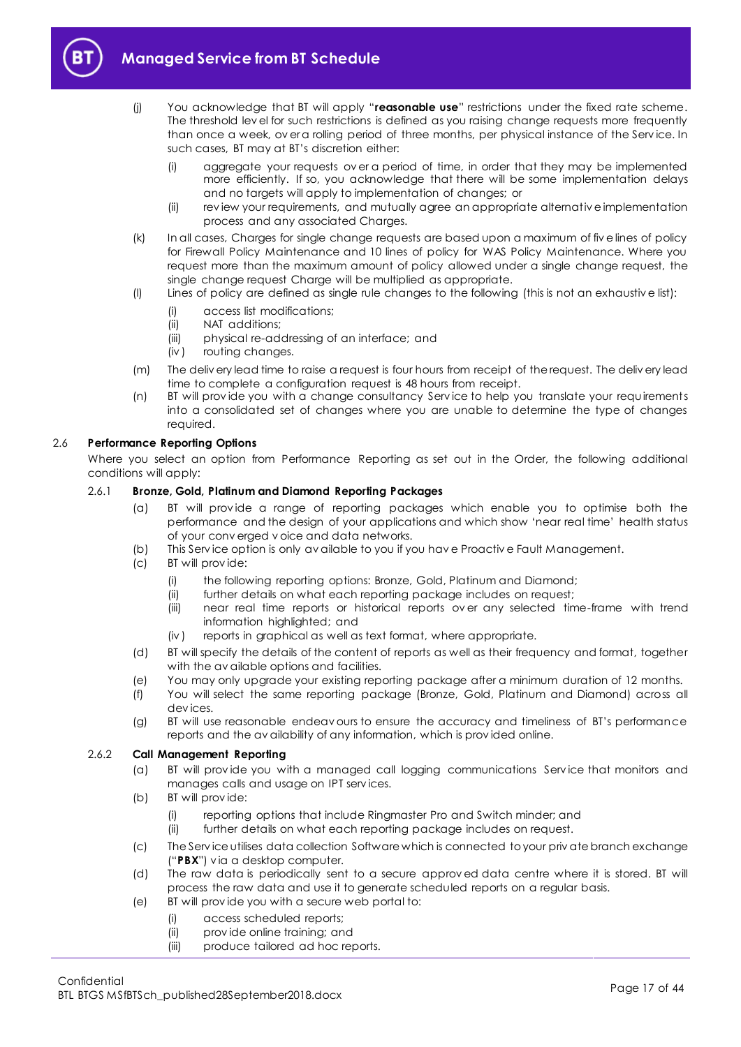(j) You acknowledge that BT will apply "**reasonable use**" restrictions under the fixed rate scheme. The threshold level for such restrictions is defined as you raising change requests more frequently than once a week, over a rolling period of three months, per physical instance of the Service. In such cases, BT may at BT's discretion either:

  (i) aggregate your requests over a period of time, in order that they may be implemented more efficiently. If so, you acknowledge that there will be some implementation delays and no targets will apply to implementation of changes; or

  (ii) review your requirements, and mutually agree an appropriate alternative implementation process and any associated Charges.

(k) In all cases, Charges for single change requests are based upon a maximum of five lines of policy for Firewall Policy Maintenance and 10 lines of policy for WAS Policy Maintenance. Where you request more than the maximum amount of policy allowed under a single change request, the single change request Charge will be multiplied as appropriate.

(l) Lines of policy are defined as single rule changes to the following (this is not an exhaustive list):

  (i) access list modifications;

  (ii) NAT additions;

  (iii) physical re-addressing of an interface; and

  (iv) routing changes.

(m) The delivery lead time to raise a request is four hours from receipt of the request. The delivery lead time to complete a configuration request is 48 hours from receipt.

(n) BT will provide you with a change consultancy Service to help you translate your requirements into a consolidated set of changes where you are unable to determine the type of changes required.

### 2.6 Performance Reporting Options

Where you select an option from Performance Reporting as set out in the Order, the following additional conditions will apply:

#### 2.6.1 Bronze, Gold, Platinum and Diamond Reporting Packages

(a) BT will provide a range of reporting packages which enable you to optimise both the performance and the design of your applications and which show 'near real time' health status of your converged voice and data networks.

(b) This Service option is only available to you if you have Proactive Fault Management.

(c) BT will provide:

  (i) the following reporting options: Bronze, Gold, Platinum and Diamond;

  (ii) further details on what each reporting package includes on request;

  (iii) near real time reports or historical reports over any selected time-frame with trend information highlighted; and

  (iv) reports in graphical as well as text format, where appropriate.

(d) BT will specify the details of the content of reports as well as their frequency and format, together with the available options and facilities.

(e) You may only upgrade your existing reporting package after a minimum duration of 12 months.

(f) You will select the same reporting package (Bronze, Gold, Platinum and Diamond) across all devices.

(g) BT will use reasonable endeavours to ensure the accuracy and timeliness of BT's performance reports and the availability of any information, which is provided online.

#### 2.6.2 Call Management Reporting

(a) BT will provide you with a managed call logging communications Service that monitors and manages calls and usage on IPT services.

(b) BT will provide:

  (i) reporting options that include Ringmaster Pro and Switch minder; and

  (ii) further details on what each reporting package includes on request.

(c) The Service utilises data collection Software which is connected to your private branch exchange ("**PBX**") via a desktop computer.

(d) The raw data is periodically sent to a secure approved data centre where it is stored. BT will process the raw data and use it to generate scheduled reports on a regular basis.

(e) BT will provide you with a secure web portal to:

  (i) access scheduled reports;

  (ii) provide online training; and

  (iii) produce tailored ad hoc reports.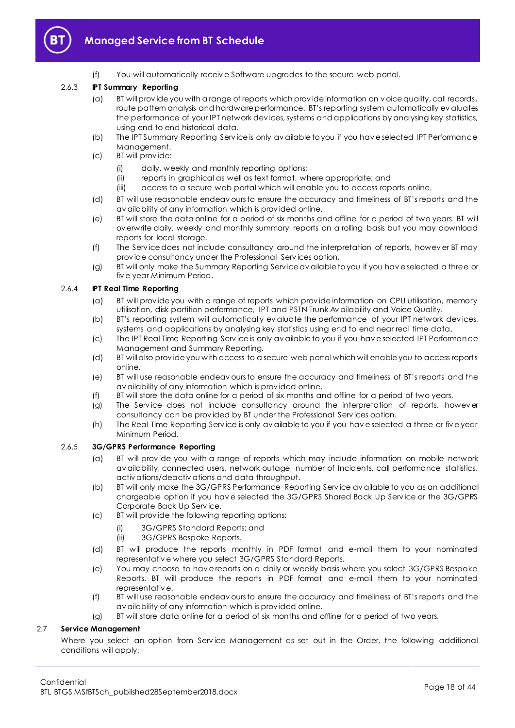(f) You will automatically receive Software upgrades to the secure web portal.

2.6.3 **IPT Summary Reporting**

(a) BT will provide you with a range of reports which provide information on voice quality, call records, route pattern analysis and hardware performance. BT's reporting system automatically evaluates the performance of your IPT network devices, systems and applications by analysing key statistics, using end to end historical data.

(b) The IPT Summary Reporting Service is only available to you if you have selected IPT Performance Management.

(c) BT will provide:

(i) daily, weekly and monthly reporting options;

(ii) reports in graphical as well as text format, where appropriate; and

(iii) access to a secure web portal which will enable you to access reports online.

(d) BT will use reasonable endeavours to ensure the accuracy and timeliness of BT's reports and the availability of any information which is provided online.

(e) BT will store the data online for a period of six months and offline for a period of two years. BT will overwrite daily, weekly and monthly summary reports on a rolling basis but you may download reports for local storage.

(f) The Service does not include consultancy around the interpretation of reports, however BT may provide consultancy under the Professional Services option.

(g) BT will only make the Summary Reporting Service available to you if you have selected a three or five year Minimum Period.

2.6.4 **IPT Real Time Reporting**

(a) BT will provide you with a range of reports which provide information on CPU utilisation, memory utilisation, disk partition performance, IPT and PSTN Trunk Availability and Voice Quality.

(b) BT's reporting system will automatically evaluate the performance of your IPT network devices, systems and applications by analysing key statistics using end to end near real time data.

(c) The IPT Real Time Reporting Service is only available to you if you have selected IPT Performance Management and Summary Reporting.

(d) BT will also provide you with access to a secure web portal which will enable you to access reports online.

(e) BT will use reasonable endeavours to ensure the accuracy and timeliness of BT's reports and the availability of any information which is provided online.

(f) BT will store the data online for a period of six months and offline for a period of two years.

(g) The Service does not include consultancy around the interpretation of reports, however consultancy can be provided by BT under the Professional Services option.

(h) The Real Time Reporting Service is only available to you if you have selected a three or five year Minimum Period.

2.6.5 **3G/GPRS Performance Reporting**

(a) BT will provide you with a range of reports which may include information on mobile network availability, connected users, network outage, number of Incidents, call performance statistics, activations/deactivations and data throughput.

(b) BT will only make the 3G/GPRS Performance Reporting Service available to you as an additional chargeable option if you have selected the 3G/GPRS Shared Back Up Service or the 3G/GPRS Corporate Back Up Service.

(c) BT will provide the following reporting options:

(i) 3G/GPRS Standard Reports; and

(ii) 3G/GPRS Bespoke Reports.

(d) BT will produce the reports monthly in PDF format and e-mail them to your nominated representative where you select 3G/GPRS Standard Reports.

(e) You may choose to have reports on a daily or weekly basis where you select 3G/GPRS Bespoke Reports. BT will produce the reports in PDF format and e-mail them to your nominated representative.

(f) BT will use reasonable endeavours to ensure the accuracy and timeliness of BT's reports and the availability of any information which is provided online.

(g) BT will store data online for a period of six months and offline for a period of two years.

2.7 **Service Management**

Where you select an option from Service Management as set out in the Order, the following additional conditions will apply: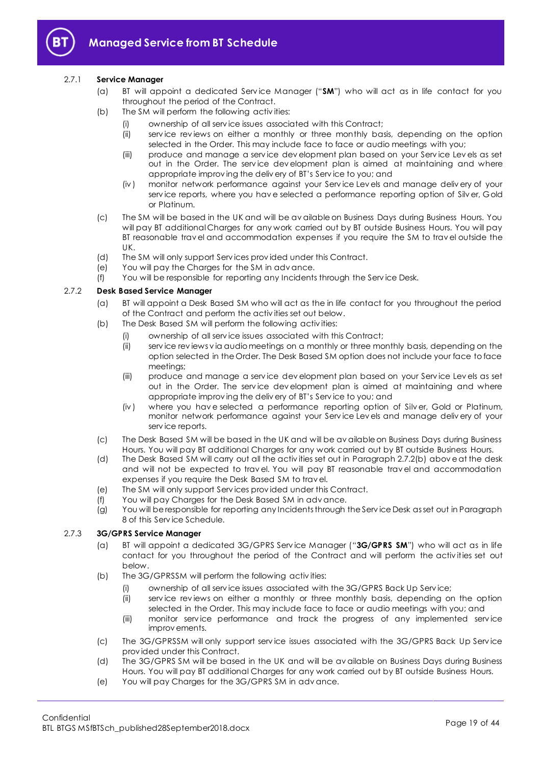2.7.1 **Service Manager**

(a) BT will appoint a dedicated Service Manager ("**SM**") who will act as in life contact for you throughout the period of the Contract.

(b) The SM will perform the following activities:

(i) ownership of all service issues associated with this Contract;

(ii) service reviews on either a monthly or three monthly basis, depending on the option selected in the Order. This may include face to face or audio meetings with you;

(iii) produce and manage a service development plan based on your Service Levels as set out in the Order. The service development plan is aimed at maintaining and where appropriate improving the delivery of BT's Service to you; and

(iv) monitor network performance against your Service Levels and manage delivery of your service reports, where you have selected a performance reporting option of Silver, Gold or Platinum.

(c) The SM will be based in the UK and will be available on Business Days during Business Hours. You will pay BT additional Charges for any work carried out by BT outside Business Hours. You will pay BT reasonable travel and accommodation expenses if you require the SM to travel outside the UK.

(d) The SM will only support Services provided under this Contract.

(e) You will pay the Charges for the SM in advance.

(f) You will be responsible for reporting any Incidents through the Service Desk.

2.7.2 **Desk Based Service Manager**

(a) BT will appoint a Desk Based SM who will act as the in life contact for you throughout the period of the Contract and perform the activities set out below.

(b) The Desk Based SM will perform the following activities:

(i) ownership of all service issues associated with this Contract;

(ii) service reviews via audio meetings on a monthly or three monthly basis, depending on the option selected in the Order. The Desk Based SM option does not include your face to face meetings;

(iii) produce and manage a service development plan based on your Service Levels as set out in the Order. The service development plan is aimed at maintaining and where appropriate improving the delivery of BT's Service to you; and

(iv) where you have selected a performance reporting option of Silver, Gold or Platinum, monitor network performance against your Service Levels and manage delivery of your service reports.

(c) The Desk Based SM will be based in the UK and will be available on Business Days during Business Hours. You will pay BT additional Charges for any work carried out by BT outside Business Hours.

(d) The Desk Based SM will carry out all the activities set out in Paragraph 2.7.2(b) above at the desk and will not be expected to travel. You will pay BT reasonable travel and accommodation expenses if you require the Desk Based SM to travel.

(e) The SM will only support Services provided under this Contract.

(f) You will pay Charges for the Desk Based SM in advance.

(g) You will be responsible for reporting any Incidents through the Service Desk as set out in Paragraph 8 of this Service Schedule.

2.7.3 **3G/GPRS Service Manager**

(a) BT will appoint a dedicated 3G/GPRS Service Manager ("**3G/GPRS SM**") who will act as in life contact for you throughout the period of the Contract and will perform the activities set out below.

(b) The 3G/GPRSSM will perform the following activities:

(i) ownership of all service issues associated with the 3G/GPRS Back Up Service;

(ii) service reviews on either a monthly or three monthly basis, depending on the option selected in the Order. This may include face to face or audio meetings with you; and

(iii) monitor service performance and track the progress of any implemented service improvements.

(c) The 3G/GPRSSM will only support service issues associated with the 3G/GPRS Back Up Service provided under this Contract.

(d) The 3G/GPRS SM will be based in the UK and will be available on Business Days during Business Hours. You will pay BT additional Charges for any work carried out by BT outside Business Hours.

(e) You will pay Charges for the 3G/GPRS SM in advance.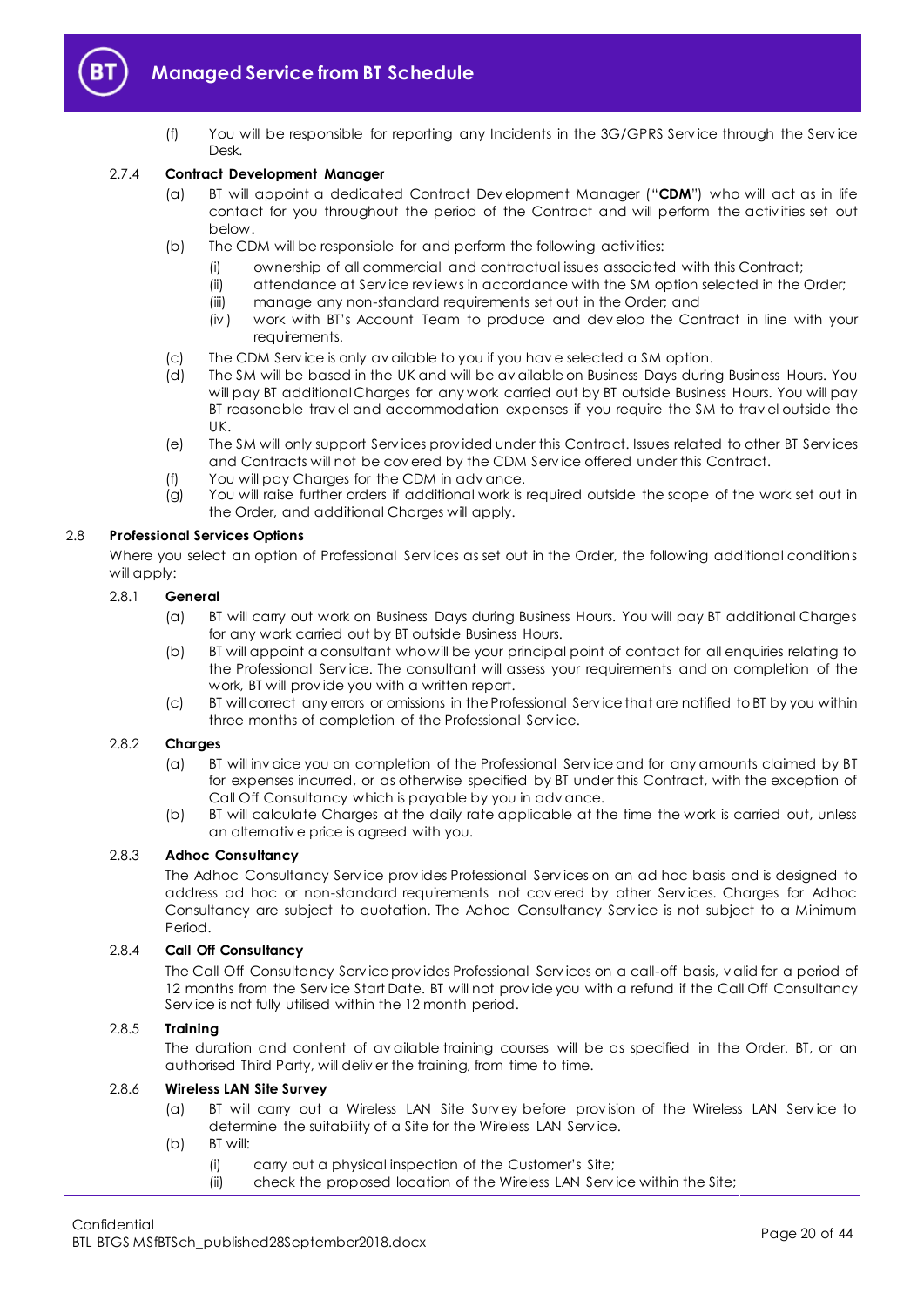(f) You will be responsible for reporting any Incidents in the 3G/GPRS Service through the Service Desk.

#### 2.7.4 Contract Development Manager

(a) BT will appoint a dedicated Contract Development Manager ("**CDM**") who will act as in life contact for you throughout the period of the Contract and will perform the activities set out below.

(b) The CDM will be responsible for and perform the following activities:

   (i) ownership of all commercial and contractual issues associated with this Contract;
   
   (ii) attendance at Service reviews in accordance with the SM option selected in the Order;
   
   (iii) manage any non-standard requirements set out in the Order; and
   
   (iv) work with BT's Account Team to produce and develop the Contract in line with your requirements.

(c) The CDM Service is only available to you if you have selected a SM option.

(d) The SM will be based in the UK and will be available on Business Days during Business Hours. You will pay BT additional Charges for any work carried out by BT outside Business Hours. You will pay BT reasonable travel and accommodation expenses if you require the SM to travel outside the UK.

(e) The SM will only support Services provided under this Contract. Issues related to other BT Services and Contracts will not be covered by the CDM Service offered under this Contract.

(f) You will pay Charges for the CDM in advance.

(g) You will raise further orders if additional work is required outside the scope of the work set out in the Order, and additional Charges will apply.

### 2.8 Professional Services Options

Where you select an option of Professional Services as set out in the Order, the following additional conditions will apply:

#### 2.8.1 General

(a) BT will carry out work on Business Days during Business Hours. You will pay BT additional Charges for any work carried out by BT outside Business Hours.

(b) BT will appoint a consultant who will be your principal point of contact for all enquiries relating to the Professional Service. The consultant will assess your requirements and on completion of the work, BT will provide you with a written report.

(c) BT will correct any errors or omissions in the Professional Service that are notified to BT by you within three months of completion of the Professional Service.

#### 2.8.2 Charges

(a) BT will invoice you on completion of the Professional Service and for any amounts claimed by BT for expenses incurred, or as otherwise specified by BT under this Contract, with the exception of Call Off Consultancy which is payable by you in advance.

(b) BT will calculate Charges at the daily rate applicable at the time the work is carried out, unless an alternative price is agreed with you.

#### 2.8.3 Adhoc Consultancy

The Adhoc Consultancy Service provides Professional Services on an ad hoc basis and is designed to address ad hoc or non-standard requirements not covered by other Services. Charges for Adhoc Consultancy are subject to quotation. The Adhoc Consultancy Service is not subject to a Minimum Period.

#### 2.8.4 Call Off Consultancy

The Call Off Consultancy Service provides Professional Services on a call-off basis, valid for a period of 12 months from the Service Start Date. BT will not provide you with a refund if the Call Off Consultancy Service is not fully utilised within the 12 month period.

#### 2.8.5 Training

The duration and content of available training courses will be as specified in the Order. BT, or an authorised Third Party, will deliver the training, from time to time.

#### 2.8.6 Wireless LAN Site Survey

(a) BT will carry out a Wireless LAN Site Survey before provision of the Wireless LAN Service to determine the suitability of a Site for the Wireless LAN Service.

(b) BT will:

   (i) carry out a physical inspection of the Customer's Site;
   
   (ii) check the proposed location of the Wireless LAN Service within the Site;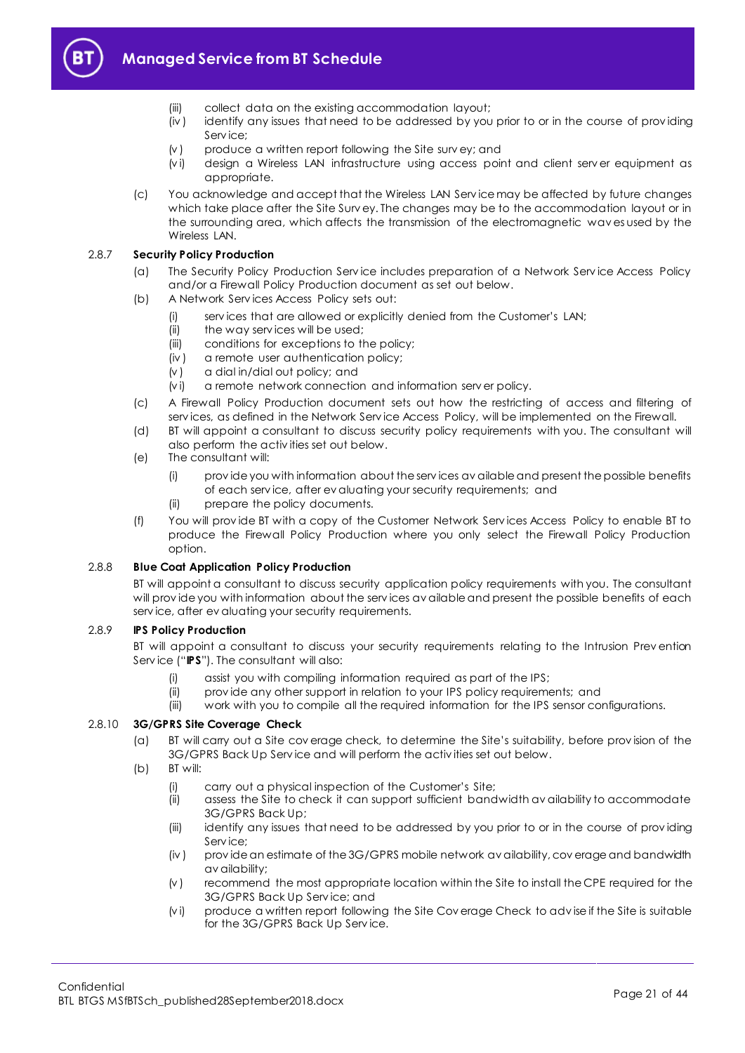(iii) collect data on the existing accommodation layout;
(iv) identify any issues that need to be addressed by you prior to or in the course of providing Service;
(v) produce a written report following the Site survey; and
(vi) design a Wireless LAN infrastructure using access point and client server equipment as appropriate.

(c) You acknowledge and accept that the Wireless LAN Service may be affected by future changes which take place after the Site Survey. The changes may be to the accommodation layout or in the surrounding area, which affects the transmission of the electromagnetic waves used by the Wireless LAN.

### 2.8.7 Security Policy Production

(a) The Security Policy Production Service includes preparation of a Network Service Access Policy and/or a Firewall Policy Production document as set out below.

(b) A Network Services Access Policy sets out:

(i) services that are allowed or explicitly denied from the Customer's LAN;
(ii) the way services will be used;
(iii) conditions for exceptions to the policy;
(iv) a remote user authentication policy;
(v) a dial in/dial out policy; and
(vi) a remote network connection and information server policy.

(c) A Firewall Policy Production document sets out how the restricting of access and filtering of services, as defined in the Network Service Access Policy, will be implemented on the Firewall.

(d) BT will appoint a consultant to discuss security policy requirements with you. The consultant will also perform the activities set out below.

(e) The consultant will:

(i) provide you with information about the services available and present the possible benefits of each service, after evaluating your security requirements; and
(ii) prepare the policy documents.

(f) You will provide BT with a copy of the Customer Network Services Access Policy to enable BT to produce the Firewall Policy Production where you only select the Firewall Policy Production option.

### 2.8.8 Blue Coat Application Policy Production

BT will appoint a consultant to discuss security application policy requirements with you. The consultant will provide you with information about the services available and present the possible benefits of each service, after evaluating your security requirements.

### 2.8.9 IPS Policy Production

BT will appoint a consultant to discuss your security requirements relating to the Intrusion Prevention Service ("**IPS**"). The consultant will also:

(i) assist you with compiling information required as part of the IPS;
(ii) provide any other support in relation to your IPS policy requirements; and
(iii) work with you to compile all the required information for the IPS sensor configurations.

### 2.8.10 3G/GPRS Site Coverage Check

(a) BT will carry out a Site coverage check, to determine the Site's suitability, before provision of the 3G/GPRS Back Up Service and will perform the activities set out below.

(b) BT will:

(i) carry out a physical inspection of the Customer's Site;
(ii) assess the Site to check it can support sufficient bandwidth availability to accommodate 3G/GPRS Back Up;
(iii) identify any issues that need to be addressed by you prior to or in the course of providing Service;
(iv) provide an estimate of the 3G/GPRS mobile network availability, coverage and bandwidth availability;
(v) recommend the most appropriate location within the Site to install the CPE required for the 3G/GPRS Back Up Service; and
(vi) produce a written report following the Site Coverage Check to advise if the Site is suitable for the 3G/GPRS Back Up Service.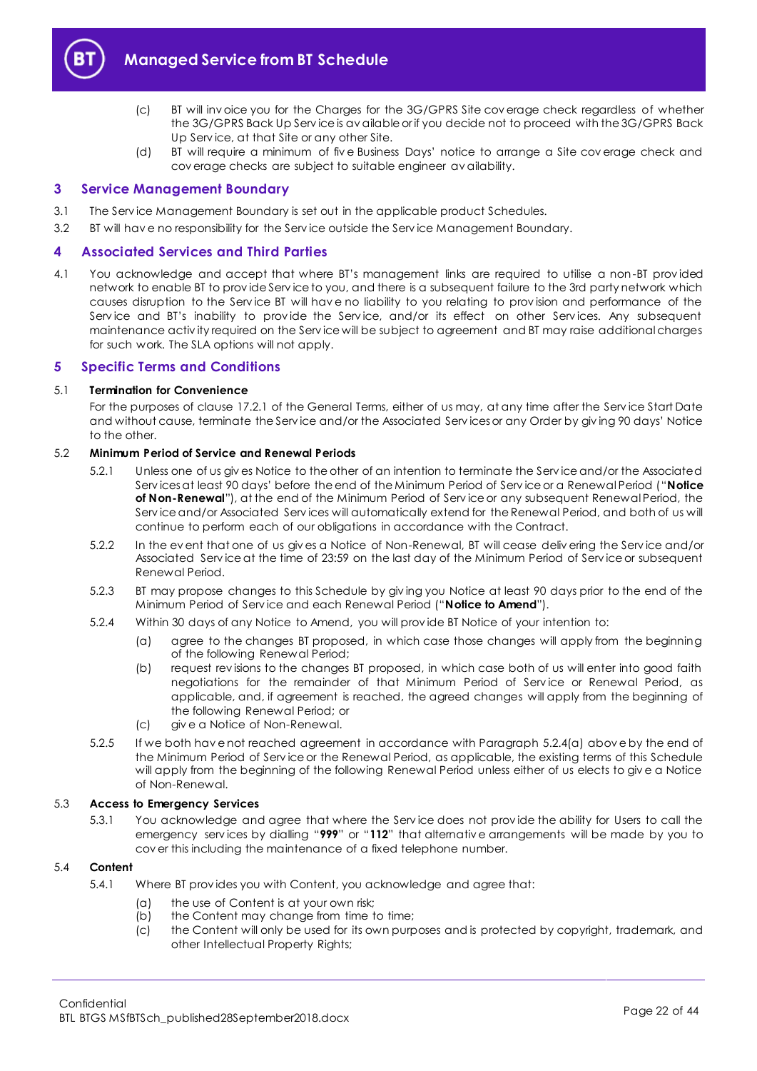(c) BT will invoice you for the Charges for the 3G/GPRS Site coverage check regardless of whether the 3G/GPRS Back Up Service is available or if you decide not to proceed with the 3G/GPRS Back Up Service, at that Site or any other Site.

(d) BT will require a minimum of five Business Days' notice to arrange a Site coverage check and coverage checks are subject to suitable engineer availability.

## 3 Service Management Boundary

3.1 The Service Management Boundary is set out in the applicable product Schedules.

3.2 BT will have no responsibility for the Service outside the Service Management Boundary.

## 4 Associated Services and Third Parties

4.1 You acknowledge and accept that where BT's management links are required to utilise a non-BT provided network to enable BT to provide Service to you, and there is a subsequent failure to the 3rd party network which causes disruption to the Service BT will have no liability to you relating to provision and performance of the Service and BT's inability to provide the Service, and/or its effect on other Services. Any subsequent maintenance activity required on the Service will be subject to agreement and BT may raise additional charges for such work. The SLA options will not apply.

## 5 Specific Terms and Conditions

### 5.1 Termination for Convenience

For the purposes of clause 17.2.1 of the General Terms, either of us may, at any time after the Service Start Date and without cause, terminate the Service and/or the Associated Services or any Order by giving 90 days' Notice to the other.

### 5.2 Minimum Period of Service and Renewal Periods

5.2.1 Unless one of us gives Notice to the other of an intention to terminate the Service and/or the Associated Services at least 90 days' before the end of the Minimum Period of Service or a Renewal Period ("**Notice of Non-Renewal**"), at the end of the Minimum Period of Service or any subsequent Renewal Period, the Service and/or Associated Services will automatically extend for the Renewal Period, and both of us will continue to perform each of our obligations in accordance with the Contract.

5.2.2 In the event that one of us gives a Notice of Non-Renewal, BT will cease delivering the Service and/or Associated Service at the time of 23:59 on the last day of the Minimum Period of Service or subsequent Renewal Period.

5.2.3 BT may propose changes to this Schedule by giving you Notice at least 90 days prior to the end of the Minimum Period of Service and each Renewal Period ("**Notice to Amend**").

5.2.4 Within 30 days of any Notice to Amend, you will provide BT Notice of your intention to:

(a) agree to the changes BT proposed, in which case those changes will apply from the beginning of the following Renewal Period;

(b) request revisions to the changes BT proposed, in which case both of us will enter into good faith negotiations for the remainder of that Minimum Period of Service or Renewal Period, as applicable, and, if agreement is reached, the agreed changes will apply from the beginning of the following Renewal Period; or

(c) give a Notice of Non-Renewal.

5.2.5 If we both have not reached agreement in accordance with Paragraph 5.2.4(a) above by the end of the Minimum Period of Service or the Renewal Period, as applicable, the existing terms of this Schedule will apply from the beginning of the following Renewal Period unless either of us elects to give a Notice of Non-Renewal.

### 5.3 Access to Emergency Services

5.3.1 You acknowledge and agree that where the Service does not provide the ability for Users to call the emergency services by dialling "**999**" or "**112**" that alternative arrangements will be made by you to cover this including the maintenance of a fixed telephone number.

### 5.4 Content

5.4.1 Where BT provides you with Content, you acknowledge and agree that:

(a) the use of Content is at your own risk;

(b) the Content may change from time to time;

(c) the Content will only be used for its own purposes and is protected by copyright, trademark, and other Intellectual Property Rights;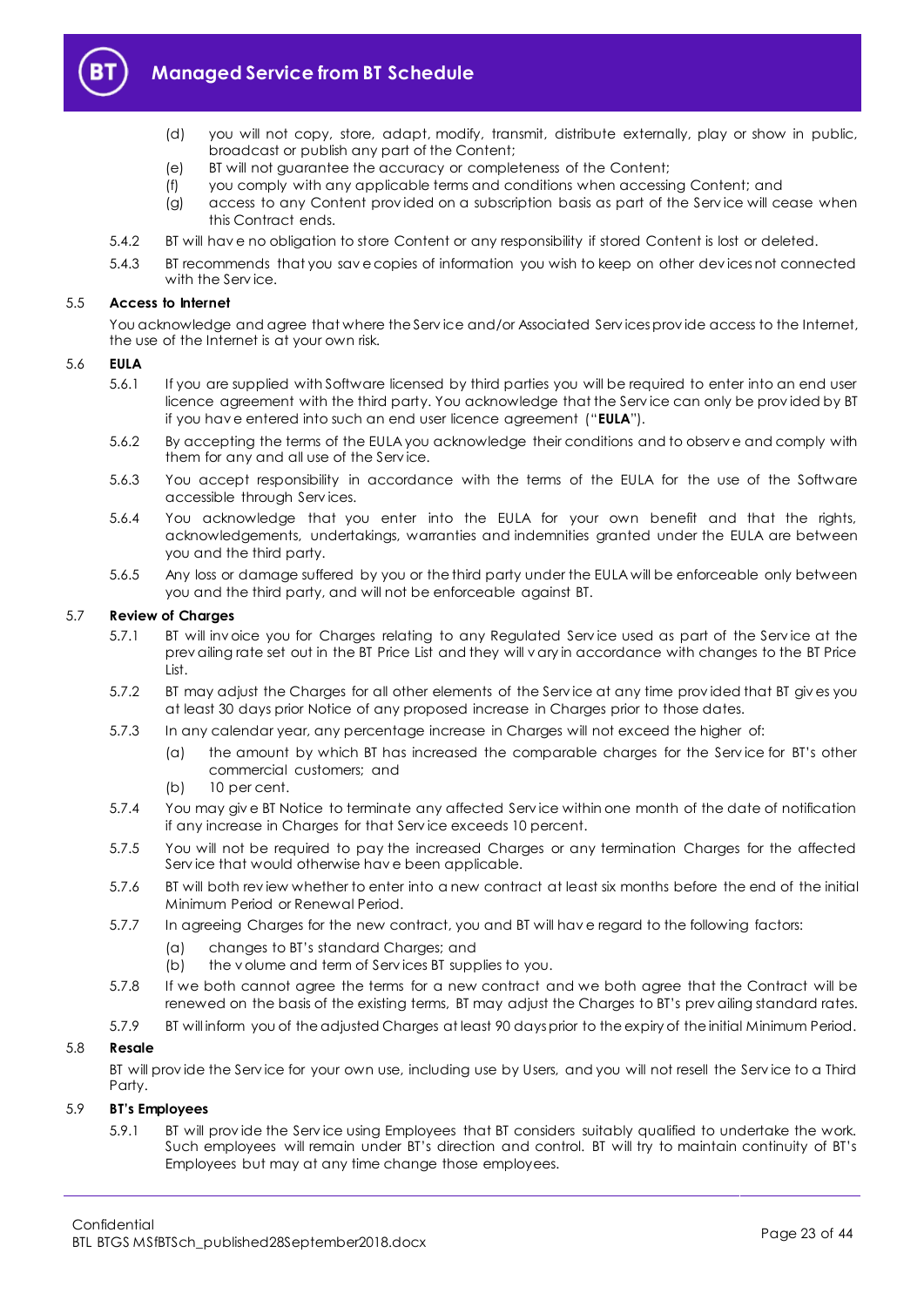(d) you will not copy, store, adapt, modify, transmit, distribute externally, play or show in public, broadcast or publish any part of the Content;

(e) BT will not guarantee the accuracy or completeness of the Content;

(f) you comply with any applicable terms and conditions when accessing Content; and

(g) access to any Content provided on a subscription basis as part of the Service will cease when this Contract ends.

5.4.2 BT will have no obligation to store Content or any responsibility if stored Content is lost or deleted.

5.4.3 BT recommends that you save copies of information you wish to keep on other devices not connected with the Service.

5.5 **Access to Internet**

You acknowledge and agree that where the Service and/or Associated Services provide access to the Internet, the use of the Internet is at your own risk.

5.6 **EULA**

5.6.1 If you are supplied with Software licensed by third parties you will be required to enter into an end user licence agreement with the third party. You acknowledge that the Service can only be provided by BT if you have entered into such an end user licence agreement ("**EULA**").

5.6.2 By accepting the terms of the EULA you acknowledge their conditions and to observe and comply with them for any and all use of the Service.

5.6.3 You accept responsibility in accordance with the terms of the EULA for the use of the Software accessible through Services.

5.6.4 You acknowledge that you enter into the EULA for your own benefit and that the rights, acknowledgements, undertakings, warranties and indemnities granted under the EULA are between you and the third party.

5.6.5 Any loss or damage suffered by you or the third party under the EULA will be enforceable only between you and the third party, and will not be enforceable against BT.

5.7 **Review of Charges**

5.7.1 BT will invoice you for Charges relating to any Regulated Service used as part of the Service at the prevailing rate set out in the BT Price List and they will vary in accordance with changes to the BT Price List.

5.7.2 BT may adjust the Charges for all other elements of the Service at any time provided that BT gives you at least 30 days prior Notice of any proposed increase in Charges prior to those dates.

5.7.3 In any calendar year, any percentage increase in Charges will not exceed the higher of:

(a) the amount by which BT has increased the comparable charges for the Service for BT's other commercial customers; and

(b) 10 per cent.

5.7.4 You may give BT Notice to terminate any affected Service within one month of the date of notification if any increase in Charges for that Service exceeds 10 percent.

5.7.5 You will not be required to pay the increased Charges or any termination Charges for the affected Service that would otherwise have been applicable.

5.7.6 BT will both review whether to enter into a new contract at least six months before the end of the initial Minimum Period or Renewal Period.

5.7.7 In agreeing Charges for the new contract, you and BT will have regard to the following factors:

(a) changes to BT's standard Charges; and

(b) the volume and term of Services BT supplies to you.

5.7.8 If we both cannot agree the terms for a new contract and we both agree that the Contract will be renewed on the basis of the existing terms, BT may adjust the Charges to BT's prevailing standard rates.

5.7.9 BT will inform you of the adjusted Charges at least 90 days prior to the expiry of the initial Minimum Period.

5.8 **Resale**

BT will provide the Service for your own use, including use by Users, and you will not resell the Service to a Third Party.

5.9 **BT's Employees**

5.9.1 BT will provide the Service using Employees that BT considers suitably qualified to undertake the work. Such employees will remain under BT's direction and control. BT will try to maintain continuity of BT's Employees but may at any time change those employees.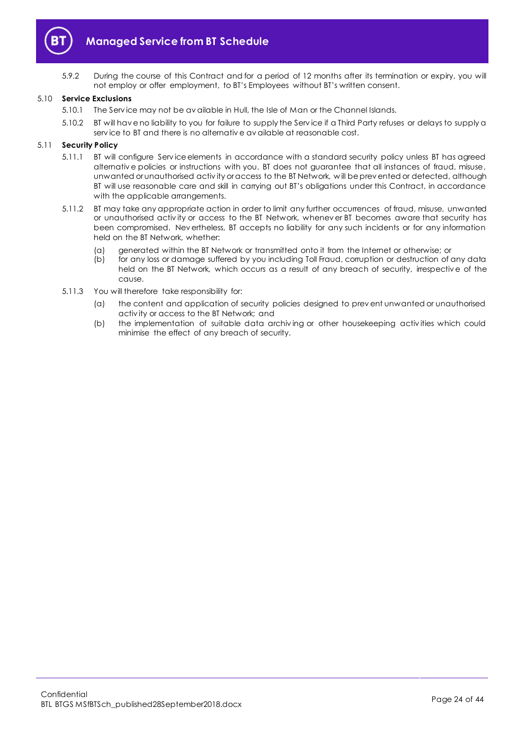5.9.2 During the course of this Contract and for a period of 12 months after its termination or expiry, you will not employ or offer employment, to BT's Employees without BT's written consent.

## 5.10 Service Exclusions

5.10.1 The Service may not be available in Hull, the Isle of Man or the Channel Islands.

5.10.2 BT will have no liability to you for failure to supply the Service if a Third Party refuses or delays to supply a service to BT and there is no alternative available at reasonable cost.

## 5.11 Security Policy

5.11.1 BT will configure Service elements in accordance with a standard security policy unless BT has agreed alternative policies or instructions with you. BT does not guarantee that all instances of fraud, misuse, unwanted or unauthorised activity or access to the BT Network, will be prevented or detected, although BT will use reasonable care and skill in carrying out BT's obligations under this Contract, in accordance with the applicable arrangements.

5.11.2 BT may take any appropriate action in order to limit any further occurrences of fraud, misuse, unwanted or unauthorised activity or access to the BT Network, whenever BT becomes aware that security has been compromised. Nevertheless, BT accepts no liability for any such incidents or for any information held on the BT Network, whether:

(a) generated within the BT Network or transmitted onto it from the Internet or otherwise; or

(b) for any loss or damage suffered by you including Toll Fraud, corruption or destruction of any data held on the BT Network, which occurs as a result of any breach of security, irrespective of the cause.

5.11.3 You will therefore take responsibility for:

(a) the content and application of security policies designed to prevent unwanted or unauthorised activity or access to the BT Network; and

(b) the implementation of suitable data archiving or other housekeeping activities which could minimise the effect of any breach of security.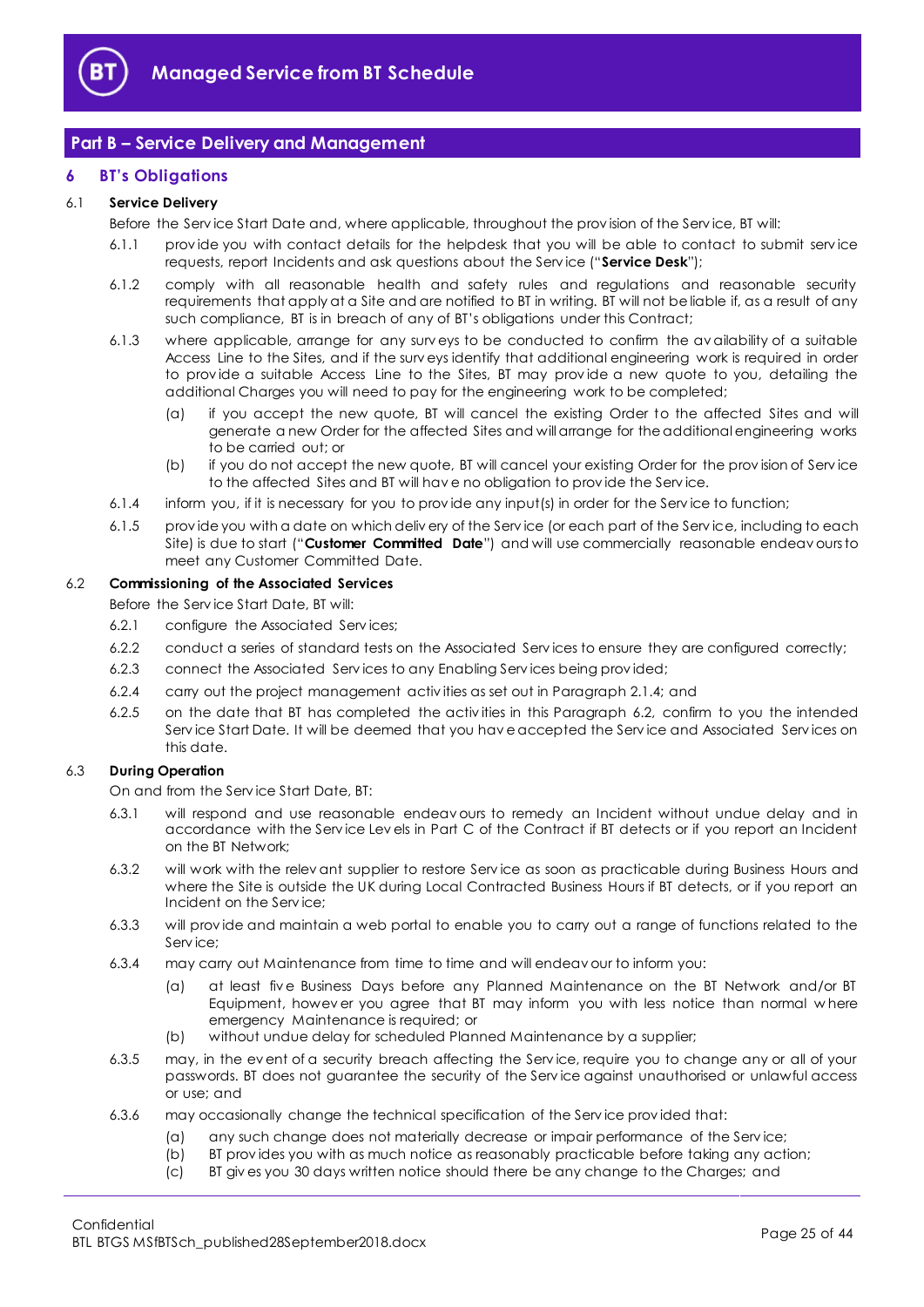## Part B – Service Delivery and Management

### 6 BT's Obligations

6.1 **Service Delivery**

Before the Service Start Date and, where applicable, throughout the provision of the Service, BT will:

6.1.1 provide you with contact details for the helpdesk that you will be able to contact to submit service requests, report Incidents and ask questions about the Service ("**Service Desk**");

6.1.2 comply with all reasonable health and safety rules and regulations and reasonable security requirements that apply at a Site and are notified to BT in writing. BT will not be liable if, as a result of any such compliance, BT is in breach of any of BT's obligations under this Contract;

6.1.3 where applicable, arrange for any surveys to be conducted to confirm the availability of a suitable Access Line to the Sites, and if the surveys identify that additional engineering work is required in order to provide a suitable Access Line to the Sites, BT may provide a new quote to you, detailing the additional Charges you will need to pay for the engineering work to be completed;

(a) if you accept the new quote, BT will cancel the existing Order to the affected Sites and will generate a new Order for the affected Sites and will arrange for the additional engineering works to be carried out; or

(b) if you do not accept the new quote, BT will cancel your existing Order for the provision of Service to the affected Sites and BT will have no obligation to provide the Service.

6.1.4 inform you, if it is necessary for you to provide any input(s) in order for the Service to function;

6.1.5 provide you with a date on which delivery of the Service (or each part of the Service, including to each Site) is due to start ("**Customer Committed Date**") and will use commercially reasonable endeavours to meet any Customer Committed Date.

6.2 **Commissioning of the Associated Services**

Before the Service Start Date, BT will:

6.2.1 configure the Associated Services;

6.2.2 conduct a series of standard tests on the Associated Services to ensure they are configured correctly;

6.2.3 connect the Associated Services to any Enabling Services being provided;

6.2.4 carry out the project management activities as set out in Paragraph 2.1.4; and

6.2.5 on the date that BT has completed the activities in this Paragraph 6.2, confirm to you the intended Service Start Date. It will be deemed that you have accepted the Service and Associated Services on this date.

6.3 **During Operation**

On and from the Service Start Date, BT:

6.3.1 will respond and use reasonable endeavours to remedy an Incident without undue delay and in accordance with the Service Levels in Part C of the Contract if BT detects or if you report an Incident on the BT Network;

6.3.2 will work with the relevant supplier to restore Service as soon as practicable during Business Hours and where the Site is outside the UK during Local Contracted Business Hours if BT detects, or if you report an Incident on the Service;

6.3.3 will provide and maintain a web portal to enable you to carry out a range of functions related to the Service;

6.3.4 may carry out Maintenance from time to time and will endeavour to inform you:

(a) at least five Business Days before any Planned Maintenance on the BT Network and/or BT Equipment, however you agree that BT may inform you with less notice than normal where emergency Maintenance is required; or

(b) without undue delay for scheduled Planned Maintenance by a supplier;

6.3.5 may, in the event of a security breach affecting the Service, require you to change any or all of your passwords. BT does not guarantee the security of the Service against unauthorised or unlawful access or use; and

6.3.6 may occasionally change the technical specification of the Service provided that:

(a) any such change does not materially decrease or impair performance of the Service;

(b) BT provides you with as much notice as reasonably practicable before taking any action;

(c) BT gives you 30 days written notice should there be any change to the Charges; and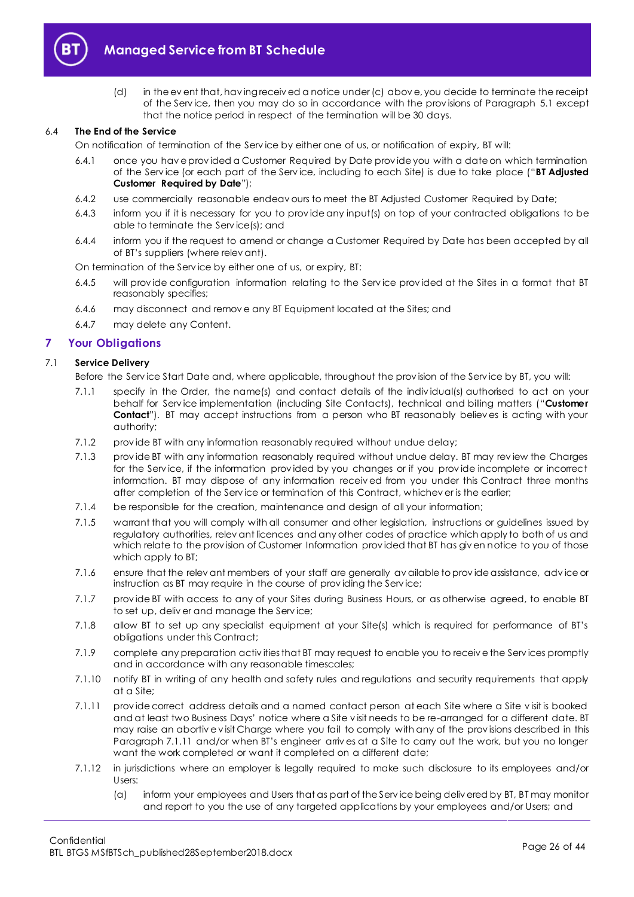(d) in the event that, having received a notice under (c) above, you decide to terminate the receipt of the Service, then you may do so in accordance with the provisions of Paragraph 5.1 except that the notice period in respect of the termination will be 30 days.

6.4 **The End of the Service**

On notification of termination of the Service by either one of us, or notification of expiry, BT will:

6.4.1 once you have provided a Customer Required by Date provide you with a date on which termination of the Service (or each part of the Service, including to each Site) is due to take place ("**BT Adjusted Customer Required by Date**");

6.4.2 use commercially reasonable endeavours to meet the BT Adjusted Customer Required by Date;

6.4.3 inform you if it is necessary for you to provide any input(s) on top of your contracted obligations to be able to terminate the Service(s); and

6.4.4 inform you if the request to amend or change a Customer Required by Date has been accepted by all of BT's suppliers (where relevant).

On termination of the Service by either one of us, or expiry, BT:

6.4.5 will provide configuration information relating to the Service provided at the Sites in a format that BT reasonably specifies;

6.4.6 may disconnect and remove any BT Equipment located at the Sites; and

6.4.7 may delete any Content.

## 7 Your Obligations

7.1 **Service Delivery**

Before the Service Start Date and, where applicable, throughout the provision of the Service by BT, you will:

7.1.1 specify in the Order, the name(s) and contact details of the individual(s) authorised to act on your behalf for Service implementation (including Site Contacts), technical and billing matters ("**Customer Contact**"). BT may accept instructions from a person who BT reasonably believes is acting with your authority;

7.1.2 provide BT with any information reasonably required without undue delay;

7.1.3 provide BT with any information reasonably required without undue delay. BT may review the Charges for the Service, if the information provided by you changes or if you provide incomplete or incorrect information. BT may dispose of any information received from you under this Contract three months after completion of the Service or termination of this Contract, whichever is the earlier;

7.1.4 be responsible for the creation, maintenance and design of all your information;

7.1.5 warrant that you will comply with all consumer and other legislation, instructions or guidelines issued by regulatory authorities, relevant licences and any other codes of practice which apply to both of us and which relate to the provision of Customer Information provided that BT has given notice to you of those which apply to BT;

7.1.6 ensure that the relevant members of your staff are generally available to provide assistance, advice or instruction as BT may require in the course of providing the Service;

7.1.7 provide BT with access to any of your Sites during Business Hours, or as otherwise agreed, to enable BT to set up, deliver and manage the Service;

7.1.8 allow BT to set up any specialist equipment at your Site(s) which is required for performance of BT's obligations under this Contract;

7.1.9 complete any preparation activities that BT may request to enable you to receive the Services promptly and in accordance with any reasonable timescales;

7.1.10 notify BT in writing of any health and safety rules and regulations and security requirements that apply at a Site;

7.1.11 provide correct address details and a named contact person at each Site where a Site visit is booked and at least two Business Days' notice where a Site visit needs to be re-arranged for a different date. BT may raise an abortive visit Charge where you fail to comply with any of the provisions described in this Paragraph 7.1.11 and/or when BT's engineer arrives at a Site to carry out the work, but you no longer want the work completed or want it completed on a different date;

7.1.12 in jurisdictions where an employer is legally required to make such disclosure to its employees and/or Users:

(a) inform your employees and Users that as part of the Service being delivered by BT, BT may monitor and report to you the use of any targeted applications by your employees and/or Users; and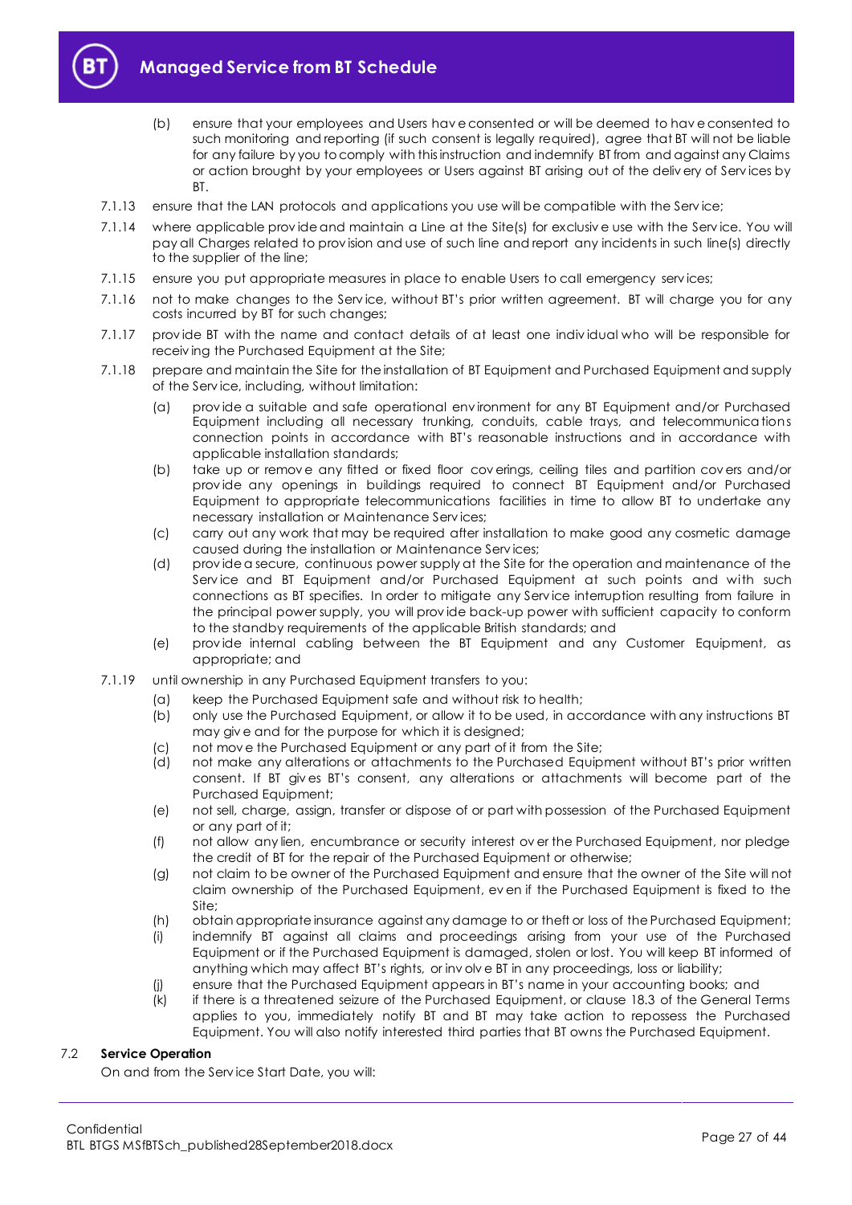(b) ensure that your employees and Users have consented or will be deemed to have consented to such monitoring and reporting (if such consent is legally required), agree that BT will not be liable for any failure by you to comply with this instruction and indemnify BT from and against any Claims or action brought by your employees or Users against BT arising out of the delivery of Services by BT.

7.1.13 ensure that the LAN protocols and applications you use will be compatible with the Service;

7.1.14 where applicable provide and maintain a Line at the Site(s) for exclusive use with the Service. You will pay all Charges related to provision and use of such line and report any incidents in such line(s) directly to the supplier of the line;

7.1.15 ensure you put appropriate measures in place to enable Users to call emergency services;

7.1.16 not to make changes to the Service, without BT's prior written agreement. BT will charge you for any costs incurred by BT for such changes;

7.1.17 provide BT with the name and contact details of at least one individual who will be responsible for receiving the Purchased Equipment at the Site;

7.1.18 prepare and maintain the Site for the installation of BT Equipment and Purchased Equipment and supply of the Service, including, without limitation:

(a) provide a suitable and safe operational environment for any BT Equipment and/or Purchased Equipment including all necessary trunking, conduits, cable trays, and telecommunications connection points in accordance with BT's reasonable instructions and in accordance with applicable installation standards;

(b) take up or remove any fitted or fixed floor coverings, ceiling tiles and partition covers and/or provide any openings in buildings required to connect BT Equipment and/or Purchased Equipment to appropriate telecommunications facilities in time to allow BT to undertake any necessary installation or Maintenance Services;

(c) carry out any work that may be required after installation to make good any cosmetic damage caused during the installation or Maintenance Services;

(d) provide a secure, continuous power supply at the Site for the operation and maintenance of the Service and BT Equipment and/or Purchased Equipment at such points and with such connections as BT specifies. In order to mitigate any Service interruption resulting from failure in the principal power supply, you will provide back-up power with sufficient capacity to conform to the standby requirements of the applicable British standards; and

(e) provide internal cabling between the BT Equipment and any Customer Equipment, as appropriate; and

7.1.19 until ownership in any Purchased Equipment transfers to you:

(a) keep the Purchased Equipment safe and without risk to health;

(b) only use the Purchased Equipment, or allow it to be used, in accordance with any instructions BT may give and for the purpose for which it is designed;

(c) not move the Purchased Equipment or any part of it from the Site;

(d) not make any alterations or attachments to the Purchased Equipment without BT's prior written consent. If BT gives BT's consent, any alterations or attachments will become part of the Purchased Equipment;

(e) not sell, charge, assign, transfer or dispose of or part with possession of the Purchased Equipment or any part of it;

(f) not allow any lien, encumbrance or security interest over the Purchased Equipment, nor pledge the credit of BT for the repair of the Purchased Equipment or otherwise;

(g) not claim to be owner of the Purchased Equipment and ensure that the owner of the Site will not claim ownership of the Purchased Equipment, even if the Purchased Equipment is fixed to the Site;

(h) obtain appropriate insurance against any damage to or theft or loss of the Purchased Equipment;

(i) indemnify BT against all claims and proceedings arising from your use of the Purchased Equipment or if the Purchased Equipment is damaged, stolen or lost. You will keep BT informed of anything which may affect BT's rights, or involve BT in any proceedings, loss or liability;

(j) ensure that the Purchased Equipment appears in BT's name in your accounting books; and

(k) if there is a threatened seizure of the Purchased Equipment, or clause 18.3 of the General Terms applies to you, immediately notify BT and BT may take action to repossess the Purchased Equipment. You will also notify interested third parties that BT owns the Purchased Equipment.

### 7.2 Service Operation

On and from the Service Start Date, you will: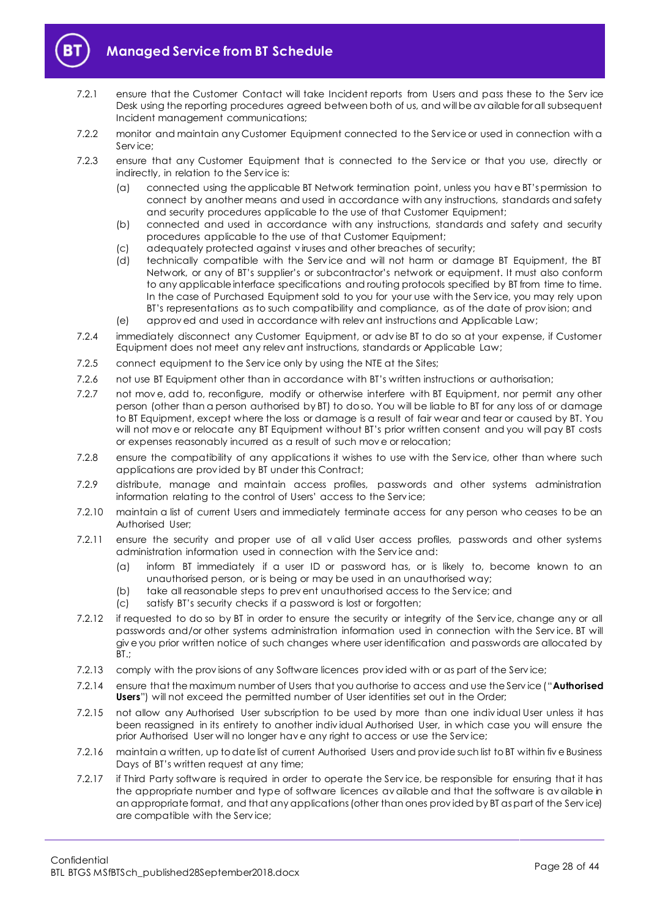7.2.1 ensure that the Customer Contact will take Incident reports from Users and pass these to the Service Desk using the reporting procedures agreed between both of us, and will be available for all subsequent Incident management communications;

7.2.2 monitor and maintain any Customer Equipment connected to the Service or used in connection with a Service;

7.2.3 ensure that any Customer Equipment that is connected to the Service or that you use, directly or indirectly, in relation to the Service is:

(a) connected using the applicable BT Network termination point, unless you have BT's permission to connect by another means and used in accordance with any instructions, standards and safety and security procedures applicable to the use of that Customer Equipment;

(b) connected and used in accordance with any instructions, standards and safety and security procedures applicable to the use of that Customer Equipment;

(c) adequately protected against viruses and other breaches of security;

(d) technically compatible with the Service and will not harm or damage BT Equipment, the BT Network, or any of BT's supplier's or subcontractor's network or equipment. It must also conform to any applicable interface specifications and routing protocols specified by BT from time to time. In the case of Purchased Equipment sold to you for your use with the Service, you may rely upon BT's representations as to such compatibility and compliance, as of the date of provision; and

(e) approved and used in accordance with relevant instructions and Applicable Law;

7.2.4 immediately disconnect any Customer Equipment, or advise BT to do so at your expense, if Customer Equipment does not meet any relevant instructions, standards or Applicable Law;

7.2.5 connect equipment to the Service only by using the NTE at the Sites;

7.2.6 not use BT Equipment other than in accordance with BT's written instructions or authorisation;

7.2.7 not move, add to, reconfigure, modify or otherwise interfere with BT Equipment, nor permit any other person (other than a person authorised by BT) to do so. You will be liable to BT for any loss of or damage to BT Equipment, except where the loss or damage is a result of fair wear and tear or caused by BT. You will not move or relocate any BT Equipment without BT's prior written consent and you will pay BT costs or expenses reasonably incurred as a result of such move or relocation;

7.2.8 ensure the compatibility of any applications it wishes to use with the Service, other than where such applications are provided by BT under this Contract;

7.2.9 distribute, manage and maintain access profiles, passwords and other systems administration information relating to the control of Users' access to the Service;

7.2.10 maintain a list of current Users and immediately terminate access for any person who ceases to be an Authorised User;

7.2.11 ensure the security and proper use of all valid User access profiles, passwords and other systems administration information used in connection with the Service and:

(a) inform BT immediately if a user ID or password has, or is likely to, become known to an unauthorised person, or is being or may be used in an unauthorised way;

(b) take all reasonable steps to prevent unauthorised access to the Service; and

(c) satisfy BT's security checks if a password is lost or forgotten;

7.2.12 if requested to do so by BT in order to ensure the security or integrity of the Service, change any or all passwords and/or other systems administration information used in connection with the Service. BT will give you prior written notice of such changes where user identification and passwords are allocated by BT.;

7.2.13 comply with the provisions of any Software licences provided with or as part of the Service;

7.2.14 ensure that the maximum number of Users that you authorise to access and use the Service ("**Authorised Users**") will not exceed the permitted number of User identities set out in the Order;

7.2.15 not allow any Authorised User subscription to be used by more than one individual User unless it has been reassigned in its entirety to another individual Authorised User, in which case you will ensure the prior Authorised User will no longer have any right to access or use the Service;

7.2.16 maintain a written, up to date list of current Authorised Users and provide such list to BT within five Business Days of BT's written request at any time;

7.2.17 if Third Party software is required in order to operate the Service, be responsible for ensuring that it has the appropriate number and type of software licences available and that the software is available in an appropriate format, and that any applications (other than ones provided by BT as part of the Service) are compatible with the Service;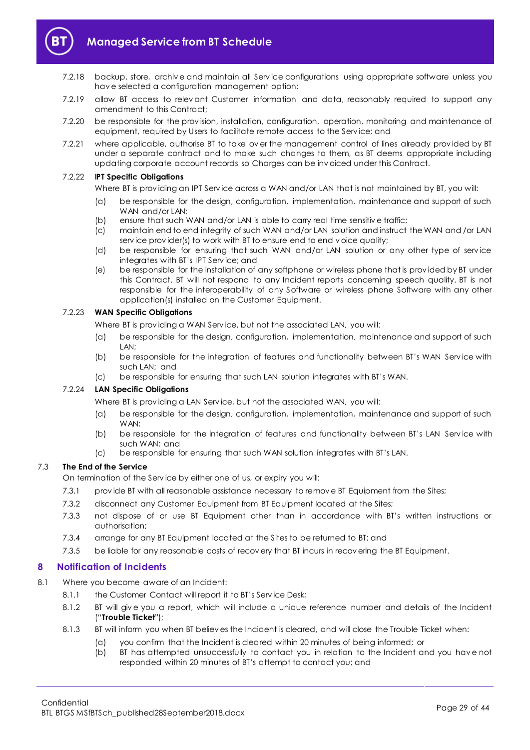7.2.18 backup, store, archive and maintain all Service configurations using appropriate software unless you have selected a configuration management option;

7.2.19 allow BT access to relevant Customer information and data, reasonably required to support any amendment to this Contract;

7.2.20 be responsible for the provision, installation, configuration, operation, monitoring and maintenance of equipment, required by Users to facilitate remote access to the Service; and

7.2.21 where applicable, authorise BT to take over the management control of lines already provided by BT under a separate contract and to make such changes to them, as BT deems appropriate including updating corporate account records so Charges can be invoiced under this Contract.

7.2.22 **IPT Specific Obligations**

Where BT is providing an IPT Service across a WAN and/or LAN that is not maintained by BT, you will:

(a) be responsible for the design, configuration, implementation, maintenance and support of such WAN and/or LAN;

(b) ensure that such WAN and/or LAN is able to carry real time sensitive traffic;

(c) maintain end to end integrity of such WAN and/or LAN solution and instruct the WAN and /or LAN service provider(s) to work with BT to ensure end to end voice quality;

(d) be responsible for ensuring that such WAN and/or LAN solution or any other type of service integrates with BT's IPT Service; and

(e) be responsible for the installation of any softphone or wireless phone that is provided by BT under this Contract. BT will not respond to any Incident reports concerning speech quality. BT is not responsible for the interoperability of any Software or wireless phone Software with any other application(s) installed on the Customer Equipment.

7.2.23 **WAN Specific Obligations**

Where BT is providing a WAN Service, but not the associated LAN, you will:

(a) be responsible for the design, configuration, implementation, maintenance and support of such LAN;

(b) be responsible for the integration of features and functionality between BT's WAN Service with such LAN; and

(c) be responsible for ensuring that such LAN solution integrates with BT's WAN.

7.2.24 **LAN Specific Obligations**

Where BT is providing a LAN Service, but not the associated WAN, you will:

(a) be responsible for the design, configuration, implementation, maintenance and support of such WAN;

(b) be responsible for the integration of features and functionality between BT's LAN Service with such WAN; and

(c) be responsible for ensuring that such WAN solution integrates with BT's LAN.

7.3 **The End of the Service**

On termination of the Service by either one of us, or expiry you will:

7.3.1 provide BT with all reasonable assistance necessary to remove BT Equipment from the Sites;

7.3.2 disconnect any Customer Equipment from BT Equipment located at the Sites;

7.3.3 not dispose of or use BT Equipment other than in accordance with BT's written instructions or authorisation;

7.3.4 arrange for any BT Equipment located at the Sites to be returned to BT; and

7.3.5 be liable for any reasonable costs of recovery that BT incurs in recovering the BT Equipment.

## 8 Notification of Incidents

8.1 Where you become aware of an Incident:

8.1.1 the Customer Contact will report it to BT's Service Desk;

8.1.2 BT will give you a report, which will include a unique reference number and details of the Incident ("**Trouble Ticket**");

8.1.3 BT will inform you when BT believes the Incident is cleared, and will close the Trouble Ticket when:

(a) you confirm that the Incident is cleared within 20 minutes of being informed; or

(b) BT has attempted unsuccessfully to contact you in relation to the Incident and you have not responded within 20 minutes of BT's attempt to contact you; and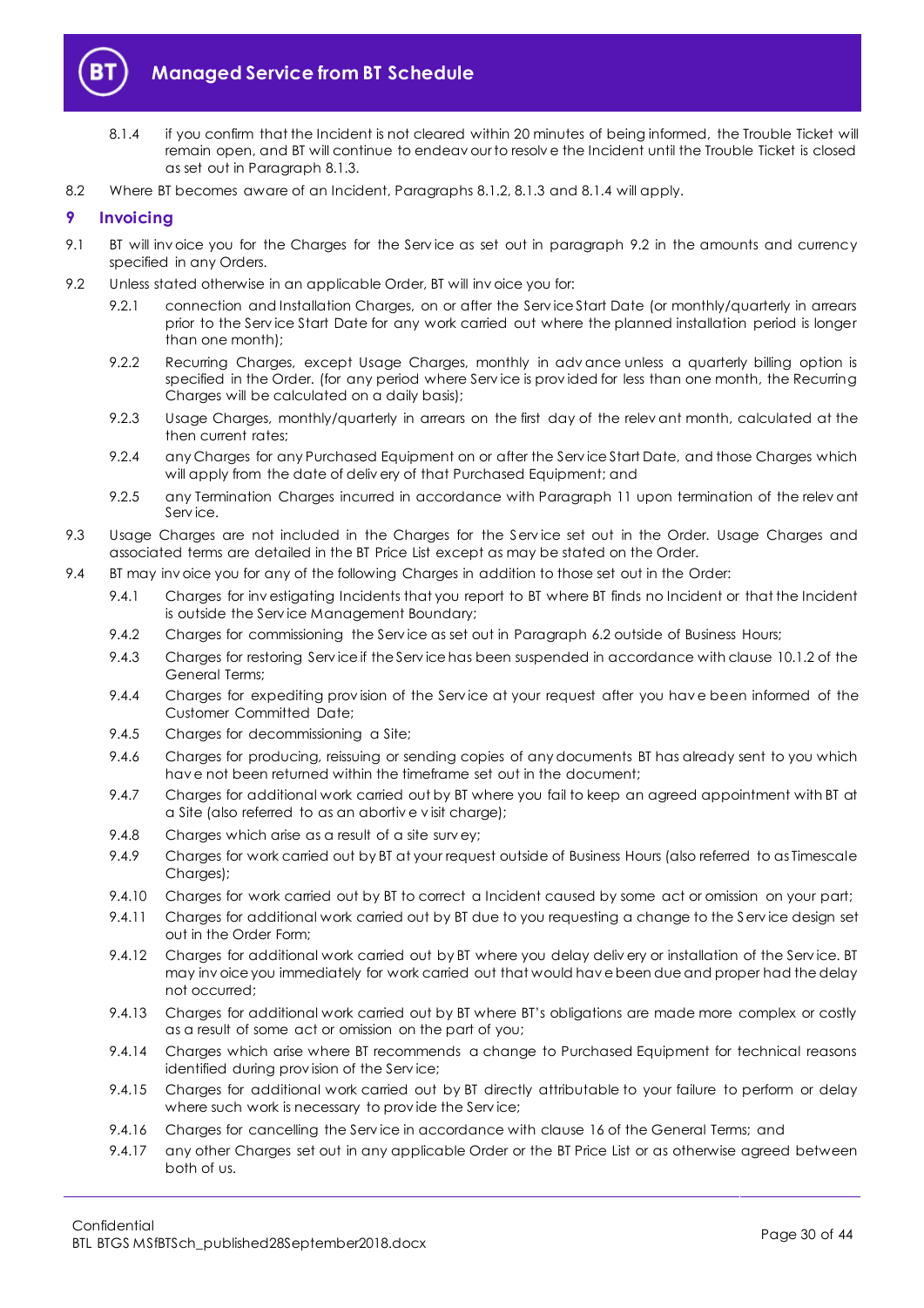8.1.4 if you confirm that the Incident is not cleared within 20 minutes of being informed, the Trouble Ticket will remain open, and BT will continue to endeavour to resolve the Incident until the Trouble Ticket is closed as set out in Paragraph 8.1.3.

8.2 Where BT becomes aware of an Incident, Paragraphs 8.1.2, 8.1.3 and 8.1.4 will apply.

## 9 Invoicing

9.1 BT will invoice you for the Charges for the Service as set out in paragraph 9.2 in the amounts and currency specified in any Orders.

9.2 Unless stated otherwise in an applicable Order, BT will invoice you for:

9.2.1 connection and Installation Charges, on or after the Service Start Date (or monthly/quarterly in arrears prior to the Service Start Date for any work carried out where the planned installation period is longer than one month);

9.2.2 Recurring Charges, except Usage Charges, monthly in advance unless a quarterly billing option is specified in the Order. (for any period where Service is provided for less than one month, the Recurring Charges will be calculated on a daily basis);

9.2.3 Usage Charges, monthly/quarterly in arrears on the first day of the relevant month, calculated at the then current rates;

9.2.4 any Charges for any Purchased Equipment on or after the Service Start Date, and those Charges which will apply from the date of delivery of that Purchased Equipment; and

9.2.5 any Termination Charges incurred in accordance with Paragraph 11 upon termination of the relevant Service.

9.3 Usage Charges are not included in the Charges for the Service set out in the Order. Usage Charges and associated terms are detailed in the BT Price List except as may be stated on the Order.

9.4 BT may invoice you for any of the following Charges in addition to those set out in the Order:

9.4.1 Charges for investigating Incidents that you report to BT where BT finds no Incident or that the Incident is outside the Service Management Boundary;

9.4.2 Charges for commissioning the Service as set out in Paragraph 6.2 outside of Business Hours;

9.4.3 Charges for restoring Service if the Service has been suspended in accordance with clause 10.1.2 of the General Terms;

9.4.4 Charges for expediting provision of the Service at your request after you have been informed of the Customer Committed Date;

9.4.5 Charges for decommissioning a Site;

9.4.6 Charges for producing, reissuing or sending copies of any documents BT has already sent to you which have not been returned within the timeframe set out in the document;

9.4.7 Charges for additional work carried out by BT where you fail to keep an agreed appointment with BT at a Site (also referred to as an abortive visit charge);

9.4.8 Charges which arise as a result of a site survey;

9.4.9 Charges for work carried out by BT at your request outside of Business Hours (also referred to as Timescale Charges);

9.4.10 Charges for work carried out by BT to correct a Incident caused by some act or omission on your part;

9.4.11 Charges for additional work carried out by BT due to you requesting a change to the Service design set out in the Order Form;

9.4.12 Charges for additional work carried out by BT where you delay delivery or installation of the Service. BT may invoice you immediately for work carried out that would have been due and proper had the delay not occurred;

9.4.13 Charges for additional work carried out by BT where BT's obligations are made more complex or costly as a result of some act or omission on the part of you;

9.4.14 Charges which arise where BT recommends a change to Purchased Equipment for technical reasons identified during provision of the Service;

9.4.15 Charges for additional work carried out by BT directly attributable to your failure to perform or delay where such work is necessary to provide the Service;

9.4.16 Charges for cancelling the Service in accordance with clause 16 of the General Terms; and

9.4.17 any other Charges set out in any applicable Order or the BT Price List or as otherwise agreed between both of us.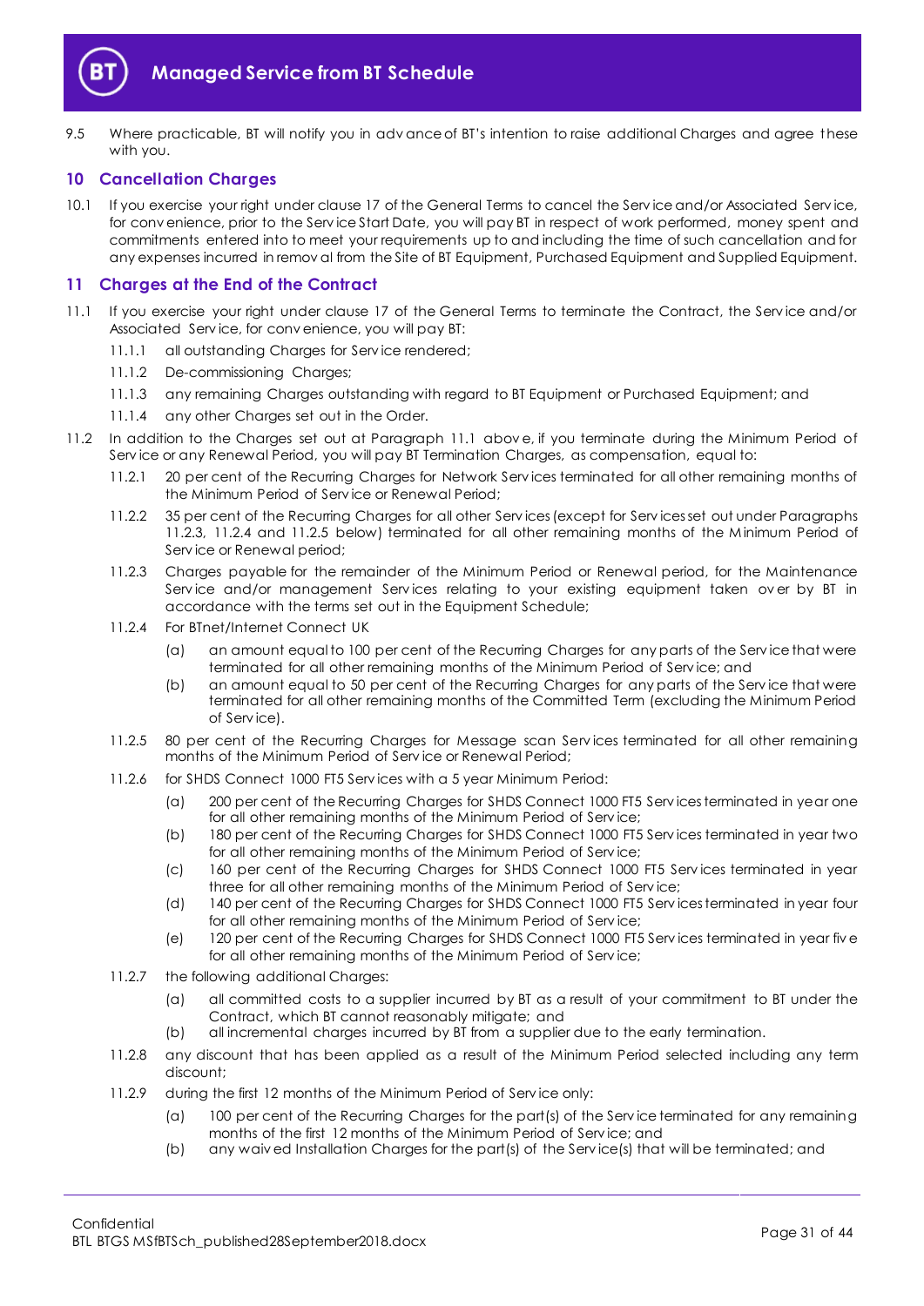9.5 Where practicable, BT will notify you in advance of BT's intention to raise additional Charges and agree these with you.

## 10 Cancellation Charges

10.1 If you exercise your right under clause 17 of the General Terms to cancel the Service and/or Associated Service, for convenience, prior to the Service Start Date, you will pay BT in respect of work performed, money spent and commitments entered into to meet your requirements up to and including the time of such cancellation and for any expenses incurred in removal from the Site of BT Equipment, Purchased Equipment and Supplied Equipment.

## 11 Charges at the End of the Contract

11.1 If you exercise your right under clause 17 of the General Terms to terminate the Contract, the Service and/or Associated Service, for convenience, you will pay BT:

11.1.1 all outstanding Charges for Service rendered;

11.1.2 De-commissioning Charges;

11.1.3 any remaining Charges outstanding with regard to BT Equipment or Purchased Equipment; and

11.1.4 any other Charges set out in the Order.

11.2 In addition to the Charges set out at Paragraph 11.1 above, if you terminate during the Minimum Period of Service or any Renewal Period, you will pay BT Termination Charges, as compensation, equal to:

11.2.1 20 per cent of the Recurring Charges for Network Services terminated for all other remaining months of the Minimum Period of Service or Renewal Period;

11.2.2 35 per cent of the Recurring Charges for all other Services (except for Services set out under Paragraphs 11.2.3, 11.2.4 and 11.2.5 below) terminated for all other remaining months of the Minimum Period of Service or Renewal period;

11.2.3 Charges payable for the remainder of the Minimum Period or Renewal period, for the Maintenance Service and/or management Services relating to your existing equipment taken over by BT in accordance with the terms set out in the Equipment Schedule;

11.2.4 For BTnet/Internet Connect UK

(a) an amount equal to 100 per cent of the Recurring Charges for any parts of the Service that were terminated for all other remaining months of the Minimum Period of Service; and

(b) an amount equal to 50 per cent of the Recurring Charges for any parts of the Service that were terminated for all other remaining months of the Committed Term (excluding the Minimum Period of Service).

11.2.5 80 per cent of the Recurring Charges for Message scan Services terminated for all other remaining months of the Minimum Period of Service or Renewal Period;

11.2.6 for SHDS Connect 1000 FT5 Services with a 5 year Minimum Period:

(a) 200 per cent of the Recurring Charges for SHDS Connect 1000 FT5 Services terminated in year one for all other remaining months of the Minimum Period of Service;

(b) 180 per cent of the Recurring Charges for SHDS Connect 1000 FT5 Services terminated in year two for all other remaining months of the Minimum Period of Service;

(c) 160 per cent of the Recurring Charges for SHDS Connect 1000 FT5 Services terminated in year three for all other remaining months of the Minimum Period of Service;

(d) 140 per cent of the Recurring Charges for SHDS Connect 1000 FT5 Services terminated in year four for all other remaining months of the Minimum Period of Service;

(e) 120 per cent of the Recurring Charges for SHDS Connect 1000 FT5 Services terminated in year five for all other remaining months of the Minimum Period of Service;

11.2.7 the following additional Charges:

(a) all committed costs to a supplier incurred by BT as a result of your commitment to BT under the Contract, which BT cannot reasonably mitigate; and

(b) all incremental charges incurred by BT from a supplier due to the early termination.

11.2.8 any discount that has been applied as a result of the Minimum Period selected including any term discount;

11.2.9 during the first 12 months of the Minimum Period of Service only:

(a) 100 per cent of the Recurring Charges for the part(s) of the Service terminated for any remaining months of the first 12 months of the Minimum Period of Service; and

(b) any waived Installation Charges for the part(s) of the Service(s) that will be terminated; and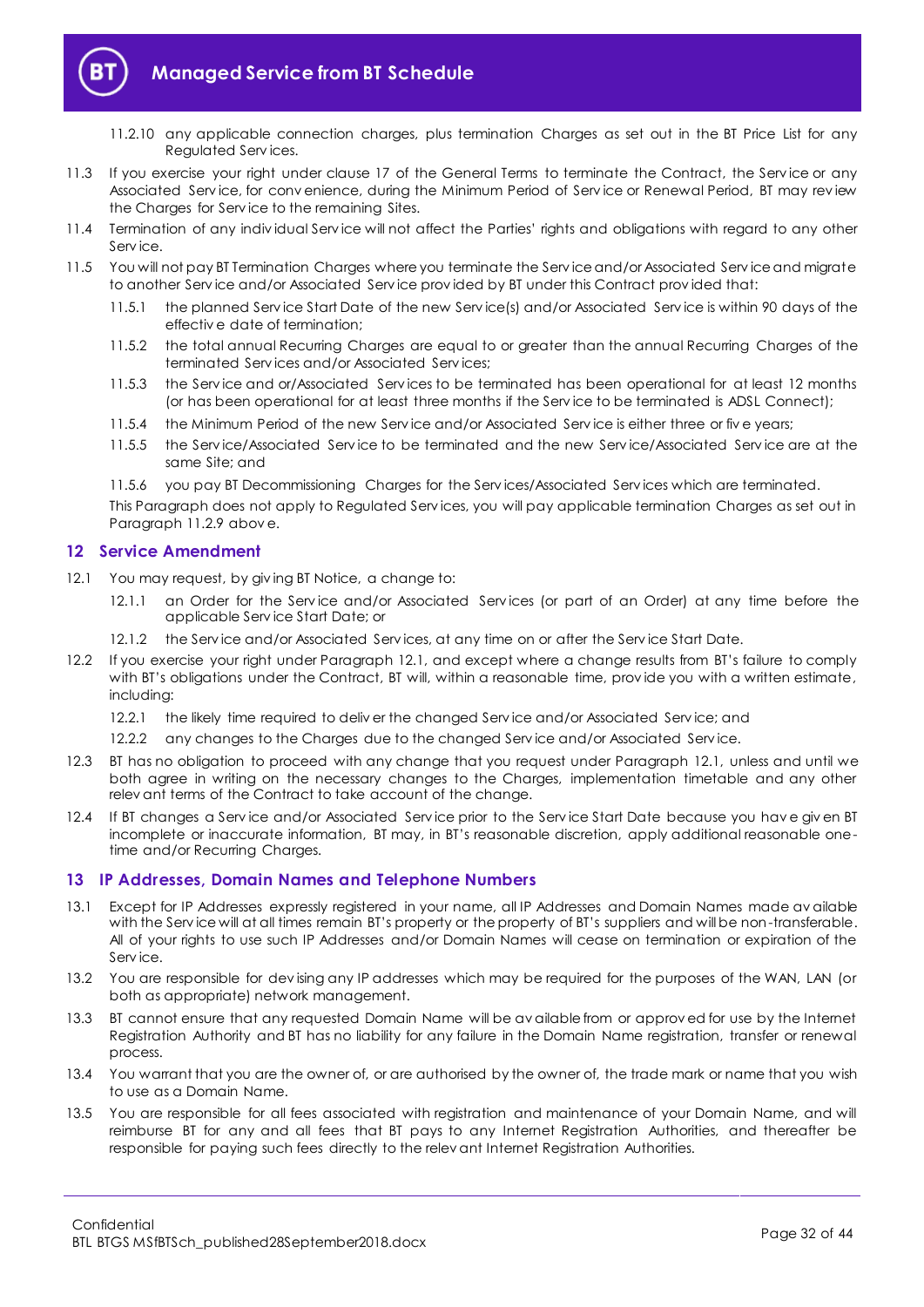11.2.10 any applicable connection charges, plus termination Charges as set out in the BT Price List for any Regulated Services.

11.3 If you exercise your right under clause 17 of the General Terms to terminate the Contract, the Service or any Associated Service, for convenience, during the Minimum Period of Service or Renewal Period, BT may review the Charges for Service to the remaining Sites.

11.4 Termination of any individual Service will not affect the Parties' rights and obligations with regard to any other Service.

11.5 You will not pay BT Termination Charges where you terminate the Service and/or Associated Service and migrate to another Service and/or Associated Service provided by BT under this Contract provided that:

11.5.1 the planned Service Start Date of the new Service(s) and/or Associated Service is within 90 days of the effective date of termination;

11.5.2 the total annual Recurring Charges are equal to or greater than the annual Recurring Charges of the terminated Services and/or Associated Services;

11.5.3 the Service and or/Associated Services to be terminated has been operational for at least 12 months (or has been operational for at least three months if the Service to be terminated is ADSL Connect);

11.5.4 the Minimum Period of the new Service and/or Associated Service is either three or five years;

11.5.5 the Service/Associated Service to be terminated and the new Service/Associated Service are at the same Site; and

11.5.6 you pay BT Decommissioning Charges for the Services/Associated Services which are terminated.

This Paragraph does not apply to Regulated Services, you will pay applicable termination Charges as set out in Paragraph 11.2.9 above.

## 12 Service Amendment

12.1 You may request, by giving BT Notice, a change to:

12.1.1 an Order for the Service and/or Associated Services (or part of an Order) at any time before the applicable Service Start Date; or

12.1.2 the Service and/or Associated Services, at any time on or after the Service Start Date.

12.2 If you exercise your right under Paragraph 12.1, and except where a change results from BT's failure to comply with BT's obligations under the Contract, BT will, within a reasonable time, provide you with a written estimate, including:

12.2.1 the likely time required to deliver the changed Service and/or Associated Service; and

12.2.2 any changes to the Charges due to the changed Service and/or Associated Service.

12.3 BT has no obligation to proceed with any change that you request under Paragraph 12.1, unless and until we both agree in writing on the necessary changes to the Charges, implementation timetable and any other relevant terms of the Contract to take account of the change.

12.4 If BT changes a Service and/or Associated Service prior to the Service Start Date because you have given BT incomplete or inaccurate information, BT may, in BT's reasonable discretion, apply additional reasonable one-time and/or Recurring Charges.

## 13 IP Addresses, Domain Names and Telephone Numbers

13.1 Except for IP Addresses expressly registered in your name, all IP Addresses and Domain Names made available with the Service will at all times remain BT's property or the property of BT's suppliers and will be non-transferable. All of your rights to use such IP Addresses and/or Domain Names will cease on termination or expiration of the Service.

13.2 You are responsible for devising any IP addresses which may be required for the purposes of the WAN, LAN (or both as appropriate) network management.

13.3 BT cannot ensure that any requested Domain Name will be available from or approved for use by the Internet Registration Authority and BT has no liability for any failure in the Domain Name registration, transfer or renewal process.

13.4 You warrant that you are the owner of, or are authorised by the owner of, the trade mark or name that you wish to use as a Domain Name.

13.5 You are responsible for all fees associated with registration and maintenance of your Domain Name, and will reimburse BT for any and all fees that BT pays to any Internet Registration Authorities, and thereafter be responsible for paying such fees directly to the relevant Internet Registration Authorities.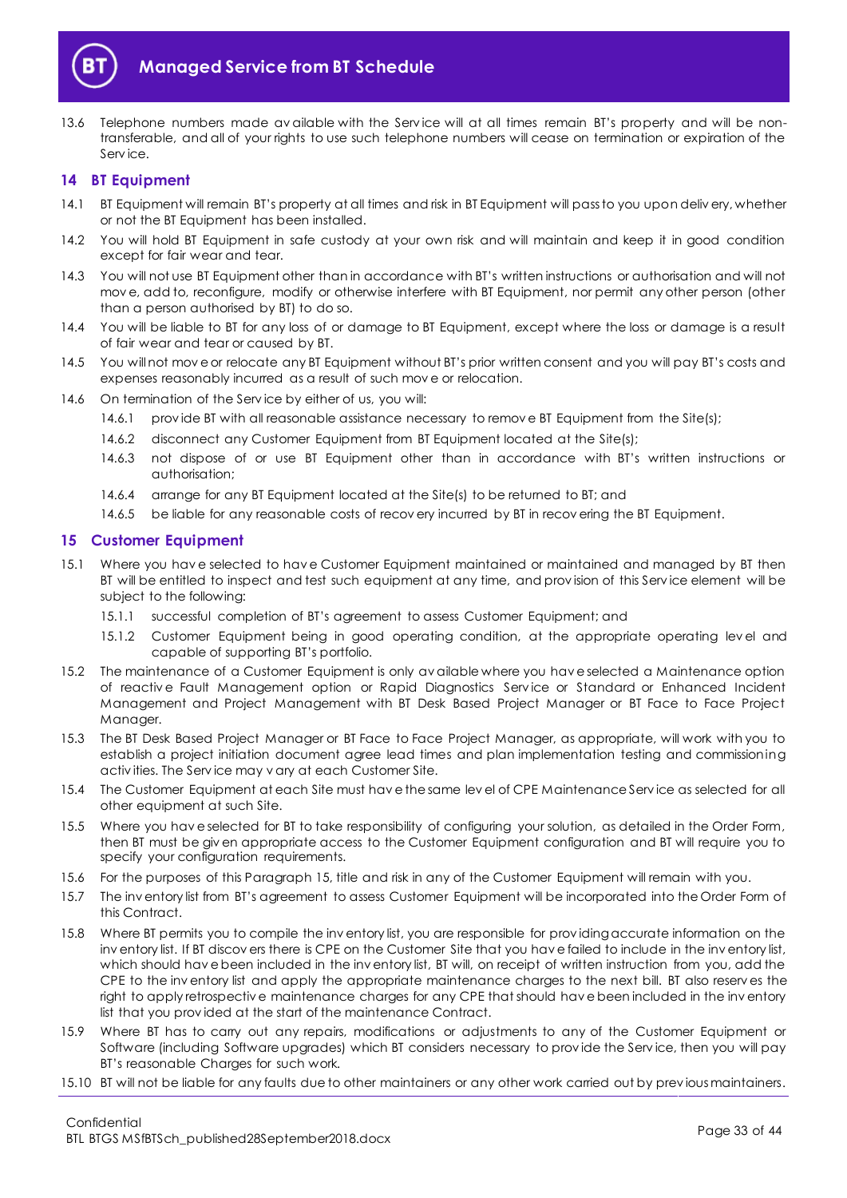13.6 Telephone numbers made available with the Service will at all times remain BT's property and will be non-transferable, and all of your rights to use such telephone numbers will cease on termination or expiration of the Service.

## 14 BT Equipment

14.1 BT Equipment will remain BT's property at all times and risk in BT Equipment will pass to you upon delivery, whether or not the BT Equipment has been installed.

14.2 You will hold BT Equipment in safe custody at your own risk and will maintain and keep it in good condition except for fair wear and tear.

14.3 You will not use BT Equipment other than in accordance with BT's written instructions or authorisation and will not move, add to, reconfigure, modify or otherwise interfere with BT Equipment, nor permit any other person (other than a person authorised by BT) to do so.

14.4 You will be liable to BT for any loss of or damage to BT Equipment, except where the loss or damage is a result of fair wear and tear or caused by BT.

14.5 You will not move or relocate any BT Equipment without BT's prior written consent and you will pay BT's costs and expenses reasonably incurred as a result of such move or relocation.

14.6 On termination of the Service by either of us, you will:

14.6.1 provide BT with all reasonable assistance necessary to remove BT Equipment from the Site(s);

14.6.2 disconnect any Customer Equipment from BT Equipment located at the Site(s);

14.6.3 not dispose of or use BT Equipment other than in accordance with BT's written instructions or authorisation;

14.6.4 arrange for any BT Equipment located at the Site(s) to be returned to BT; and

14.6.5 be liable for any reasonable costs of recovery incurred by BT in recovering the BT Equipment.

## 15 Customer Equipment

15.1 Where you have selected to have Customer Equipment maintained or maintained and managed by BT then BT will be entitled to inspect and test such equipment at any time, and provision of this Service element will be subject to the following:

15.1.1 successful completion of BT's agreement to assess Customer Equipment; and

15.1.2 Customer Equipment being in good operating condition, at the appropriate operating level and capable of supporting BT's portfolio.

15.2 The maintenance of a Customer Equipment is only available where you have selected a Maintenance option of reactive Fault Management option or Rapid Diagnostics Service or Standard or Enhanced Incident Management and Project Management with BT Desk Based Project Manager or BT Face to Face Project Manager.

15.3 The BT Desk Based Project Manager or BT Face to Face Project Manager, as appropriate, will work with you to establish a project initiation document agree lead times and plan implementation testing and commissioning activities. The Service may vary at each Customer Site.

15.4 The Customer Equipment at each Site must have the same level of CPE Maintenance Service as selected for all other equipment at such Site.

15.5 Where you have selected for BT to take responsibility of configuring your solution, as detailed in the Order Form, then BT must be given appropriate access to the Customer Equipment configuration and BT will require you to specify your configuration requirements.

15.6 For the purposes of this Paragraph 15, title and risk in any of the Customer Equipment will remain with you.

15.7 The inventory list from BT's agreement to assess Customer Equipment will be incorporated into the Order Form of this Contract.

15.8 Where BT permits you to compile the inventory list, you are responsible for providing accurate information on the inventory list. If BT discovers there is CPE on the Customer Site that you have failed to include in the inventory list, which should have been included in the inventory list, BT will, on receipt of written instruction from you, add the CPE to the inventory list and apply the appropriate maintenance charges to the next bill. BT also reserves the right to apply retrospective maintenance charges for any CPE that should have been included in the inventory list that you provided at the start of the maintenance Contract.

15.9 Where BT has to carry out any repairs, modifications or adjustments to any of the Customer Equipment or Software (including Software upgrades) which BT considers necessary to provide the Service, then you will pay BT's reasonable Charges for such work.

15.10 BT will not be liable for any faults due to other maintainers or any other work carried out by previous maintainers.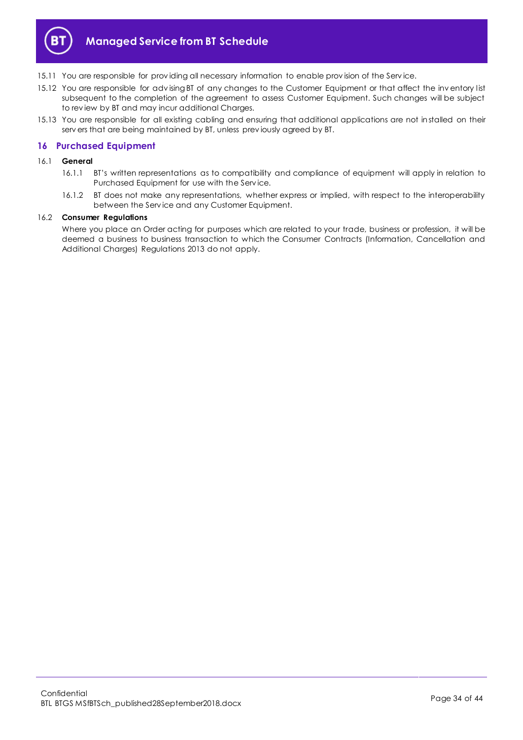15.11 You are responsible for providing all necessary information to enable provision of the Service.

15.12 You are responsible for advising BT of any changes to the Customer Equipment or that affect the inventory list subsequent to the completion of the agreement to assess Customer Equipment. Such changes will be subject to review by BT and may incur additional Charges.

15.13 You are responsible for all existing cabling and ensuring that additional applications are not installed on their servers that are being maintained by BT, unless previously agreed by BT.

## 16 Purchased Equipment

### 16.1 General

16.1.1 BT's written representations as to compatibility and compliance of equipment will apply in relation to Purchased Equipment for use with the Service.

16.1.2 BT does not make any representations, whether express or implied, with respect to the interoperability between the Service and any Customer Equipment.

### 16.2 Consumer Regulations

Where you place an Order acting for purposes which are related to your trade, business or profession, it will be deemed a business to business transaction to which the Consumer Contracts (Information, Cancellation and Additional Charges) Regulations 2013 do not apply.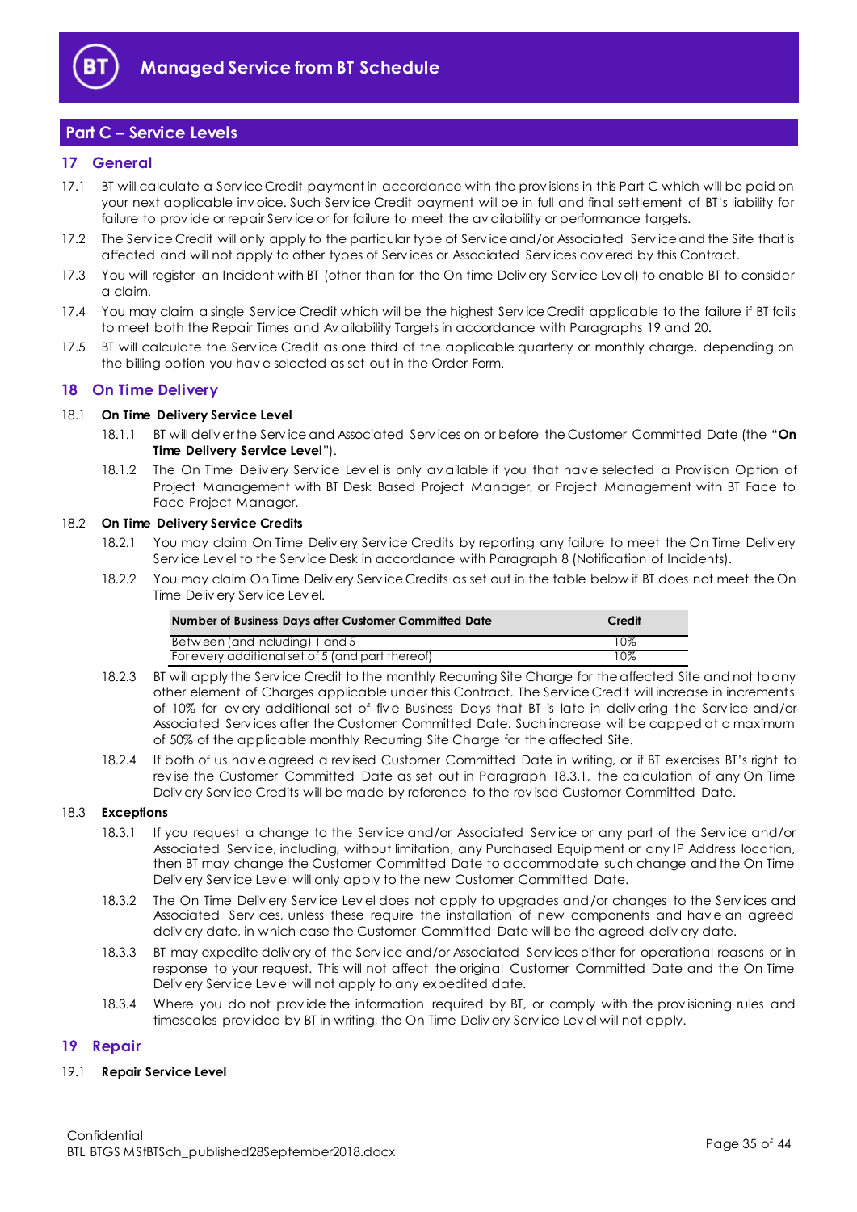## Part C – Service Levels

### 17 General

17.1 BT will calculate a Service Credit payment in accordance with the provisions in this Part C which will be paid on your next applicable invoice. Such Service Credit payment will be in full and final settlement of BT's liability for failure to provide or repair Service or for failure to meet the availability or performance targets.

17.2 The Service Credit will only apply to the particular type of Service and/or Associated Service and the Site that is affected and will not apply to other types of Services or Associated Services covered by this Contract.

17.3 You will register an Incident with BT (other than for the On time Delivery Service Level) to enable BT to consider a claim.

17.4 You may claim a single Service Credit which will be the highest Service Credit applicable to the failure if BT fails to meet both the Repair Times and Availability Targets in accordance with Paragraphs 19 and 20.

17.5 BT will calculate the Service Credit as one third of the applicable quarterly or monthly charge, depending on the billing option you have selected as set out in the Order Form.

### 18 On Time Delivery

18.1 **On Time Delivery Service Level**

18.1.1 BT will deliver the Service and Associated Services on or before the Customer Committed Date (the "**On Time Delivery Service Level**").

18.1.2 The On Time Delivery Service Level is only available if you that have selected a Provision Option of Project Management with BT Desk Based Project Manager, or Project Management with BT Face to Face Project Manager.

18.2 **On Time Delivery Service Credits**

18.2.1 You may claim On Time Delivery Service Credits by reporting any failure to meet the On Time Delivery Service Level to the Service Desk in accordance with Paragraph 8 (Notification of Incidents).

18.2.2 You may claim On Time Delivery Service Credits as set out in the table below if BT does not meet the On Time Delivery Service Level.

| Number of Business Days after Customer Committed Date | Credit |
|---|---|
| Between (and including) 1 and 5 | 10% |
| For every additional set of 5 (and part thereof) | 10% |

18.2.3 BT will apply the Service Credit to the monthly Recurring Site Charge for the affected Site and not to any other element of Charges applicable under this Contract. The Service Credit will increase in increments of 10% for every additional set of five Business Days that BT is late in delivering the Service and/or Associated Services after the Customer Committed Date. Such increase will be capped at a maximum of 50% of the applicable monthly Recurring Site Charge for the affected Site.

18.2.4 If both of us have agreed a revised Customer Committed Date in writing, or if BT exercises BT's right to revise the Customer Committed Date as set out in Paragraph 18.3.1, the calculation of any On Time Delivery Service Credits will be made by reference to the revised Customer Committed Date.

18.3 **Exceptions**

18.3.1 If you request a change to the Service and/or Associated Service or any part of the Service and/or Associated Service, including, without limitation, any Purchased Equipment or any IP Address location, then BT may change the Customer Committed Date to accommodate such change and the On Time Delivery Service Level will only apply to the new Customer Committed Date.

18.3.2 The On Time Delivery Service Level does not apply to upgrades and/or changes to the Services and Associated Services, unless these require the installation of new components and have an agreed delivery date, in which case the Customer Committed Date will be the agreed delivery date.

18.3.3 BT may expedite delivery of the Service and/or Associated Services either for operational reasons or in response to your request. This will not affect the original Customer Committed Date and the On Time Delivery Service Level will not apply to any expedited date.

18.3.4 Where you do not provide the information required by BT, or comply with the provisioning rules and timescales provided by BT in writing, the On Time Delivery Service Level will not apply.

### 19 Repair

19.1 **Repair Service Level**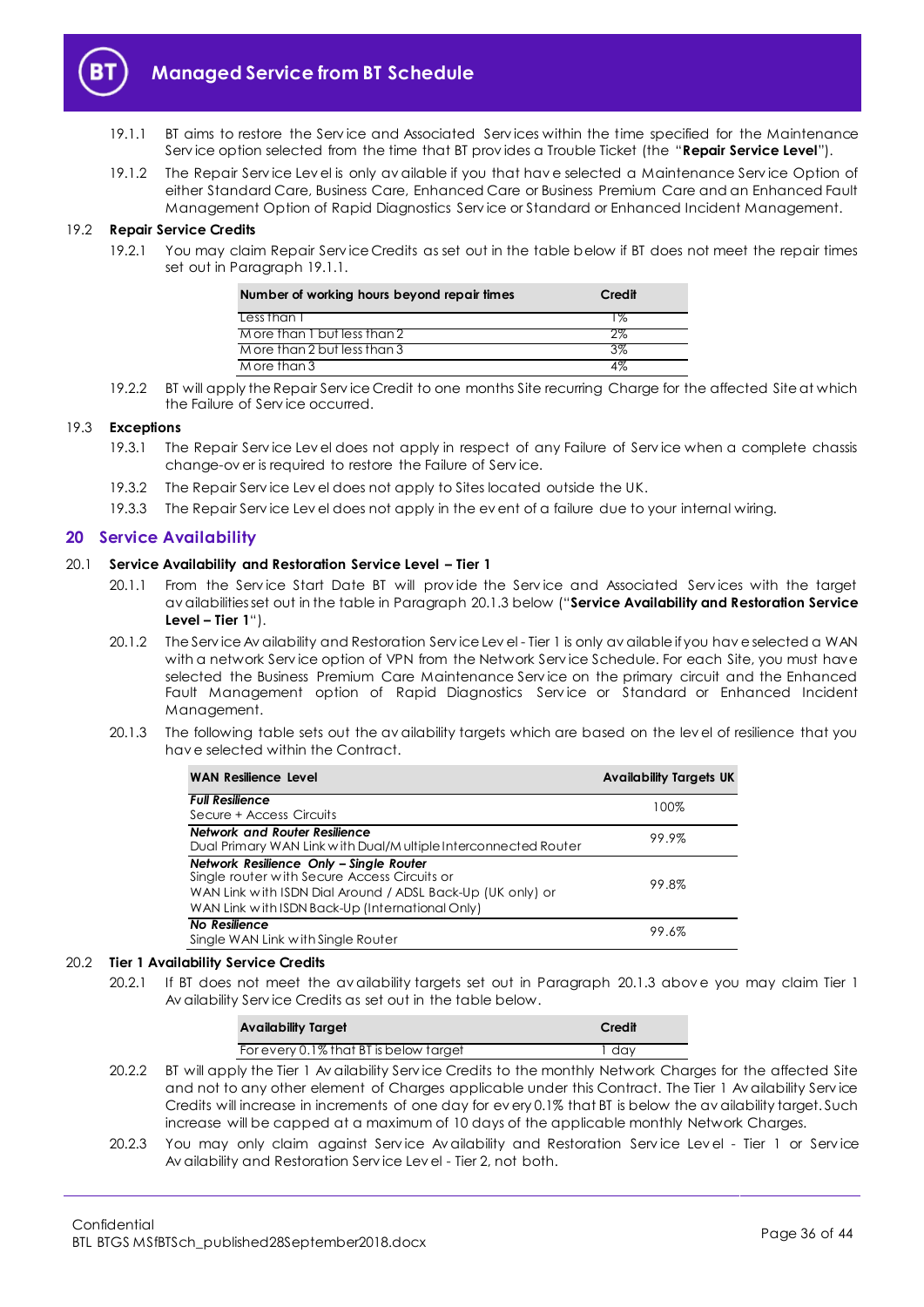19.1.1 BT aims to restore the Service and Associated Services within the time specified for the Maintenance Service option selected from the time that BT provides a Trouble Ticket (the "**Repair Service Level**").

19.1.2 The Repair Service Level is only available if you that have selected a Maintenance Service Option of either Standard Care, Business Care, Enhanced Care or Business Premium Care and an Enhanced Fault Management Option of Rapid Diagnostics Service or Standard or Enhanced Incident Management.

19.2 **Repair Service Credits**

19.2.1 You may claim Repair Service Credits as set out in the table below if BT does not meet the repair times set out in Paragraph 19.1.1.

| Number of working hours beyond repair times | Credit |
|---|---|
| Less than 1 | 1% |
| More than 1 but less than 2 | 2% |
| More than 2 but less than 3 | 3% |
| More than 3 | 4% |

19.2.2 BT will apply the Repair Service Credit to one months Site recurring Charge for the affected Site at which the Failure of Service occurred.

19.3 **Exceptions**

19.3.1 The Repair Service Level does not apply in respect of any Failure of Service when a complete chassis change-over is required to restore the Failure of Service.

19.3.2 The Repair Service Level does not apply to Sites located outside the UK.

19.3.3 The Repair Service Level does not apply in the event of a failure due to your internal wiring.

## 20 Service Availability

20.1 **Service Availability and Restoration Service Level – Tier 1**

20.1.1 From the Service Start Date BT will provide the Service and Associated Services with the target availabilities set out in the table in Paragraph 20.1.3 below ("**Service Availability and Restoration Service Level – Tier 1**").

20.1.2 The Service Availability and Restoration Service Level - Tier 1 is only available if you have selected a WAN with a network Service option of VPN from the Network Service Schedule. For each Site, you must have selected the Business Premium Care Maintenance Service on the primary circuit and the Enhanced Fault Management option of Rapid Diagnostics Service or Standard or Enhanced Incident Management.

20.1.3 The following table sets out the availability targets which are based on the level of resilience that you have selected within the Contract.

| WAN Resilience Level | Availability Targets UK |
|---|---|
| ***Full Resilience***<br>Secure + Access Circuits | 100% |
| ***Network and Router Resilience***<br>Dual Primary WAN Link with Dual/Multiple Interconnected Router | 99.9% |
| ***Network Resilience Only – Single Router***<br>Single router with Secure Access Circuits or<br>WAN Link with ISDN Dial Around / ADSL Back-Up (UK only) or<br>WAN Link with ISDN Back-Up (International Only) | 99.8% |
| ***No Resilience***<br>Single WAN Link with Single Router | 99.6% |

20.2 **Tier 1 Availability Service Credits**

20.2.1 If BT does not meet the availability targets set out in Paragraph 20.1.3 above you may claim Tier 1 Availability Service Credits as set out in the table below.

| Availability Target | Credit |
|---|---|
| For every 0.1% that BT is below target | 1 day |

20.2.2 BT will apply the Tier 1 Availability Service Credits to the monthly Network Charges for the affected Site and not to any other element of Charges applicable under this Contract. The Tier 1 Availability Service Credits will increase in increments of one day for every 0.1% that BT is below the availability target. Such increase will be capped at a maximum of 10 days of the applicable monthly Network Charges.

20.2.3 You may only claim against Service Availability and Restoration Service Level - Tier 1 or Service Availability and Restoration Service Level - Tier 2, not both.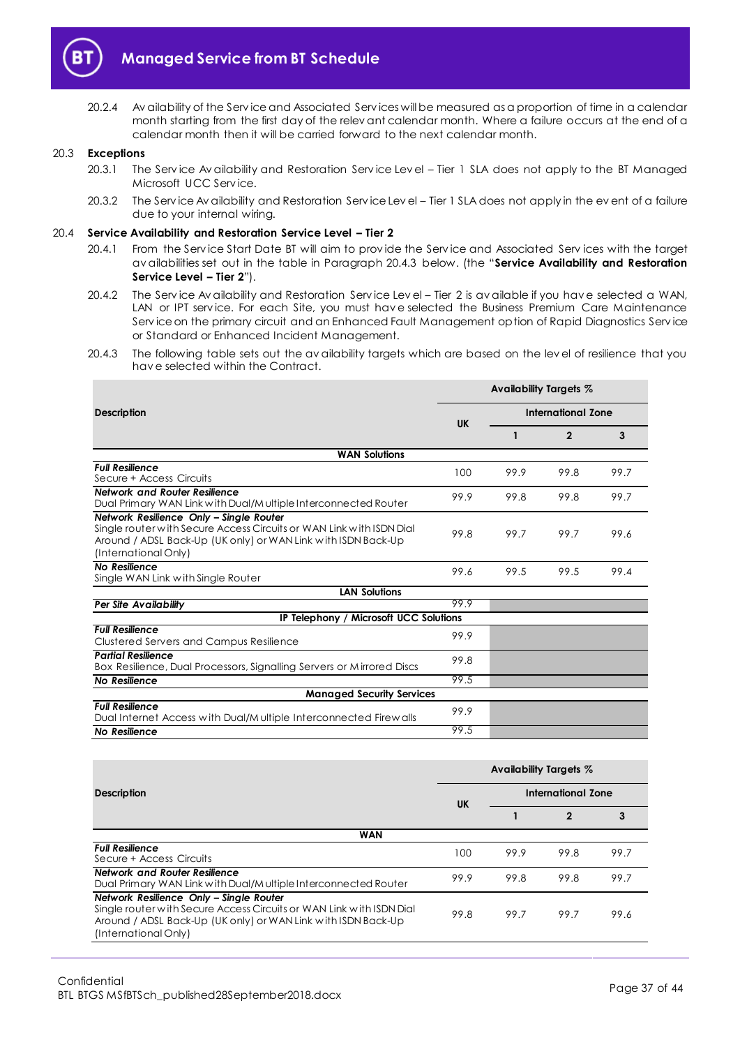20.2.4 Availability of the Service and Associated Services will be measured as a proportion of time in a calendar month starting from the first day of the relevant calendar month. Where a failure occurs at the end of a calendar month then it will be carried forward to the next calendar month.

20.3 **Exceptions**

20.3.1 The Service Availability and Restoration Service Level – Tier 1 SLA does not apply to the BT Managed Microsoft UCC Service.

20.3.2 The Service Availability and Restoration Service Level – Tier 1 SLA does not apply in the event of a failure due to your internal wiring.

20.4 **Service Availability and Restoration Service Level – Tier 2**

20.4.1 From the Service Start Date BT will aim to provide the Service and Associated Services with the target availabilities set out in the table in Paragraph 20.4.3 below. (the "**Service Availability and Restoration Service Level – Tier 2**").

20.4.2 The Service Availability and Restoration Service Level – Tier 2 is available if you have selected a WAN, LAN or IPT service. For each Site, you must have selected the Business Premium Care Maintenance Service on the primary circuit and an Enhanced Fault Management option of Rapid Diagnostics Service or Standard or Enhanced Incident Management.

20.4.3 The following table sets out the availability targets which are based on the level of resilience that you have selected within the Contract.

| Description | Availability Targets % | | | |
|---|---|---|---|---|
| | UK | International Zone | | |
| | | 1 | 2 | 3 |
| **WAN Solutions** | | | | |
| ***Full Resilience*** Secure + Access Circuits | 100 | 99.9 | 99.8 | 99.7 |
| ***Network and Router Resilience*** Dual Primary WAN Link with Dual/Multiple Interconnected Router | 99.9 | 99.8 | 99.8 | 99.7 |
| ***Network Resilience Only – Single Router*** Single router with Secure Access Circuits or WAN Link with ISDN Dial Around / ADSL Back-Up (UK only) or WAN Link with ISDN Back-Up (International Only) | 99.8 | 99.7 | 99.7 | 99.6 |
| ***No Resilience*** Single WAN Link with Single Router | 99.6 | 99.5 | 99.5 | 99.4 |
| **LAN Solutions** | | | | |
| ***Per Site Availability*** | 99.9 | | | |
| **IP Telephony / Microsoft UCC Solutions** | | | | |
| ***Full Resilience*** Clustered Servers and Campus Resilience | 99.9 | | | |
| ***Partial Resilience*** Box Resilience, Dual Processors, Signalling Servers or Mirrored Discs | 99.8 | | | |
| ***No Resilience*** | 99.5 | | | |
| **Managed Security Services** | | | | |
| ***Full Resilience*** Dual Internet Access with Dual/Multiple Interconnected Firewalls | 99.9 | | | |
| ***No Resilience*** | 99.5 | | | |

| Description | Availability Targets % | | | |
|---|---|---|---|---|
| | UK | International Zone | | |
| | | 1 | 2 | 3 |
| **WAN** | | | | |
| ***Full Resilience*** Secure + Access Circuits | 100 | 99.9 | 99.8 | 99.7 |
| ***Network and Router Resilience*** Dual Primary WAN Link with Dual/Multiple Interconnected Router | 99.9 | 99.8 | 99.8 | 99.7 |
| ***Network Resilience Only – Single Router*** Single router with Secure Access Circuits or WAN Link with ISDN Dial Around / ADSL Back-Up (UK only) or WAN Link with ISDN Back-Up (International Only) | 99.8 | 99.7 | 99.7 | 99.6 |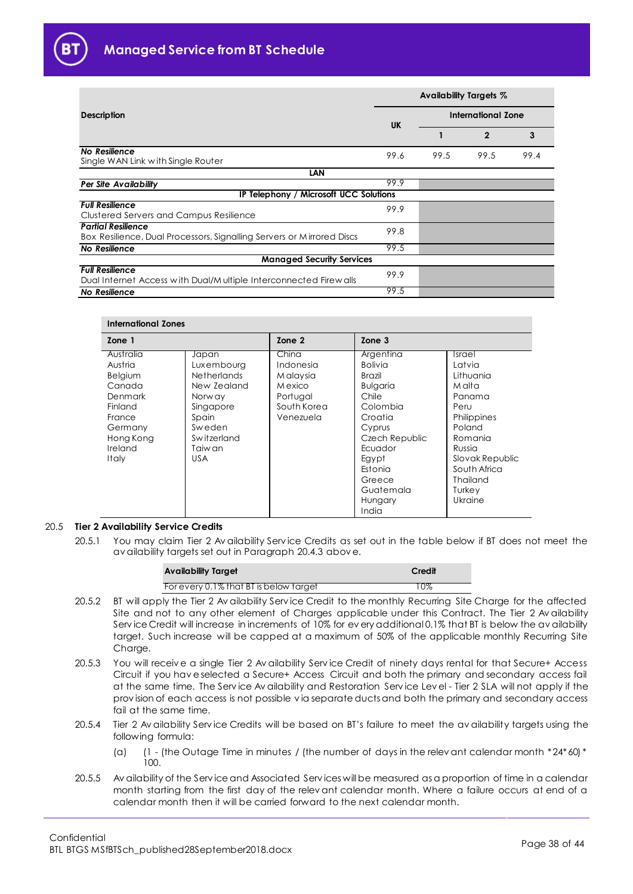| Description | Availability Targets % | | | |
|---|---|---|---|---|
| | UK | International Zone | | |
| | | 1 | 2 | 3 |
| ***No Resilience***<br>Single WAN Link with Single Router | 99.6 | 99.5 | 99.5 | 99.4 |
| **LAN** | | | | |
| ***Per Site Availability*** | 99.9 | | | |
| **IP Telephony / Microsoft UCC Solutions** | | | | |
| ***Full Resilience***<br>Clustered Servers and Campus Resilience | 99.9 | | | |
| ***Partial Resilience***<br>Box Resilience, Dual Processors, Signalling Servers or Mirrored Discs | 99.8 | | | |
| ***No Resilience*** | 99.5 | | | |
| **Managed Security Services** | | | | |
| ***Full Resilience***<br>Dual Internet Access with Dual/Multiple Interconnected Firewalls | 99.9 | | | |
| ***No Resilience*** | 99.5 | | | |

| International Zones | | | | |
|---|---|---|---|---|
| **Zone 1** | | **Zone 2** | **Zone 3** | |
| Australia<br>Austria<br>Belgium<br>Canada<br>Denmark<br>Finland<br>France<br>Germany<br>Hong Kong<br>Ireland<br>Italy | Japan<br>Luxembourg<br>Netherlands<br>New Zealand<br>Norway<br>Singapore<br>Spain<br>Sweden<br>Switzerland<br>Taiwan<br>USA | China<br>Indonesia<br>Malaysia<br>Mexico<br>Portugal<br>South Korea<br>Venezuela | Argentina<br>Bolivia<br>Brazil<br>Bulgaria<br>Chile<br>Colombia<br>Croatia<br>Cyprus<br>Czech Republic<br>Ecuador<br>Egypt<br>Estonia<br>Greece<br>Guatemala<br>Hungary<br>India | Israel<br>Latvia<br>Lithuania<br>Malta<br>Panama<br>Peru<br>Philippines<br>Poland<br>Romania<br>Russia<br>Slovak Republic<br>South Africa<br>Thailand<br>Turkey<br>Ukraine |

20.5 **Tier 2 Availability Service Credits**

20.5.1 You may claim Tier 2 Availability Service Credits as set out in the table below if BT does not meet the availability targets set out in Paragraph 20.4.3 above.

| Availability Target | Credit |
|---|---|
| For every 0.1% that BT is below target | 10% |

20.5.2 BT will apply the Tier 2 Availability Service Credit to the monthly Recurring Site Charge for the affected Site and not to any other element of Charges applicable under this Contract. The Tier 2 Availability Service Credit will increase in increments of 10% for every additional 0.1% that BT is below the availability target. Such increase will be capped at a maximum of 50% of the applicable monthly Recurring Site Charge.

20.5.3 You will receive a single Tier 2 Availability Service Credit of ninety days rental for that Secure+ Access Circuit if you have selected a Secure+ Access Circuit and both the primary and secondary access fail at the same time. The Service Availability and Restoration Service Level - Tier 2 SLA will not apply if the provision of each access is not possible via separate ducts and both the primary and secondary access fail at the same time.

20.5.4 Tier 2 Availability Service Credits will be based on BT's failure to meet the availability targets using the following formula:

(a) (1 - (the Outage Time in minutes / (the number of days in the relevant calendar month *24*60) * 100.

20.5.5 Availability of the Service and Associated Services will be measured as a proportion of time in a calendar month starting from the first day of the relevant calendar month. Where a failure occurs at end of a calendar month then it will be carried forward to the next calendar month.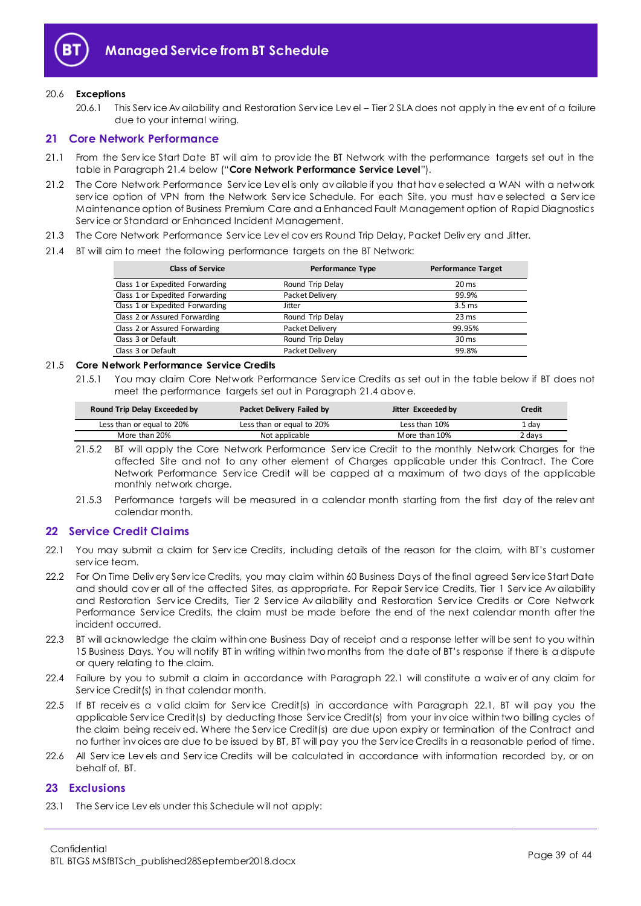20.6 **Exceptions**

20.6.1 This Service Availability and Restoration Service Level – Tier 2 SLA does not apply in the event of a failure due to your internal wiring.

## 21 Core Network Performance

21.1 From the Service Start Date BT will aim to provide the BT Network with the performance targets set out in the table in Paragraph 21.4 below ("**Core Network Performance Service Level**").

21.2 The Core Network Performance Service Level is only available if you that have selected a WAN with a network service option of VPN from the Network Service Schedule. For each Site, you must have selected a Service Maintenance option of Business Premium Care and a Enhanced Fault Management option of Rapid Diagnostics Service or Standard or Enhanced Incident Management.

21.3 The Core Network Performance Service Level covers Round Trip Delay, Packet Delivery and Jitter.

21.4 BT will aim to meet the following performance targets on the BT Network:

| Class of Service | Performance Type | Performance Target |
|---|---|---|
| Class 1 or Expedited Forwarding | Round Trip Delay | 20 ms |
| Class 1 or Expedited Forwarding | Packet Delivery | 99.9% |
| Class 1 or Expedited Forwarding | Jitter | 3.5 ms |
| Class 2 or Assured Forwarding | Round Trip Delay | 23 ms |
| Class 2 or Assured Forwarding | Packet Delivery | 99.95% |
| Class 3 or Default | Round Trip Delay | 30 ms |
| Class 3 or Default | Packet Delivery | 99.8% |

21.5 **Core Network Performance Service Credits**

21.5.1 You may claim Core Network Performance Service Credits as set out in the table below if BT does not meet the performance targets set out in Paragraph 21.4 above.

| Round Trip Delay Exceeded by | Packet Delivery Failed by | Jitter Exceeded by | Credit |
|---|---|---|---|
| Less than or equal to 20% | Less than or equal to 20% | Less than 10% | 1 day |
| More than 20% | Not applicable | More than 10% | 2 days |

21.5.2 BT will apply the Core Network Performance Service Credit to the monthly Network Charges for the affected Site and not to any other element of Charges applicable under this Contract. The Core Network Performance Service Credit will be capped at a maximum of two days of the applicable monthly network charge.

21.5.3 Performance targets will be measured in a calendar month starting from the first day of the relevant calendar month.

## 22 Service Credit Claims

22.1 You may submit a claim for Service Credits, including details of the reason for the claim, with BT's customer service team.

22.2 For On Time Delivery Service Credits, you may claim within 60 Business Days of the final agreed Service Start Date and should cover all of the affected Sites, as appropriate. For Repair Service Credits, Tier 1 Service Availability and Restoration Service Credits, Tier 2 Service Availability and Restoration Service Credits or Core Network Performance Service Credits, the claim must be made before the end of the next calendar month after the incident occurred.

22.3 BT will acknowledge the claim within one Business Day of receipt and a response letter will be sent to you within 15 Business Days. You will notify BT in writing within two months from the date of BT's response if there is a dispute or query relating to the claim.

22.4 Failure by you to submit a claim in accordance with Paragraph 22.1 will constitute a waiver of any claim for Service Credit(s) in that calendar month.

22.5 If BT receives a valid claim for Service Credit(s) in accordance with Paragraph 22.1, BT will pay you the applicable Service Credit(s) by deducting those Service Credit(s) from your invoice within two billing cycles of the claim being received. Where the Service Credit(s) are due upon expiry or termination of the Contract and no further invoices are due to be issued by BT, BT will pay you the Service Credits in a reasonable period of time.

22.6 All Service Levels and Service Credits will be calculated in accordance with information recorded by, or on behalf of, BT.

## 23 Exclusions

23.1 The Service Levels under this Schedule will not apply: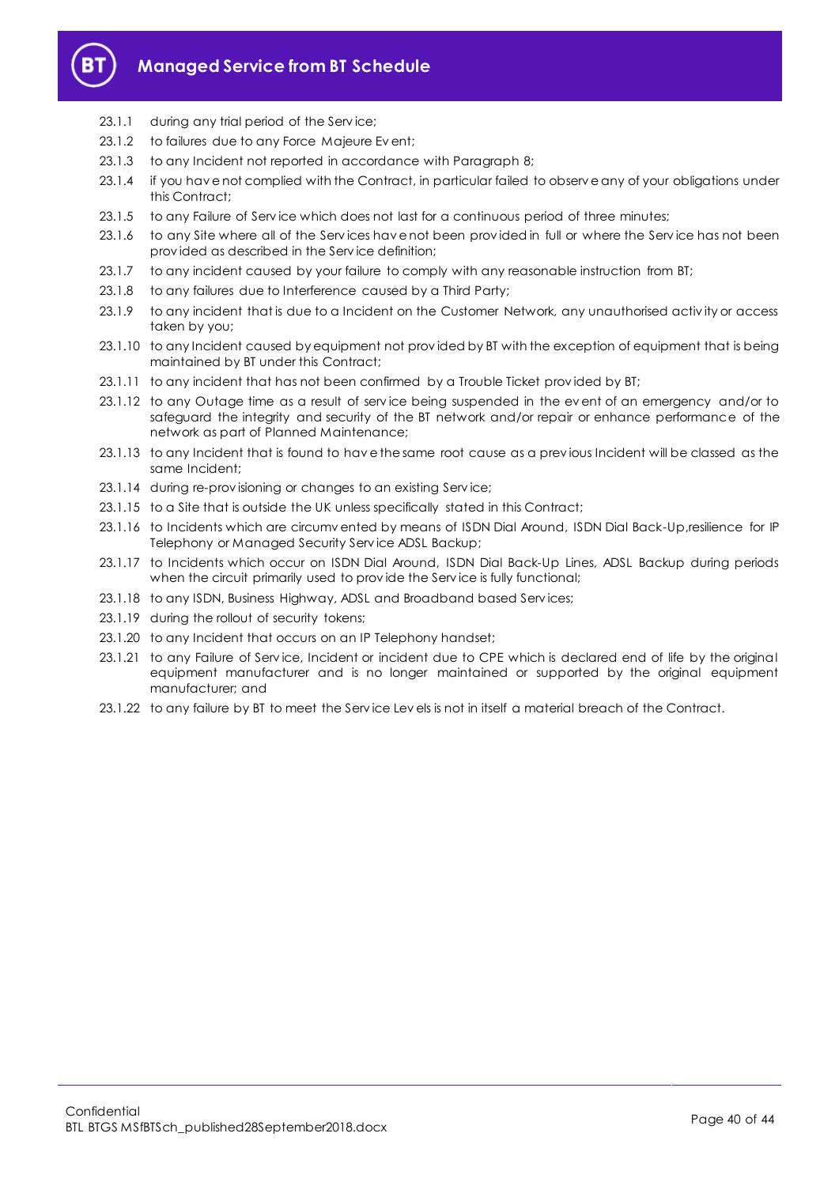23.1.1 during any trial period of the Service;

23.1.2 to failures due to any Force Majeure Event;

23.1.3 to any Incident not reported in accordance with Paragraph 8;

23.1.4 if you have not complied with the Contract, in particular failed to observe any of your obligations under this Contract;

23.1.5 to any Failure of Service which does not last for a continuous period of three minutes;

23.1.6 to any Site where all of the Services have not been provided in full or where the Service has not been provided as described in the Service definition;

23.1.7 to any incident caused by your failure to comply with any reasonable instruction from BT;

23.1.8 to any failures due to Interference caused by a Third Party;

23.1.9 to any incident that is due to a Incident on the Customer Network, any unauthorised activity or access taken by you;

23.1.10 to any Incident caused by equipment not provided by BT with the exception of equipment that is being maintained by BT under this Contract;

23.1.11 to any incident that has not been confirmed by a Trouble Ticket provided by BT;

23.1.12 to any Outage time as a result of service being suspended in the event of an emergency and/or to safeguard the integrity and security of the BT network and/or repair or enhance performance of the network as part of Planned Maintenance;

23.1.13 to any Incident that is found to have the same root cause as a previous Incident will be classed as the same Incident;

23.1.14 during re-provisioning or changes to an existing Service;

23.1.15 to a Site that is outside the UK unless specifically stated in this Contract;

23.1.16 to Incidents which are circumvented by means of ISDN Dial Around, ISDN Dial Back-Up,resilience for IP Telephony or Managed Security Service ADSL Backup;

23.1.17 to Incidents which occur on ISDN Dial Around, ISDN Dial Back-Up Lines, ADSL Backup during periods when the circuit primarily used to provide the Service is fully functional;

23.1.18 to any ISDN, Business Highway, ADSL and Broadband based Services;

23.1.19 during the rollout of security tokens;

23.1.20 to any Incident that occurs on an IP Telephony handset;

23.1.21 to any Failure of Service, Incident or incident due to CPE which is declared end of life by the original equipment manufacturer and is no longer maintained or supported by the original equipment manufacturer; and

23.1.22 to any failure by BT to meet the Service Levels is not in itself a material breach of the Contract.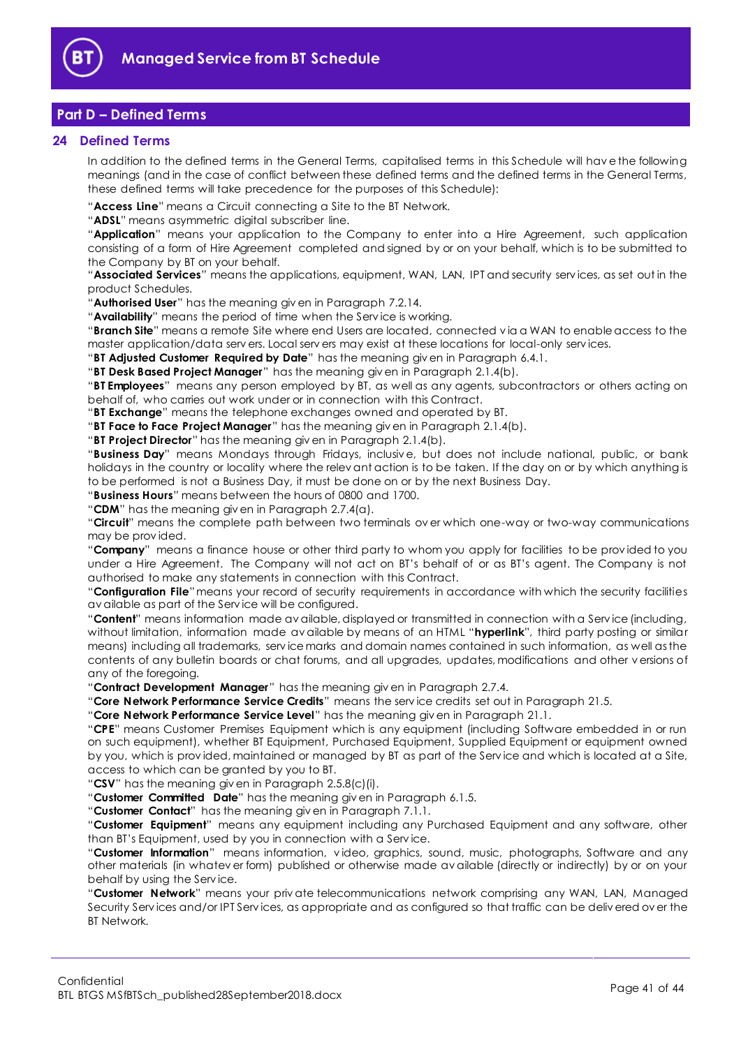## Part D – Defined Terms

### 24 Defined Terms

In addition to the defined terms in the General Terms, capitalised terms in this Schedule will have the following meanings (and in the case of conflict between these defined terms and the defined terms in the General Terms, these defined terms will take precedence for the purposes of this Schedule):

"**Access Line**" means a Circuit connecting a Site to the BT Network.

"**ADSL**" means asymmetric digital subscriber line.

"**Application**" means your application to the Company to enter into a Hire Agreement, such application consisting of a form of Hire Agreement completed and signed by or on your behalf, which is to be submitted to the Company by BT on your behalf.

"**Associated Services**" means the applications, equipment, WAN, LAN, IPT and security services, as set out in the product Schedules.

"**Authorised User**" has the meaning given in Paragraph 7.2.14.

"**Availability**" means the period of time when the Service is working.

"**Branch Site**" means a remote Site where end Users are located, connected via a WAN to enable access to the master application/data servers. Local servers may exist at these locations for local-only services.

"**BT Adjusted Customer Required by Date**" has the meaning given in Paragraph 6.4.1.

"**BT Desk Based Project Manager**" has the meaning given in Paragraph 2.1.4(b).

"**BT Employees**" means any person employed by BT, as well as any agents, subcontractors or others acting on behalf of, who carries out work under or in connection with this Contract.

"**BT Exchange**" means the telephone exchanges owned and operated by BT.

"**BT Face to Face Project Manager**" has the meaning given in Paragraph 2.1.4(b).

"**BT Project Director**" has the meaning given in Paragraph 2.1.4(b).

"**Business Day**" means Mondays through Fridays, inclusive, but does not include national, public, or bank holidays in the country or locality where the relevant action is to be taken. If the day on or by which anything is to be performed is not a Business Day, it must be done on or by the next Business Day.

"**Business Hours**" means between the hours of 0800 and 1700.

"**CDM**" has the meaning given in Paragraph 2.7.4(a).

"**Circuit**" means the complete path between two terminals over which one-way or two-way communications may be provided.

"**Company**" means a finance house or other third party to whom you apply for facilities to be provided to you under a Hire Agreement. The Company will not act on BT's behalf of or as BT's agent. The Company is not authorised to make any statements in connection with this Contract.

"**Configuration File**" means your record of security requirements in accordance with which the security facilities available as part of the Service will be configured.

"**Content**" means information made available, displayed or transmitted in connection with a Service (including, without limitation, information made available by means of an HTML "**hyperlink**", third party posting or similar means) including all trademarks, service marks and domain names contained in such information, as well as the contents of any bulletin boards or chat forums, and all upgrades, updates, modifications and other versions of any of the foregoing.

"**Contract Development Manager**" has the meaning given in Paragraph 2.7.4.

"**Core Network Performance Service Credits**" means the service credits set out in Paragraph 21.5.

"**Core Network Performance Service Level**" has the meaning given in Paragraph 21.1.

"**CPE**" means Customer Premises Equipment which is any equipment (including Software embedded in or run on such equipment), whether BT Equipment, Purchased Equipment, Supplied Equipment or equipment owned by you, which is provided, maintained or managed by BT as part of the Service and which is located at a Site, access to which can be granted by you to BT.

"**CSV**" has the meaning given in Paragraph 2.5.8(c)(i).

"**Customer Committed Date**" has the meaning given in Paragraph 6.1.5.

"**Customer Contact**" has the meaning given in Paragraph 7.1.1.

"**Customer Equipment**" means any equipment including any Purchased Equipment and any software, other than BT's Equipment, used by you in connection with a Service.

"**Customer Information**" means information, video, graphics, sound, music, photographs, Software and any other materials (in whatever form) published or otherwise made available (directly or indirectly) by or on your behalf by using the Service.

"**Customer Network**" means your private telecommunications network comprising any WAN, LAN, Managed Security Services and/or IPT Services, as appropriate and as configured so that traffic can be delivered over the BT Network.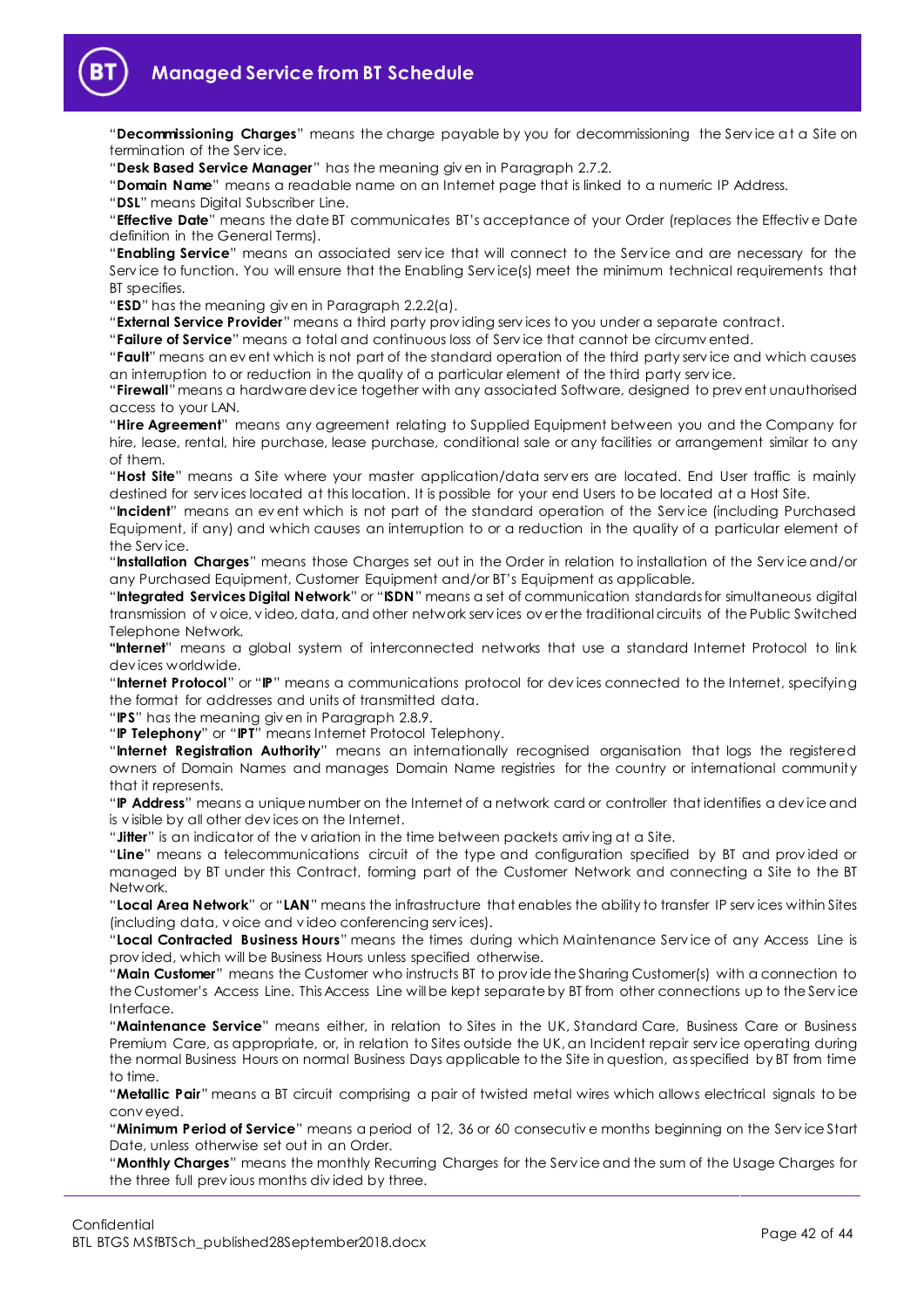"**Decommissioning Charges**" means the charge payable by you for decommissioning the Service at a Site on termination of the Service.

"**Desk Based Service Manager**" has the meaning given in Paragraph 2.7.2.

"**Domain Name**" means a readable name on an Internet page that is linked to a numeric IP Address.

"**DSL**" means Digital Subscriber Line.

"**Effective Date**" means the date BT communicates BT's acceptance of your Order (replaces the Effective Date definition in the General Terms).

"**Enabling Service**" means an associated service that will connect to the Service and are necessary for the Service to function. You will ensure that the Enabling Service(s) meet the minimum technical requirements that BT specifies.

"**ESD**" has the meaning given in Paragraph 2.2.2(a).

"**External Service Provider**" means a third party providing services to you under a separate contract.

"**Failure of Service**" means a total and continuous loss of Service that cannot be circumvented.

"**Fault**" means an event which is not part of the standard operation of the third party service and which causes an interruption to or reduction in the quality of a particular element of the third party service.

"**Firewall**" means a hardware device together with any associated Software, designed to prevent unauthorised access to your LAN.

"**Hire Agreement**" means any agreement relating to Supplied Equipment between you and the Company for hire, lease, rental, hire purchase, lease purchase, conditional sale or any facilities or arrangement similar to any of them.

"**Host Site**" means a Site where your master application/data servers are located. End User traffic is mainly destined for services located at this location. It is possible for your end Users to be located at a Host Site.

"**Incident**" means an event which is not part of the standard operation of the Service (including Purchased Equipment, if any) and which causes an interruption to or a reduction in the quality of a particular element of the Service.

"**Installation Charges**" means those Charges set out in the Order in relation to installation of the Service and/or any Purchased Equipment, Customer Equipment and/or BT's Equipment as applicable.

"**Integrated Services Digital Network**" or "**ISDN**" means a set of communication standards for simultaneous digital transmission of voice, video, data, and other network services over the traditional circuits of the Public Switched Telephone Network.

"**Internet**" means a global system of interconnected networks that use a standard Internet Protocol to link devices worldwide.

"**Internet Protocol**" or "**IP**" means a communications protocol for devices connected to the Internet, specifying the format for addresses and units of transmitted data.

"**IPS**" has the meaning given in Paragraph 2.8.9.

"**IP Telephony**" or "**IPT**" means Internet Protocol Telephony.

"**Internet Registration Authority**" means an internationally recognised organisation that logs the registered owners of Domain Names and manages Domain Name registries for the country or international community that it represents.

"**IP Address**" means a unique number on the Internet of a network card or controller that identifies a device and is visible by all other devices on the Internet.

"**Jitter**" is an indicator of the variation in the time between packets arriving at a Site.

"**Line**" means a telecommunications circuit of the type and configuration specified by BT and provided or managed by BT under this Contract, forming part of the Customer Network and connecting a Site to the BT Network.

"**Local Area Network**" or "**LAN**" means the infrastructure that enables the ability to transfer IP services within Sites (including data, voice and video conferencing services).

"**Local Contracted Business Hours**" means the times during which Maintenance Service of any Access Line is provided, which will be Business Hours unless specified otherwise.

"**Main Customer**" means the Customer who instructs BT to provide the Sharing Customer(s) with a connection to the Customer's Access Line. This Access Line will be kept separate by BT from other connections up to the Service Interface.

"**Maintenance Service**" means either, in relation to Sites in the UK, Standard Care, Business Care or Business Premium Care, as appropriate, or, in relation to Sites outside the UK, an Incident repair service operating during the normal Business Hours on normal Business Days applicable to the Site in question, as specified by BT from time to time.

"**Metallic Pair**" means a BT circuit comprising a pair of twisted metal wires which allows electrical signals to be conveyed.

"**Minimum Period of Service**" means a period of 12, 36 or 60 consecutive months beginning on the Service Start Date, unless otherwise set out in an Order.

"**Monthly Charges**" means the monthly Recurring Charges for the Service and the sum of the Usage Charges for the three full previous months divided by three.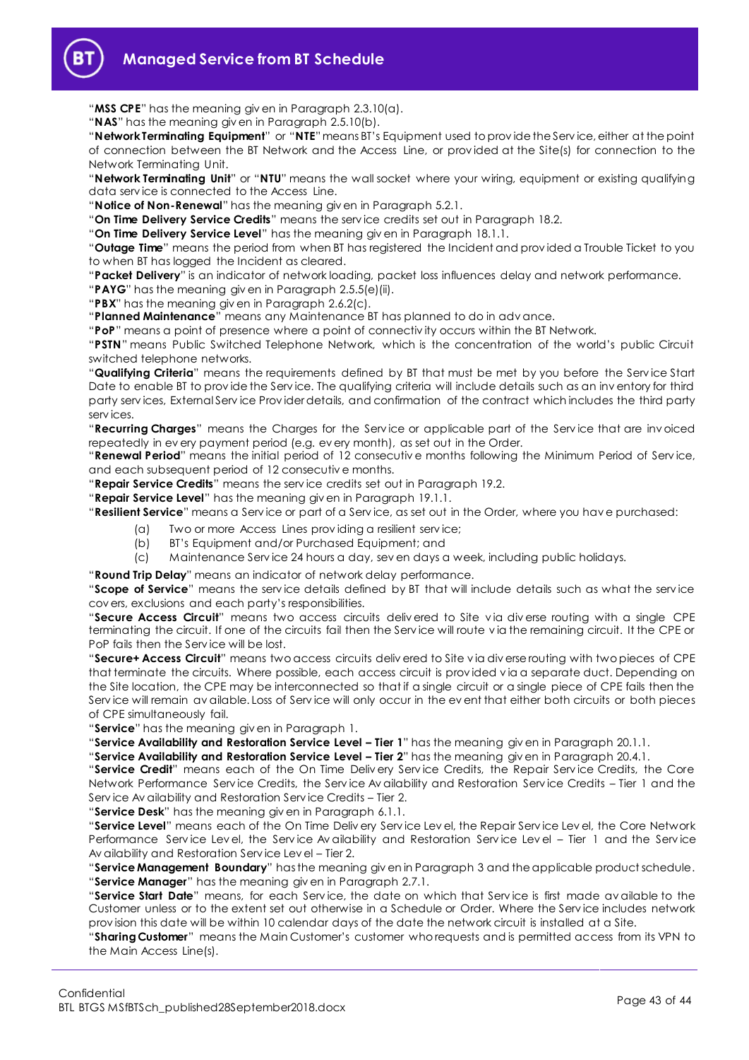"**MSS CPE**" has the meaning given in Paragraph 2.3.10(a).

"**NAS**" has the meaning given in Paragraph 2.5.10(b).

"**Network Terminating Equipment**" or "**NTE**" means BT's Equipment used to provide the Service, either at the point of connection between the BT Network and the Access Line, or provided at the Site(s) for connection to the Network Terminating Unit.

"**Network Terminating Unit**" or "**NTU**" means the wall socket where your wiring, equipment or existing qualifying data service is connected to the Access Line.

"**Notice of Non-Renewal**" has the meaning given in Paragraph 5.2.1.

"**On Time Delivery Service Credits**" means the service credits set out in Paragraph 18.2.

"**On Time Delivery Service Level**" has the meaning given in Paragraph 18.1.1.

"**Outage Time**" means the period from when BT has registered the Incident and provided a Trouble Ticket to you to when BT has logged the Incident as cleared.

"**Packet Delivery**" is an indicator of network loading, packet loss influences delay and network performance.

"**PAYG**" has the meaning given in Paragraph 2.5.5(e)(ii).

"**PBX**" has the meaning given in Paragraph 2.6.2(c).

"**Planned Maintenance**" means any Maintenance BT has planned to do in advance.

"**PoP**" means a point of presence where a point of connectivity occurs within the BT Network.

"**PSTN**" means Public Switched Telephone Network, which is the concentration of the world's public Circuit switched telephone networks.

"**Qualifying Criteria**" means the requirements defined by BT that must be met by you before the Service Start Date to enable BT to provide the Service. The qualifying criteria will include details such as an inventory for third party services, External Service Provider details, and confirmation of the contract which includes the third party services.

"**Recurring Charges**" means the Charges for the Service or applicable part of the Service that are invoiced repeatedly in every payment period (e.g. every month), as set out in the Order.

"**Renewal Period**" means the initial period of 12 consecutive months following the Minimum Period of Service, and each subsequent period of 12 consecutive months.

"**Repair Service Credits**" means the service credits set out in Paragraph 19.2.

"**Repair Service Level**" has the meaning given in Paragraph 19.1.1.

"**Resilient Service**" means a Service or part of a Service, as set out in the Order, where you have purchased:

(a) Two or more Access Lines providing a resilient service;
(b) BT's Equipment and/or Purchased Equipment; and
(c) Maintenance Service 24 hours a day, seven days a week, including public holidays.

"**Round Trip Delay**" means an indicator of network delay performance.

"**Scope of Service**" means the service details defined by BT that will include details such as what the service covers, exclusions and each party's responsibilities.

"**Secure Access Circuit**" means two access circuits delivered to Site via diverse routing with a single CPE terminating the circuit. If one of the circuits fail then the Service will route via the remaining circuit. It the CPE or PoP fails then the Service will be lost.

"**Secure+ Access Circuit**" means two access circuits delivered to Site via diverse routing with two pieces of CPE that terminate the circuits. Where possible, each access circuit is provided via a separate duct. Depending on the Site location, the CPE may be interconnected so that if a single circuit or a single piece of CPE fails then the Service will remain available. Loss of Service will only occur in the event that either both circuits or both pieces of CPE fail simultaneously fail.

"**Service**" has the meaning given in Paragraph 1.

"**Service Availability and Restoration Service Level – Tier 1**" has the meaning given in Paragraph 20.1.1.

"**Service Availability and Restoration Service Level – Tier 2**" has the meaning given in Paragraph 20.4.1.

"**Service Credit**" means each of the On Time Delivery Service Credits, the Repair Service Credits, the Core Network Performance Service Credits, the Service Availability and Restoration Service Credits – Tier 1 and the Service Availability and Restoration Service Credits – Tier 2.

"**Service Desk**" has the meaning given in Paragraph 6.1.1.

"**Service Level**" means each of the On Time Delivery Service Level, the Repair Service Level, the Core Network Performance Service Level, the Service Availability and Restoration Service Level – Tier 1 and the Service Availability and Restoration Service Level – Tier 2.

"**Service Management Boundary**" has the meaning given in Paragraph 3 and the applicable product schedule.

"**Service Manager**" has the meaning given in Paragraph 2.7.1.

"**Service Start Date**" means, for each Service, the date on which that Service is first made available to the Customer unless or to the extent set out otherwise in a Schedule or Order. Where the Service includes network provision this date will be within 10 calendar days of the date the network circuit is installed at a Site.

"**Sharing Customer**" means the Main Customer's customer who requests and is permitted access from its VPN to the Main Access Line(s).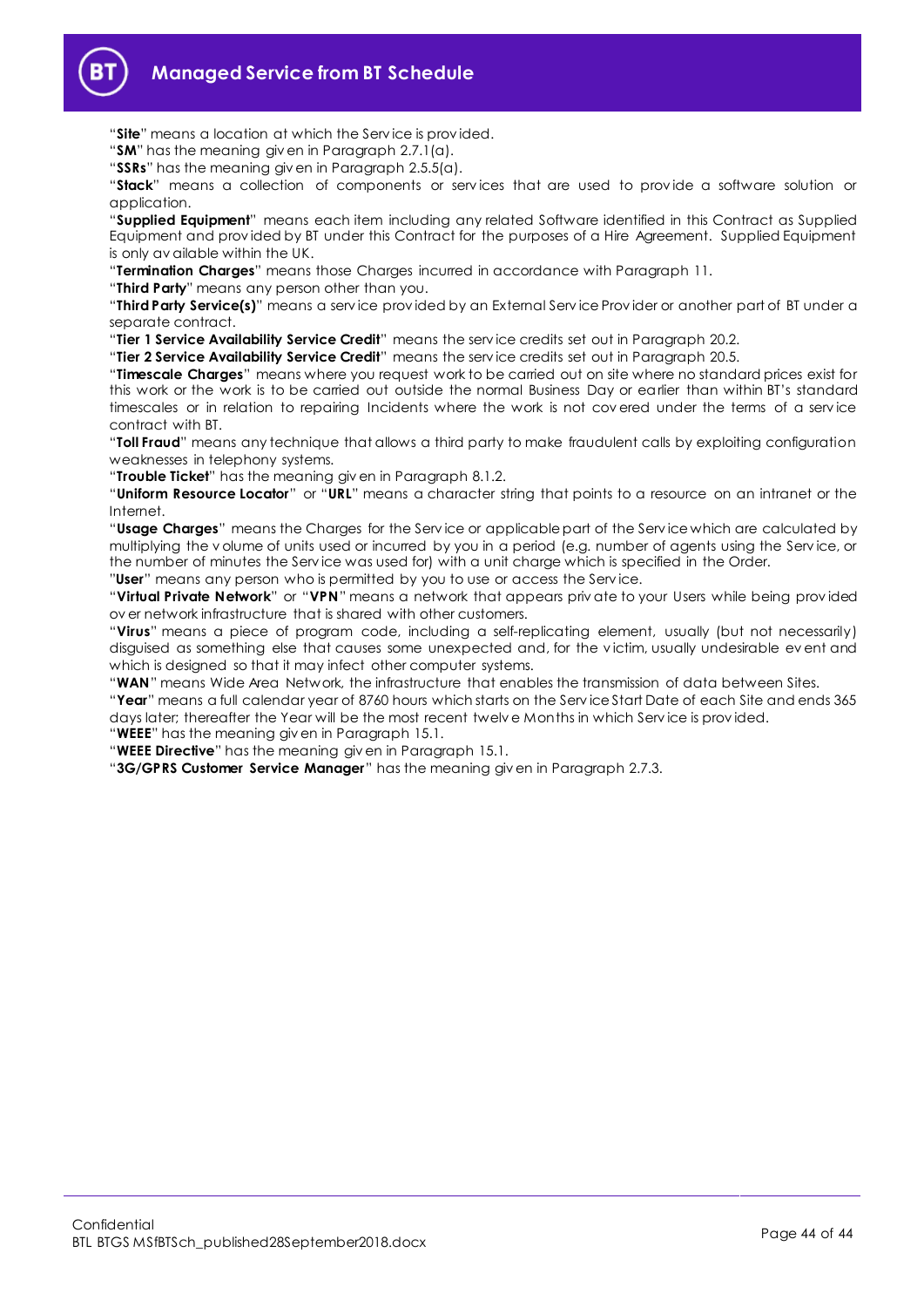"**Site**" means a location at which the Service is provided.

"**SM**" has the meaning given in Paragraph 2.7.1(a).

"**SSRs**" has the meaning given in Paragraph 2.5.5(a).

"**Stack**" means a collection of components or services that are used to provide a software solution or application.

"**Supplied Equipment**" means each item including any related Software identified in this Contract as Supplied Equipment and provided by BT under this Contract for the purposes of a Hire Agreement. Supplied Equipment is only available within the UK.

"**Termination Charges**" means those Charges incurred in accordance with Paragraph 11.

"**Third Party**" means any person other than you.

"**Third Party Service(s)**" means a service provided by an External Service Provider or another part of BT under a separate contract.

"**Tier 1 Service Availability Service Credit**" means the service credits set out in Paragraph 20.2.

"**Tier 2 Service Availability Service Credit**" means the service credits set out in Paragraph 20.5.

"**Timescale Charges**" means where you request work to be carried out on site where no standard prices exist for this work or the work is to be carried out outside the normal Business Day or earlier than within BT's standard timescales or in relation to repairing Incidents where the work is not covered under the terms of a service contract with BT.

"**Toll Fraud**" means any technique that allows a third party to make fraudulent calls by exploiting configuration weaknesses in telephony systems.

"**Trouble Ticket**" has the meaning given in Paragraph 8.1.2.

"**Uniform Resource Locator**" or "**URL**" means a character string that points to a resource on an intranet or the Internet.

"**Usage Charges**" means the Charges for the Service or applicable part of the Service which are calculated by multiplying the volume of units used or incurred by you in a period (e.g. number of agents using the Service, or the number of minutes the Service was used for) with a unit charge which is specified in the Order.

"**User**" means any person who is permitted by you to use or access the Service.

"**Virtual Private Network**" or "**VPN**" means a network that appears private to your Users while being provided over network infrastructure that is shared with other customers.

"**Virus**" means a piece of program code, including a self-replicating element, usually (but not necessarily) disguised as something else that causes some unexpected and, for the victim, usually undesirable event and which is designed so that it may infect other computer systems.

"**WAN**" means Wide Area Network, the infrastructure that enables the transmission of data between Sites.

"**Year**" means a full calendar year of 8760 hours which starts on the Service Start Date of each Site and ends 365 days later; thereafter the Year will be the most recent twelve Months in which Service is provided.

"**WEEE**" has the meaning given in Paragraph 15.1.

"**WEEE Directive**" has the meaning given in Paragraph 15.1.

"**3G/GPRS Customer Service Manager**" has the meaning given in Paragraph 2.7.3.